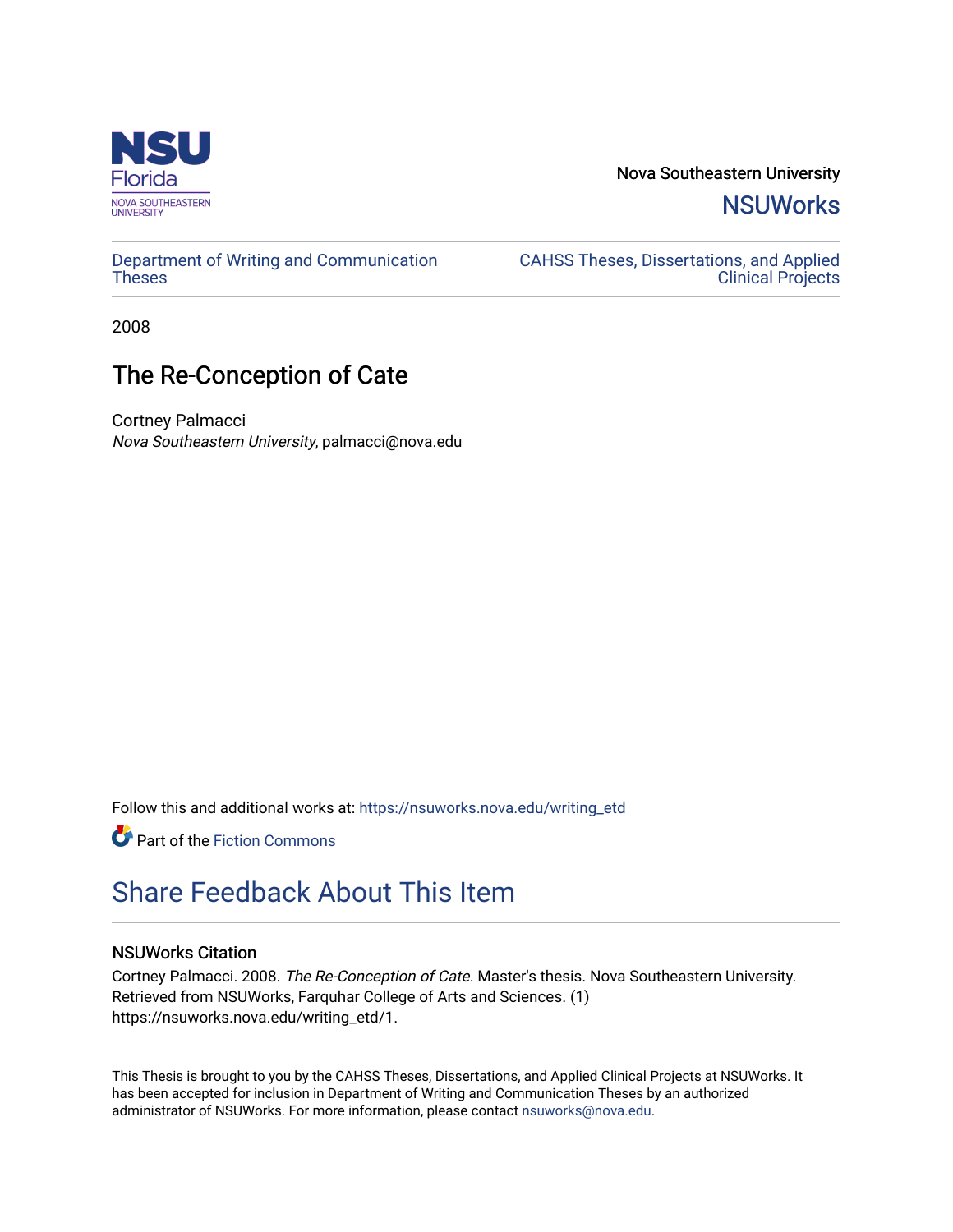Nova Southeastern University

NSUWorks

Department of Writing and Communication Theses

CAHSS Theses, Dissertations, and Applied Clinical Projects

2008

# The Re-Conception of Cate

Cortney Palmacci
*Nova Southeastern University*, palmacci@nova.edu

Follow this and additional works at: https://nsuworks.nova.edu/writing_etd

Part of the Fiction Commons

## Share Feedback About This Item

### NSUWorks Citation

Cortney Palmacci. 2008. *The Re-Conception of Cate.* Master's thesis. Nova Southeastern University. Retrieved from NSUWorks, Farquhar College of Arts and Sciences. (1) https://nsuworks.nova.edu/writing_etd/1.

This Thesis is brought to you by the CAHSS Theses, Dissertations, and Applied Clinical Projects at NSUWorks. It has been accepted for inclusion in Department of Writing and Communication Theses by an authorized administrator of NSUWorks. For more information, please contact nsuworks@nova.edu.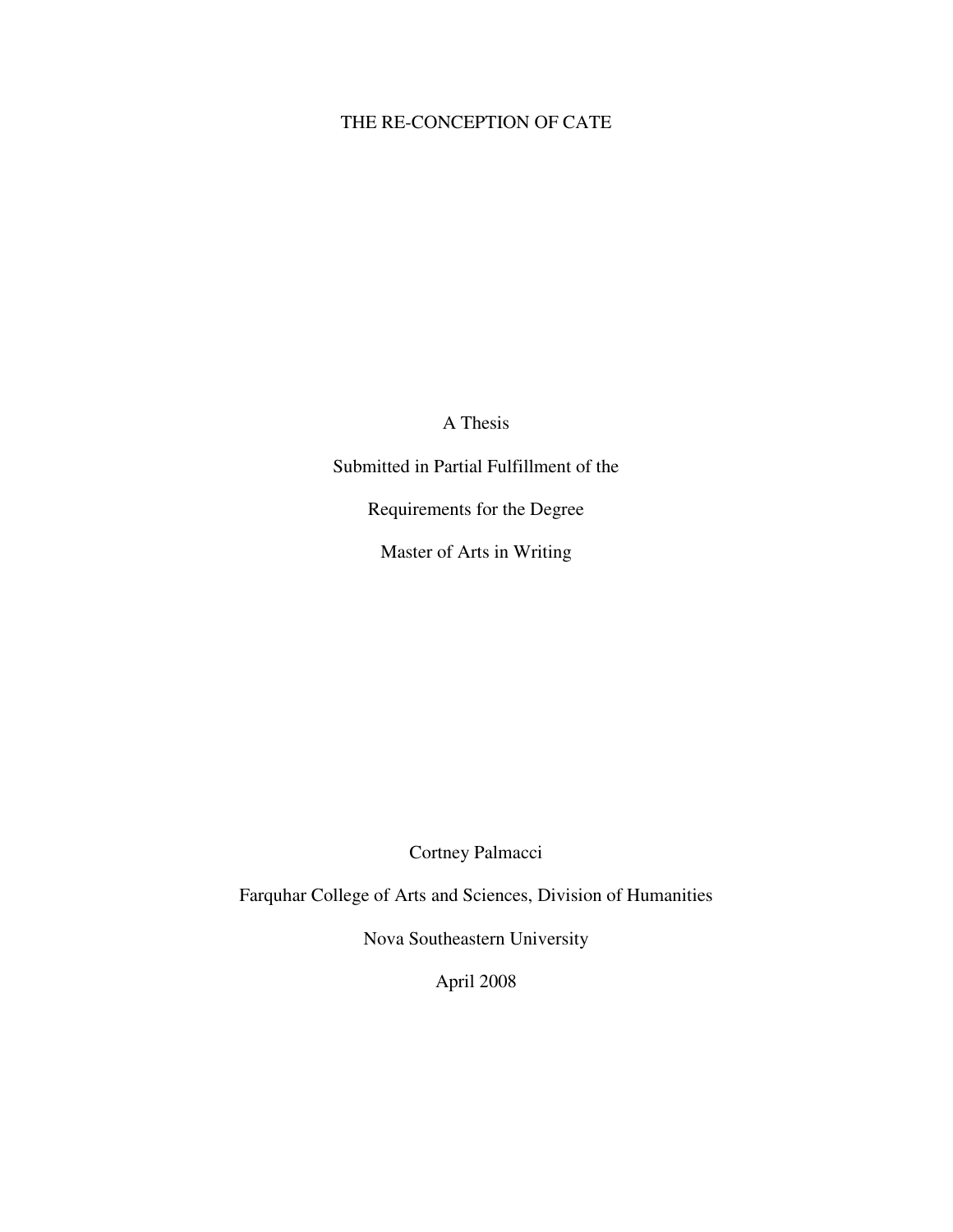# THE RE-CONCEPTION OF CATE

A Thesis

Submitted in Partial Fulfillment of the

Requirements for the Degree

Master of Arts in Writing

Cortney Palmacci

Farquhar College of Arts and Sciences, Division of Humanities

Nova Southeastern University

April 2008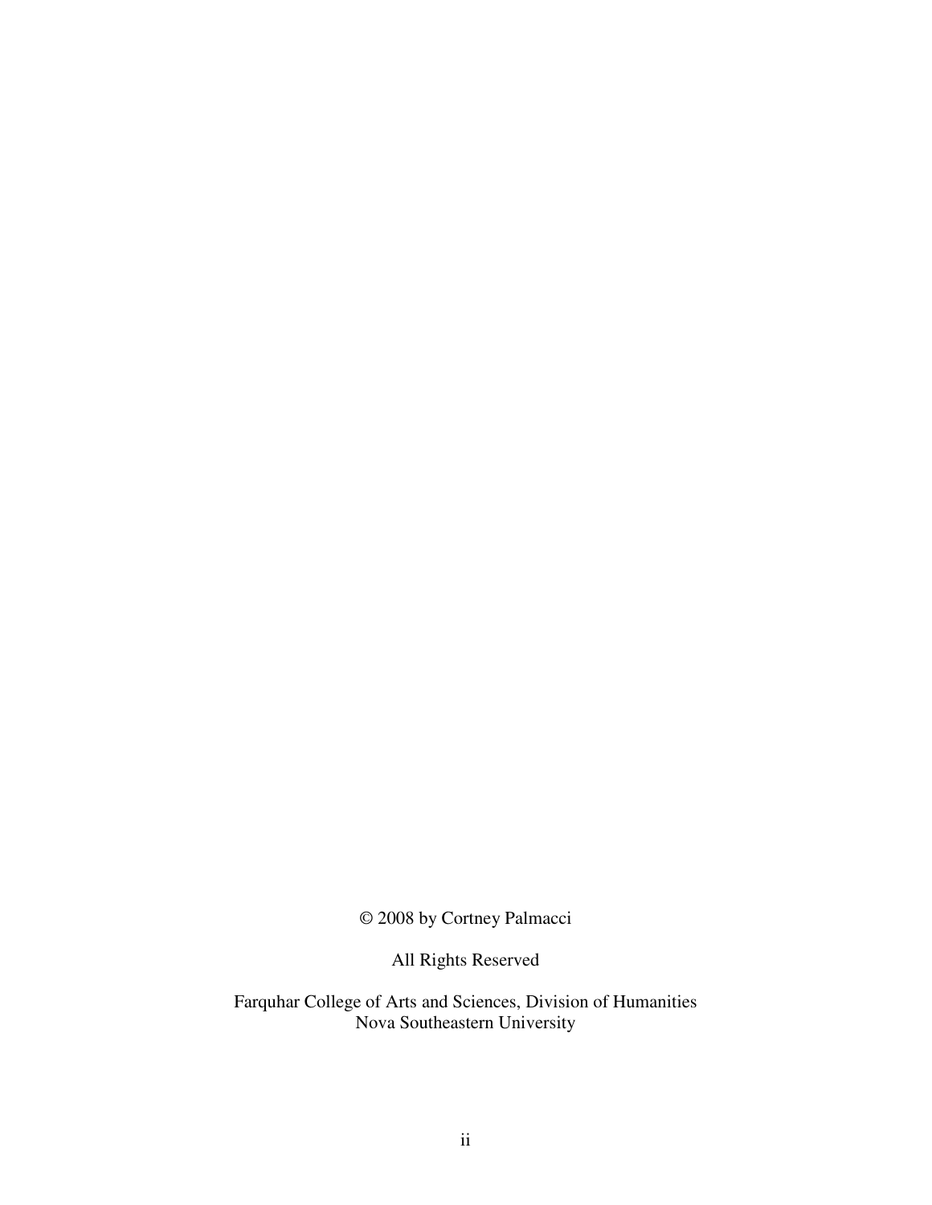© 2008 by Cortney Palmacci

All Rights Reserved

Farquhar College of Arts and Sciences, Division of Humanities
Nova Southeastern University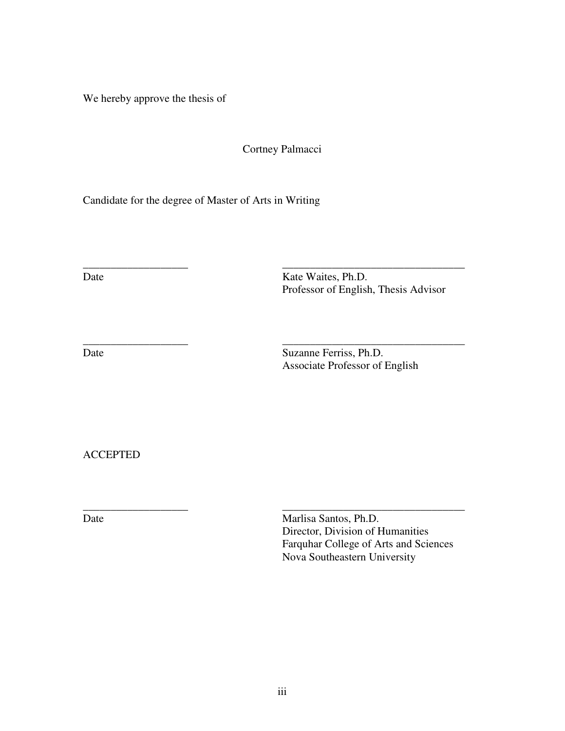We hereby approve the thesis of

Cortney Palmacci

Candidate for the degree of Master of Arts in Writing

| ___________________ | _________________________________ |
|---|---|
| Date | Kate Waites, Ph.D.<br>Professor of English, Thesis Advisor |
| ___________________ | _________________________________ |
| Date | Suzanne Ferriss, Ph.D.<br>Associate Professor of English |

ACCEPTED

| ___________________ | _________________________________ |
|---|---|
| Date | Marlisa Santos, Ph.D.<br>Director, Division of Humanities<br>Farquhar College of Arts and Sciences<br>Nova Southeastern University |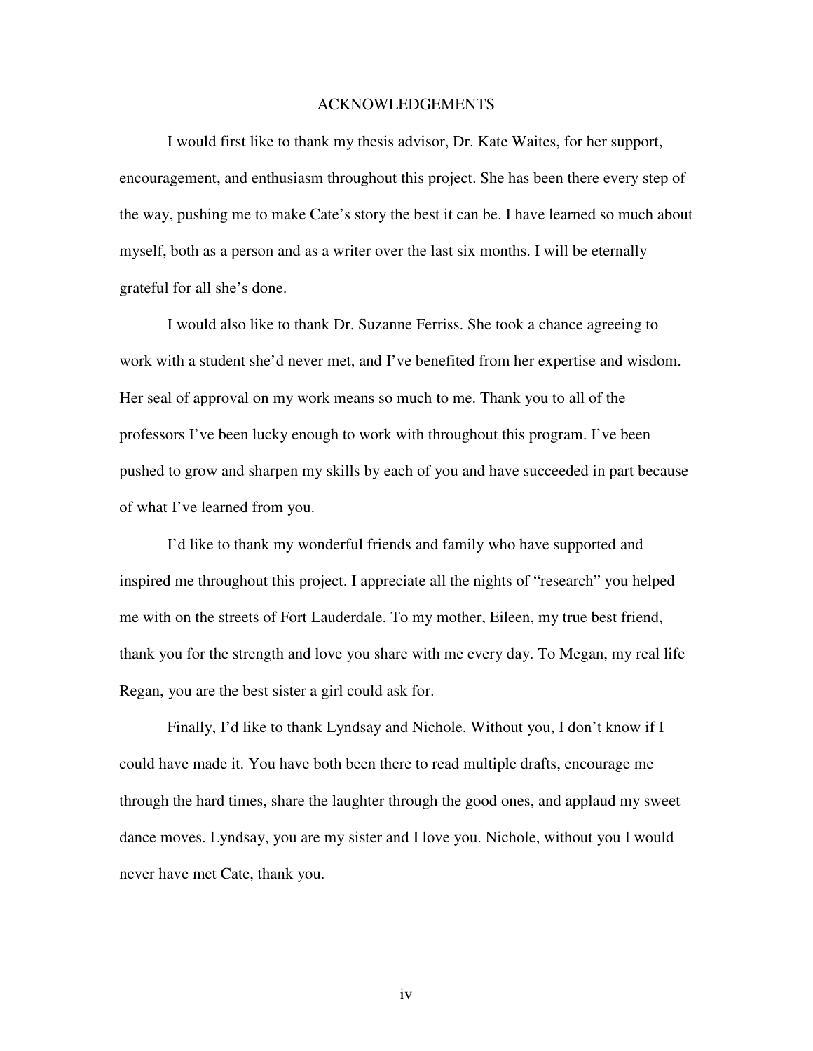# ACKNOWLEDGEMENTS

I would first like to thank my thesis advisor, Dr. Kate Waites, for her support, encouragement, and enthusiasm throughout this project. She has been there every step of the way, pushing me to make Cate's story the best it can be. I have learned so much about myself, both as a person and as a writer over the last six months. I will be eternally grateful for all she's done.

I would also like to thank Dr. Suzanne Ferriss. She took a chance agreeing to work with a student she'd never met, and I've benefited from her expertise and wisdom. Her seal of approval on my work means so much to me. Thank you to all of the professors I've been lucky enough to work with throughout this program. I've been pushed to grow and sharpen my skills by each of you and have succeeded in part because of what I've learned from you.

I'd like to thank my wonderful friends and family who have supported and inspired me throughout this project. I appreciate all the nights of "research" you helped me with on the streets of Fort Lauderdale. To my mother, Eileen, my true best friend, thank you for the strength and love you share with me every day. To Megan, my real life Regan, you are the best sister a girl could ask for.

Finally, I'd like to thank Lyndsay and Nichole. Without you, I don't know if I could have made it. You have both been there to read multiple drafts, encourage me through the hard times, share the laughter through the good ones, and applaud my sweet dance moves. Lyndsay, you are my sister and I love you. Nichole, without you I would never have met Cate, thank you.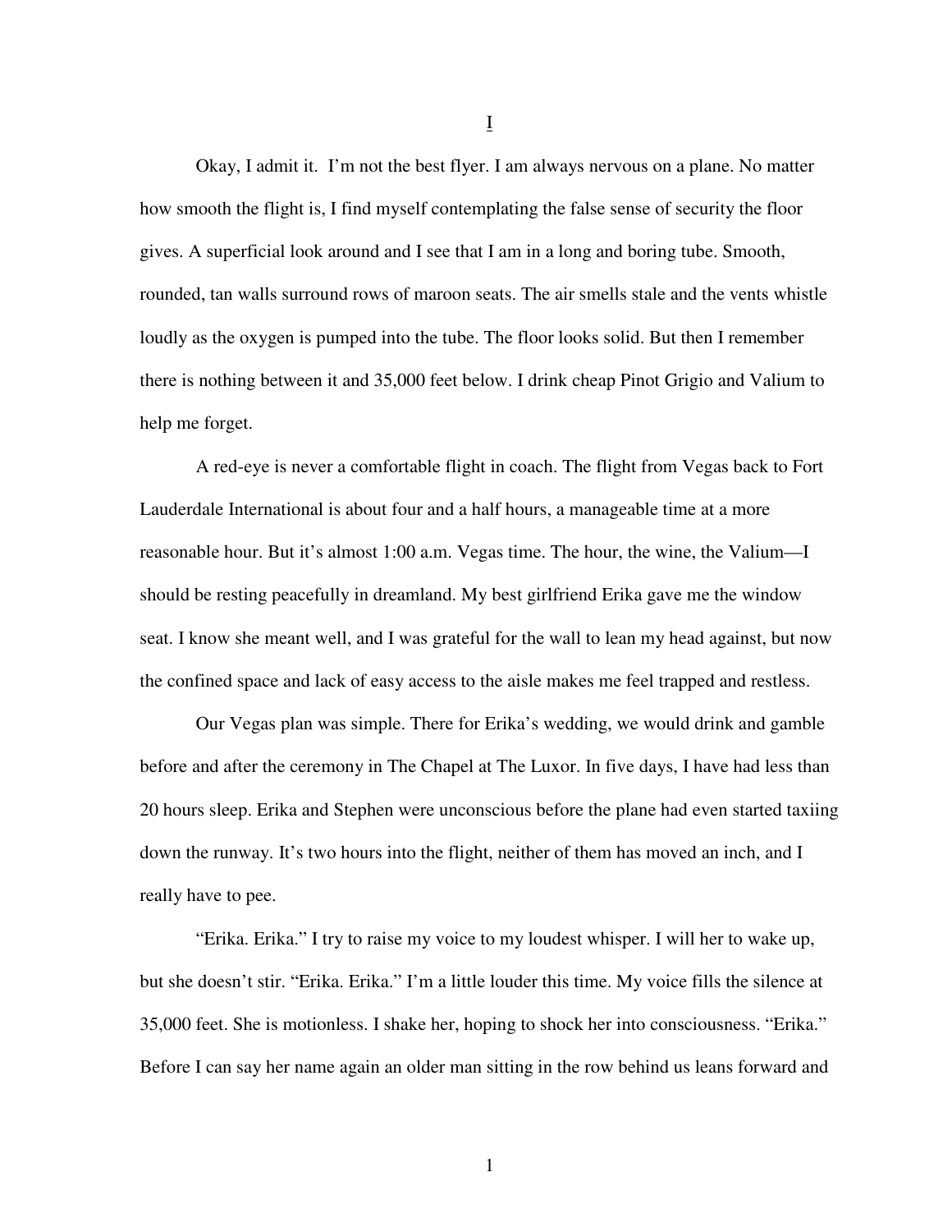# I

Okay, I admit it.  I'm not the best flyer. I am always nervous on a plane. No matter how smooth the flight is, I find myself contemplating the false sense of security the floor gives. A superficial look around and I see that I am in a long and boring tube. Smooth, rounded, tan walls surround rows of maroon seats. The air smells stale and the vents whistle loudly as the oxygen is pumped into the tube. The floor looks solid. But then I remember there is nothing between it and 35,000 feet below. I drink cheap Pinot Grigio and Valium to help me forget.

A red-eye is never a comfortable flight in coach. The flight from Vegas back to Fort Lauderdale International is about four and a half hours, a manageable time at a more reasonable hour. But it's almost 1:00 a.m. Vegas time. The hour, the wine, the Valium—I should be resting peacefully in dreamland. My best girlfriend Erika gave me the window seat. I know she meant well, and I was grateful for the wall to lean my head against, but now the confined space and lack of easy access to the aisle makes me feel trapped and restless.

Our Vegas plan was simple. There for Erika's wedding, we would drink and gamble before and after the ceremony in The Chapel at The Luxor. In five days, I have had less than 20 hours sleep. Erika and Stephen were unconscious before the plane had even started taxiing down the runway. It's two hours into the flight, neither of them has moved an inch, and I really have to pee.

"Erika. Erika." I try to raise my voice to my loudest whisper. I will her to wake up, but she doesn't stir. "Erika. Erika." I'm a little louder this time. My voice fills the silence at 35,000 feet. She is motionless. I shake her, hoping to shock her into consciousness. "Erika." Before I can say her name again an older man sitting in the row behind us leans forward and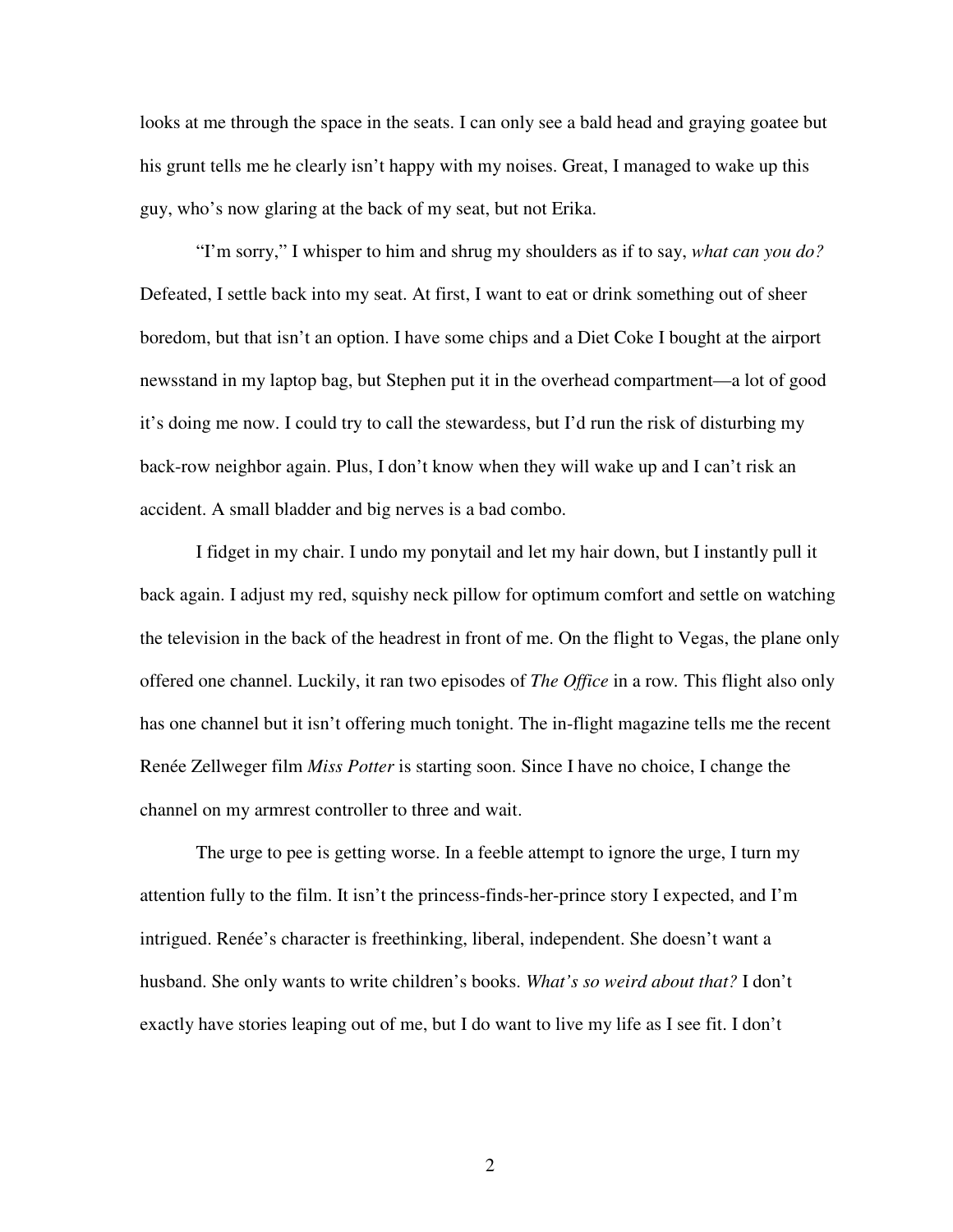looks at me through the space in the seats. I can only see a bald head and graying goatee but his grunt tells me he clearly isn't happy with my noises. Great, I managed to wake up this guy, who's now glaring at the back of my seat, but not Erika.

"I'm sorry," I whisper to him and shrug my shoulders as if to say, *what can you do?* Defeated, I settle back into my seat. At first, I want to eat or drink something out of sheer boredom, but that isn't an option. I have some chips and a Diet Coke I bought at the airport newsstand in my laptop bag, but Stephen put it in the overhead compartment—a lot of good it's doing me now. I could try to call the stewardess, but I'd run the risk of disturbing my back-row neighbor again. Plus, I don't know when they will wake up and I can't risk an accident. A small bladder and big nerves is a bad combo.

I fidget in my chair. I undo my ponytail and let my hair down, but I instantly pull it back again. I adjust my red, squishy neck pillow for optimum comfort and settle on watching the television in the back of the headrest in front of me. On the flight to Vegas, the plane only offered one channel. Luckily, it ran two episodes of *The Office* in a row. This flight also only has one channel but it isn't offering much tonight. The in-flight magazine tells me the recent Renée Zellweger film *Miss Potter* is starting soon. Since I have no choice, I change the channel on my armrest controller to three and wait.

The urge to pee is getting worse. In a feeble attempt to ignore the urge, I turn my attention fully to the film. It isn't the princess-finds-her-prince story I expected, and I'm intrigued. Renée's character is freethinking, liberal, independent. She doesn't want a husband. She only wants to write children's books. *What's so weird about that?* I don't exactly have stories leaping out of me, but I do want to live my life as I see fit. I don't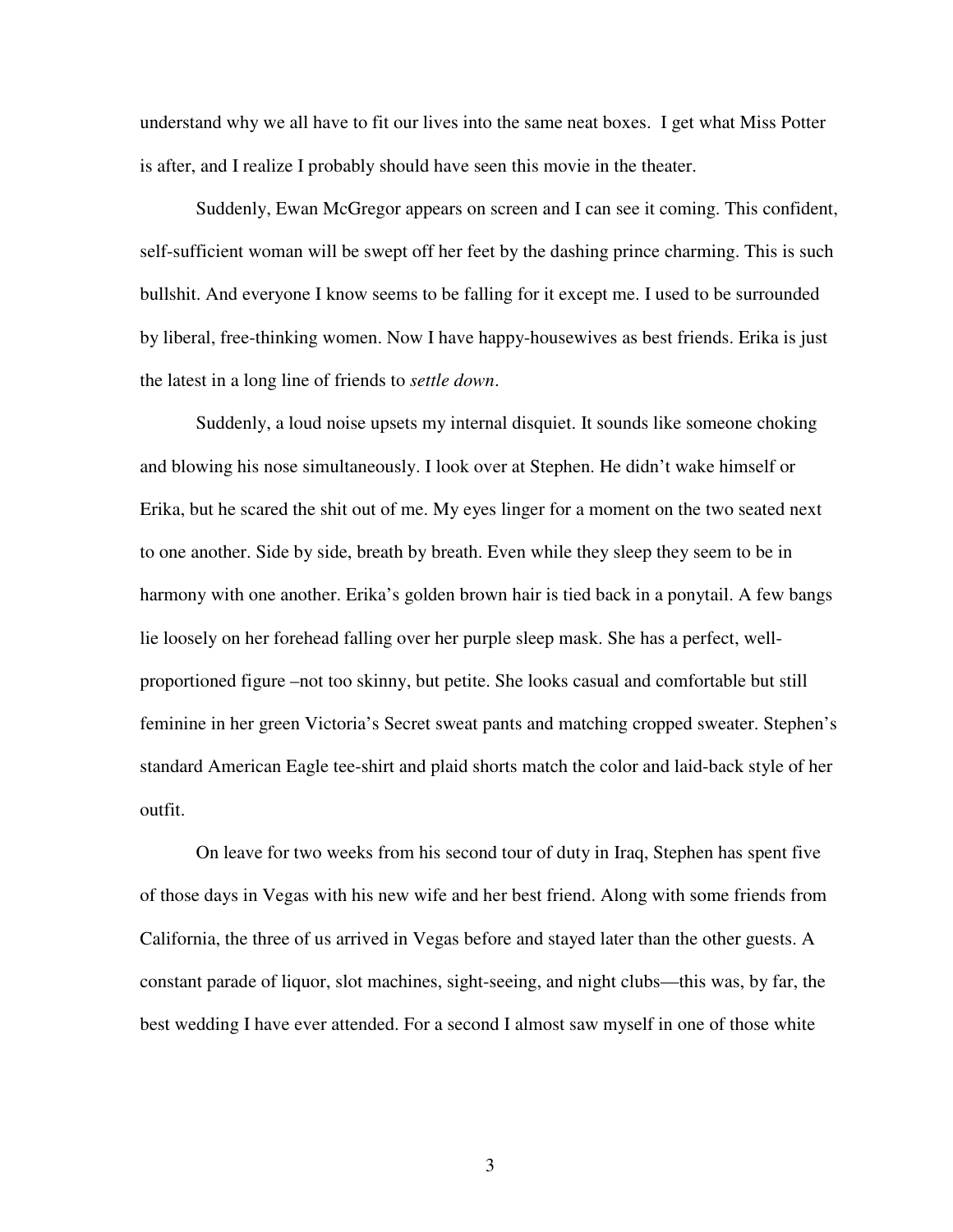understand why we all have to fit our lives into the same neat boxes.  I get what Miss Potter is after, and I realize I probably should have seen this movie in the theater.

Suddenly, Ewan McGregor appears on screen and I can see it coming. This confident, self-sufficient woman will be swept off her feet by the dashing prince charming. This is such bullshit. And everyone I know seems to be falling for it except me. I used to be surrounded by liberal, free-thinking women. Now I have happy-housewives as best friends. Erika is just the latest in a long line of friends to *settle down*.

Suddenly, a loud noise upsets my internal disquiet. It sounds like someone choking and blowing his nose simultaneously. I look over at Stephen. He didn't wake himself or Erika, but he scared the shit out of me. My eyes linger for a moment on the two seated next to one another. Side by side, breath by breath. Even while they sleep they seem to be in harmony with one another. Erika's golden brown hair is tied back in a ponytail. A few bangs lie loosely on her forehead falling over her purple sleep mask. She has a perfect, well-proportioned figure –not too skinny, but petite. She looks casual and comfortable but still feminine in her green Victoria's Secret sweat pants and matching cropped sweater. Stephen's standard American Eagle tee-shirt and plaid shorts match the color and laid-back style of her outfit.

On leave for two weeks from his second tour of duty in Iraq, Stephen has spent five of those days in Vegas with his new wife and her best friend. Along with some friends from California, the three of us arrived in Vegas before and stayed later than the other guests. A constant parade of liquor, slot machines, sight-seeing, and night clubs—this was, by far, the best wedding I have ever attended. For a second I almost saw myself in one of those white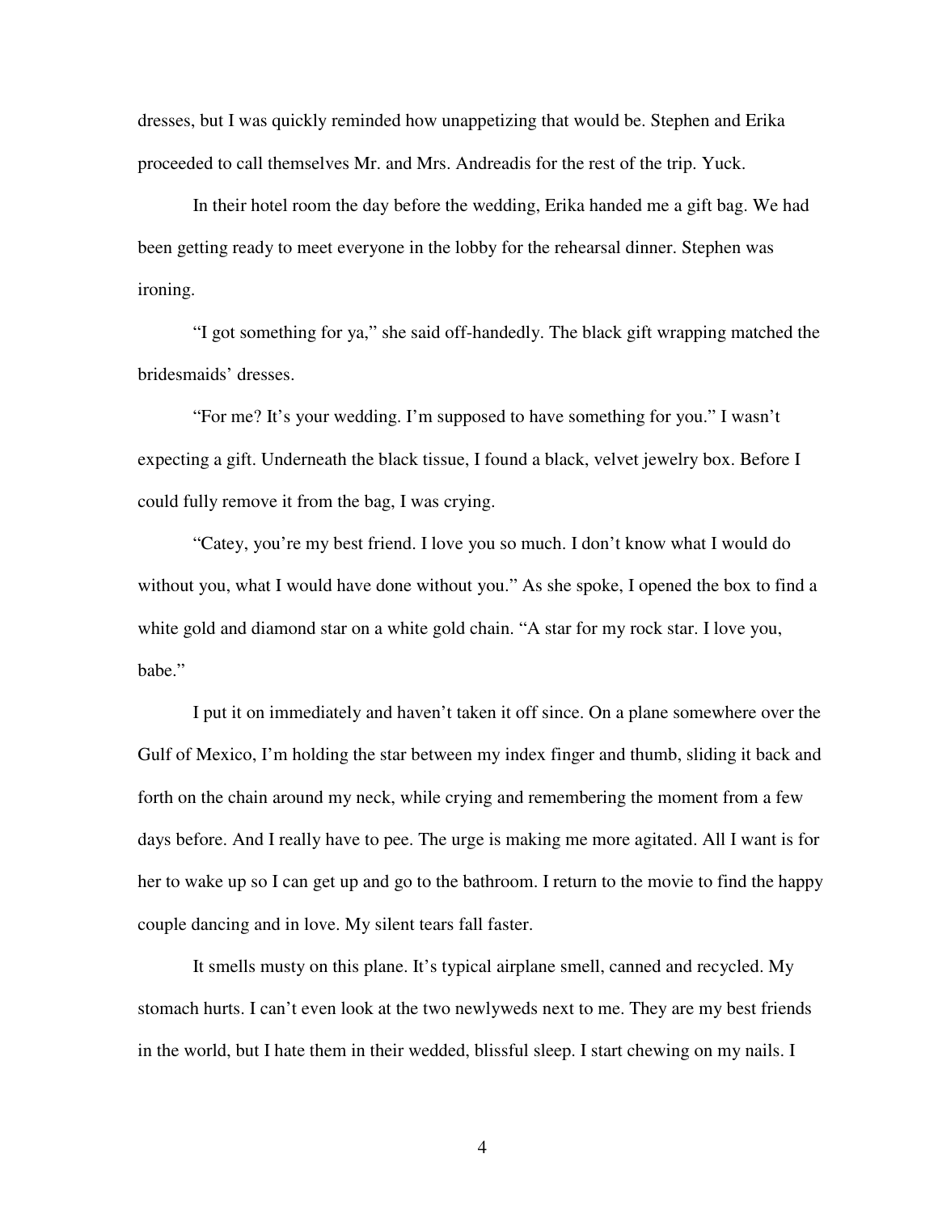dresses, but I was quickly reminded how unappetizing that would be. Stephen and Erika proceeded to call themselves Mr. and Mrs. Andreadis for the rest of the trip. Yuck.

In their hotel room the day before the wedding, Erika handed me a gift bag. We had been getting ready to meet everyone in the lobby for the rehearsal dinner. Stephen was ironing.

"I got something for ya," she said off-handedly. The black gift wrapping matched the bridesmaids' dresses.

"For me? It's your wedding. I'm supposed to have something for you." I wasn't expecting a gift. Underneath the black tissue, I found a black, velvet jewelry box. Before I could fully remove it from the bag, I was crying.

"Catey, you're my best friend. I love you so much. I don't know what I would do without you, what I would have done without you." As she spoke, I opened the box to find a white gold and diamond star on a white gold chain. "A star for my rock star. I love you, babe."

I put it on immediately and haven't taken it off since. On a plane somewhere over the Gulf of Mexico, I'm holding the star between my index finger and thumb, sliding it back and forth on the chain around my neck, while crying and remembering the moment from a few days before. And I really have to pee. The urge is making me more agitated. All I want is for her to wake up so I can get up and go to the bathroom. I return to the movie to find the happy couple dancing and in love. My silent tears fall faster.

It smells musty on this plane. It's typical airplane smell, canned and recycled. My stomach hurts. I can't even look at the two newlyweds next to me. They are my best friends in the world, but I hate them in their wedded, blissful sleep. I start chewing on my nails. I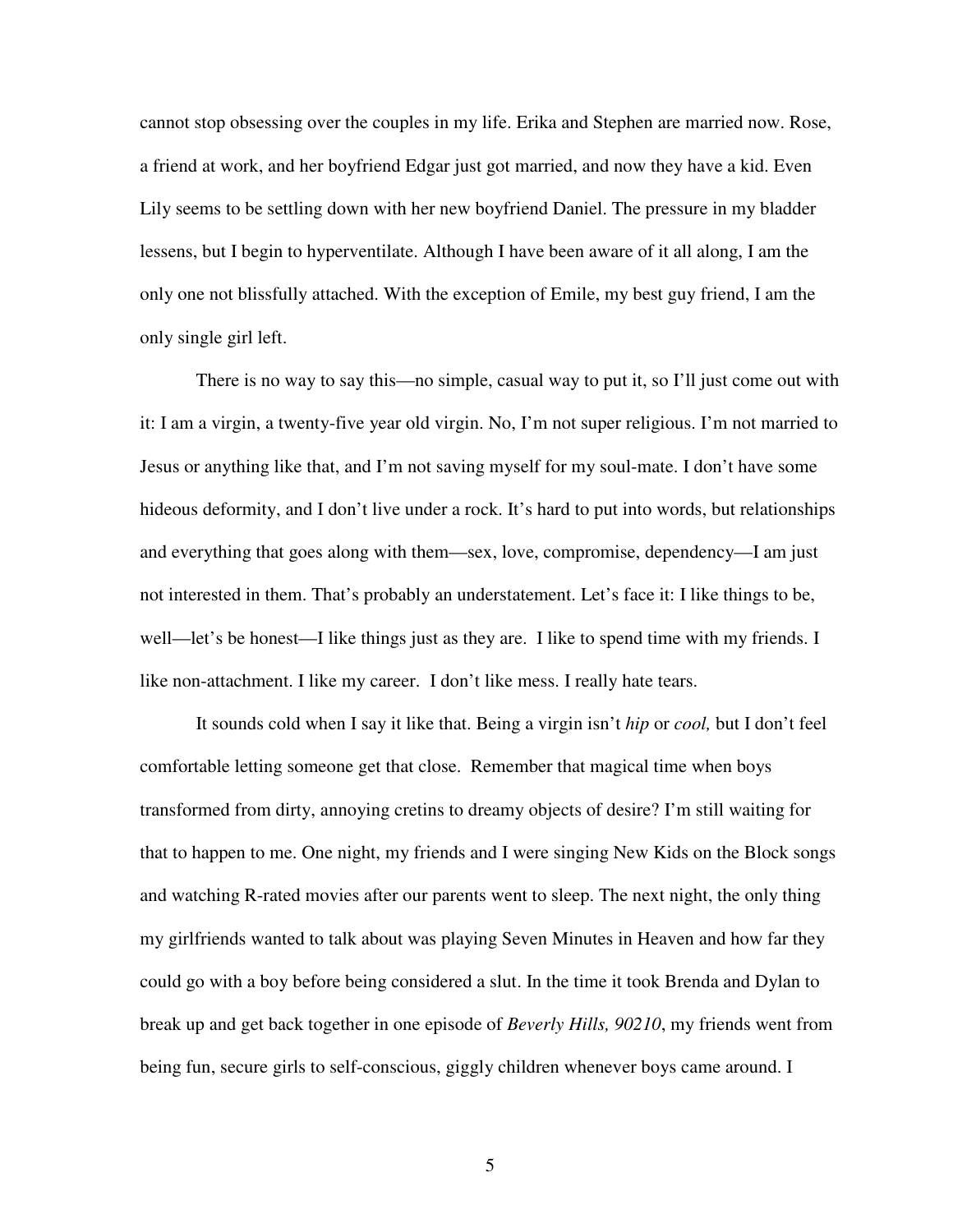cannot stop obsessing over the couples in my life. Erika and Stephen are married now. Rose, a friend at work, and her boyfriend Edgar just got married, and now they have a kid. Even Lily seems to be settling down with her new boyfriend Daniel. The pressure in my bladder lessens, but I begin to hyperventilate. Although I have been aware of it all along, I am the only one not blissfully attached. With the exception of Emile, my best guy friend, I am the only single girl left.

There is no way to say this—no simple, casual way to put it, so I'll just come out with it: I am a virgin, a twenty-five year old virgin. No, I'm not super religious. I'm not married to Jesus or anything like that, and I'm not saving myself for my soul-mate. I don't have some hideous deformity, and I don't live under a rock. It's hard to put into words, but relationships and everything that goes along with them—sex, love, compromise, dependency—I am just not interested in them. That's probably an understatement. Let's face it: I like things to be, well—let's be honest—I like things just as they are. I like to spend time with my friends. I like non-attachment. I like my career. I don't like mess. I really hate tears.

It sounds cold when I say it like that. Being a virgin isn't *hip* or *cool,* but I don't feel comfortable letting someone get that close. Remember that magical time when boys transformed from dirty, annoying cretins to dreamy objects of desire? I'm still waiting for that to happen to me. One night, my friends and I were singing New Kids on the Block songs and watching R-rated movies after our parents went to sleep. The next night, the only thing my girlfriends wanted to talk about was playing Seven Minutes in Heaven and how far they could go with a boy before being considered a slut. In the time it took Brenda and Dylan to break up and get back together in one episode of *Beverly Hills, 90210*, my friends went from being fun, secure girls to self-conscious, giggly children whenever boys came around. I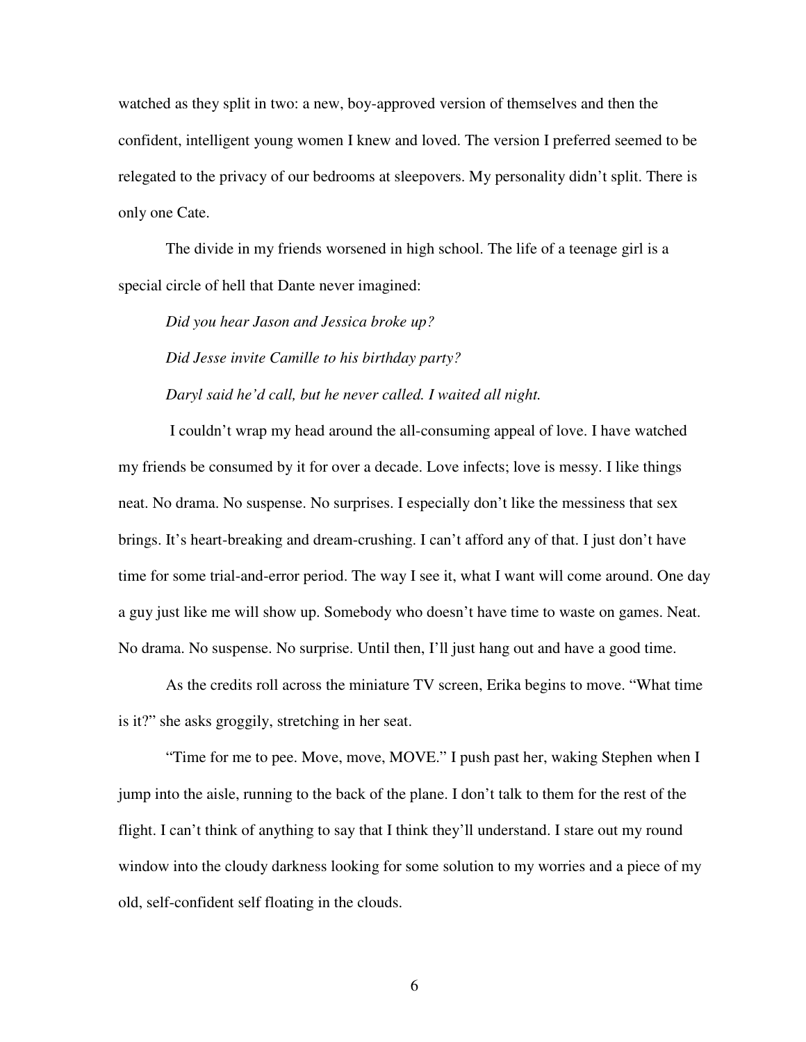watched as they split in two: a new, boy-approved version of themselves and then the confident, intelligent young women I knew and loved. The version I preferred seemed to be relegated to the privacy of our bedrooms at sleepovers. My personality didn't split. There is only one Cate.

The divide in my friends worsened in high school. The life of a teenage girl is a special circle of hell that Dante never imagined:

*Did you hear Jason and Jessica broke up?*

*Did Jesse invite Camille to his birthday party?*

*Daryl said he'd call, but he never called. I waited all night.*

I couldn't wrap my head around the all-consuming appeal of love. I have watched my friends be consumed by it for over a decade. Love infects; love is messy. I like things neat. No drama. No suspense. No surprises. I especially don't like the messiness that sex brings. It's heart-breaking and dream-crushing. I can't afford any of that. I just don't have time for some trial-and-error period. The way I see it, what I want will come around. One day a guy just like me will show up. Somebody who doesn't have time to waste on games. Neat. No drama. No suspense. No surprise. Until then, I'll just hang out and have a good time.

As the credits roll across the miniature TV screen, Erika begins to move. "What time is it?" she asks groggily, stretching in her seat.

"Time for me to pee. Move, move, MOVE." I push past her, waking Stephen when I jump into the aisle, running to the back of the plane. I don't talk to them for the rest of the flight. I can't think of anything to say that I think they'll understand. I stare out my round window into the cloudy darkness looking for some solution to my worries and a piece of my old, self-confident self floating in the clouds.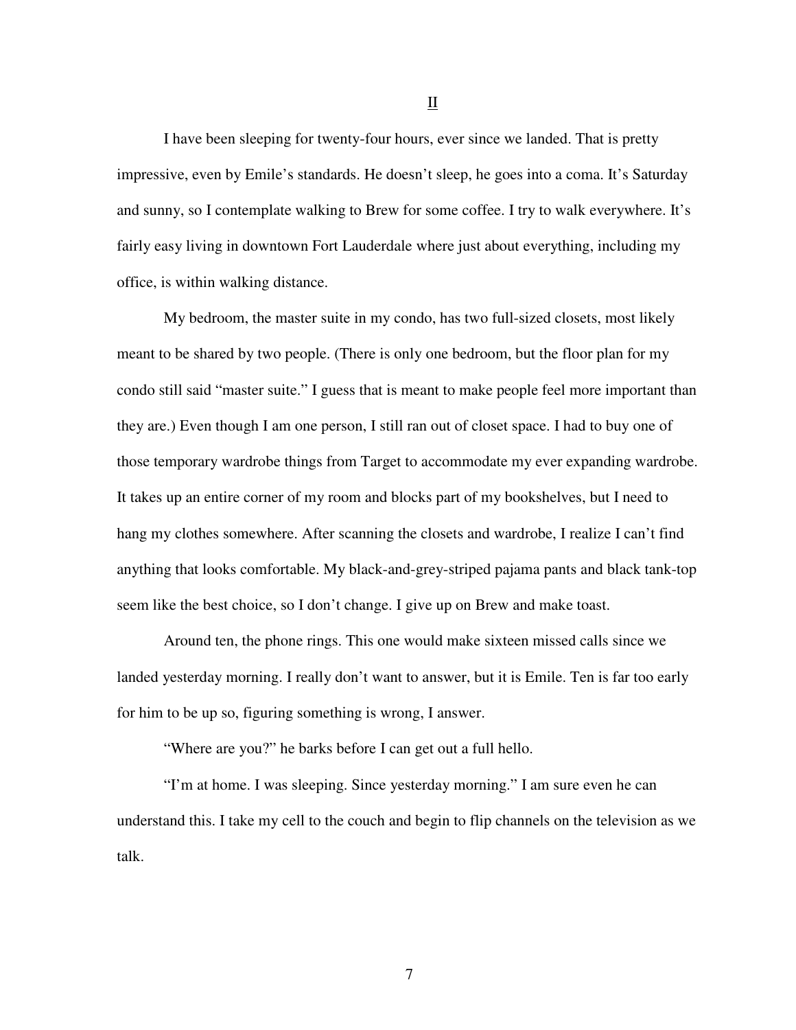## II

I have been sleeping for twenty-four hours, ever since we landed. That is pretty impressive, even by Emile's standards. He doesn't sleep, he goes into a coma. It's Saturday and sunny, so I contemplate walking to Brew for some coffee. I try to walk everywhere. It's fairly easy living in downtown Fort Lauderdale where just about everything, including my office, is within walking distance.

My bedroom, the master suite in my condo, has two full-sized closets, most likely meant to be shared by two people. (There is only one bedroom, but the floor plan for my condo still said "master suite." I guess that is meant to make people feel more important than they are.) Even though I am one person, I still ran out of closet space. I had to buy one of those temporary wardrobe things from Target to accommodate my ever expanding wardrobe. It takes up an entire corner of my room and blocks part of my bookshelves, but I need to hang my clothes somewhere. After scanning the closets and wardrobe, I realize I can't find anything that looks comfortable. My black-and-grey-striped pajama pants and black tank-top seem like the best choice, so I don't change. I give up on Brew and make toast.

Around ten, the phone rings. This one would make sixteen missed calls since we landed yesterday morning. I really don't want to answer, but it is Emile. Ten is far too early for him to be up so, figuring something is wrong, I answer.

"Where are you?" he barks before I can get out a full hello.

"I'm at home. I was sleeping. Since yesterday morning." I am sure even he can understand this. I take my cell to the couch and begin to flip channels on the television as we talk.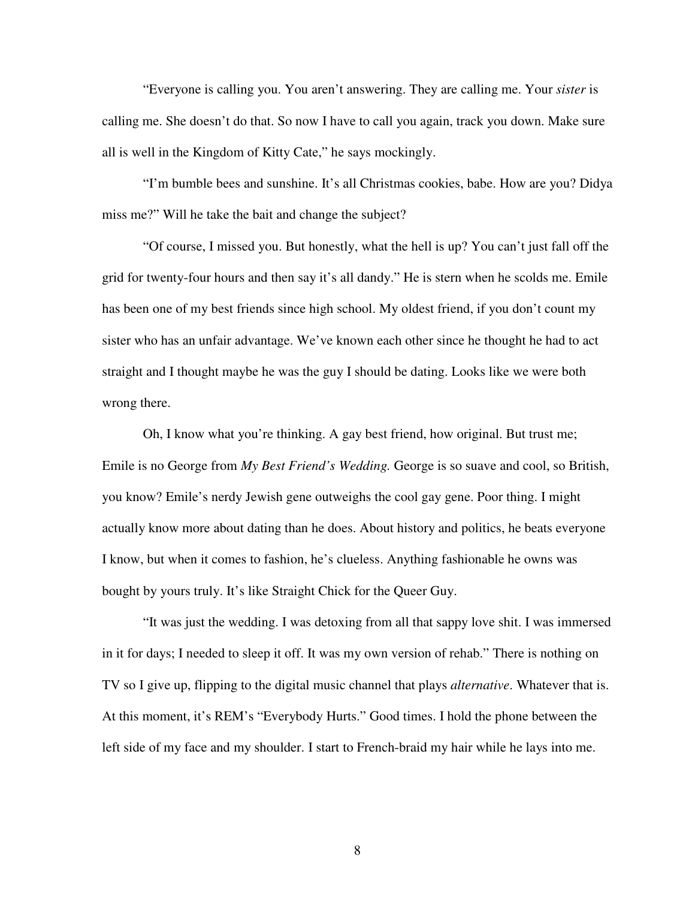"Everyone is calling you. You aren't answering. They are calling me. Your *sister* is calling me. She doesn't do that. So now I have to call you again, track you down. Make sure all is well in the Kingdom of Kitty Cate," he says mockingly.

"I'm bumble bees and sunshine. It's all Christmas cookies, babe. How are you? Didya miss me?" Will he take the bait and change the subject?

"Of course, I missed you. But honestly, what the hell is up? You can't just fall off the grid for twenty-four hours and then say it's all dandy." He is stern when he scolds me. Emile has been one of my best friends since high school. My oldest friend, if you don't count my sister who has an unfair advantage. We've known each other since he thought he had to act straight and I thought maybe he was the guy I should be dating. Looks like we were both wrong there.

Oh, I know what you're thinking. A gay best friend, how original. But trust me; Emile is no George from *My Best Friend's Wedding.* George is so suave and cool, so British, you know? Emile's nerdy Jewish gene outweighs the cool gay gene. Poor thing. I might actually know more about dating than he does. About history and politics, he beats everyone I know, but when it comes to fashion, he's clueless. Anything fashionable he owns was bought by yours truly. It's like Straight Chick for the Queer Guy.

"It was just the wedding. I was detoxing from all that sappy love shit. I was immersed in it for days; I needed to sleep it off. It was my own version of rehab." There is nothing on TV so I give up, flipping to the digital music channel that plays *alternative*. Whatever that is. At this moment, it's REM's "Everybody Hurts." Good times. I hold the phone between the left side of my face and my shoulder. I start to French-braid my hair while he lays into me.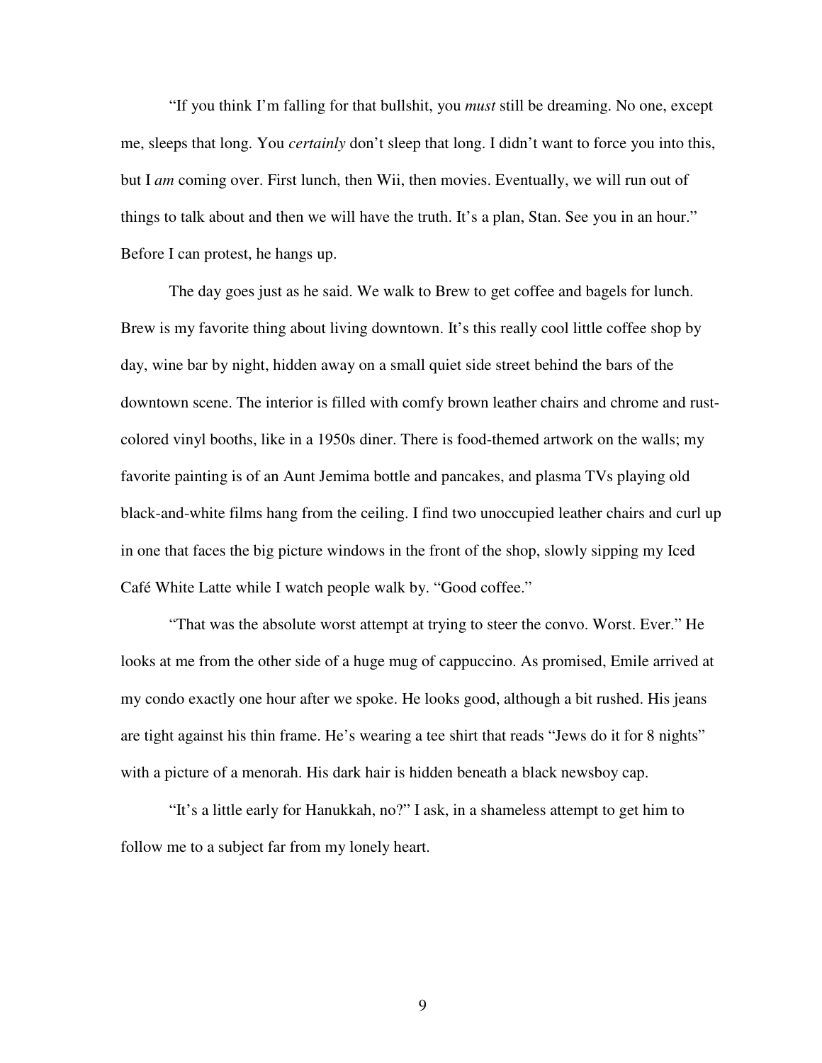"If you think I'm falling for that bullshit, you *must* still be dreaming. No one, except me, sleeps that long. You *certainly* don't sleep that long. I didn't want to force you into this, but I *am* coming over. First lunch, then Wii, then movies. Eventually, we will run out of things to talk about and then we will have the truth. It's a plan, Stan. See you in an hour." Before I can protest, he hangs up.

The day goes just as he said. We walk to Brew to get coffee and bagels for lunch. Brew is my favorite thing about living downtown. It's this really cool little coffee shop by day, wine bar by night, hidden away on a small quiet side street behind the bars of the downtown scene. The interior is filled with comfy brown leather chairs and chrome and rust-colored vinyl booths, like in a 1950s diner. There is food-themed artwork on the walls; my favorite painting is of an Aunt Jemima bottle and pancakes, and plasma TVs playing old black-and-white films hang from the ceiling. I find two unoccupied leather chairs and curl up in one that faces the big picture windows in the front of the shop, slowly sipping my Iced Café White Latte while I watch people walk by. "Good coffee."

"That was the absolute worst attempt at trying to steer the convo. Worst. Ever." He looks at me from the other side of a huge mug of cappuccino. As promised, Emile arrived at my condo exactly one hour after we spoke. He looks good, although a bit rushed. His jeans are tight against his thin frame. He's wearing a tee shirt that reads "Jews do it for 8 nights" with a picture of a menorah. His dark hair is hidden beneath a black newsboy cap.

"It's a little early for Hanukkah, no?" I ask, in a shameless attempt to get him to follow me to a subject far from my lonely heart.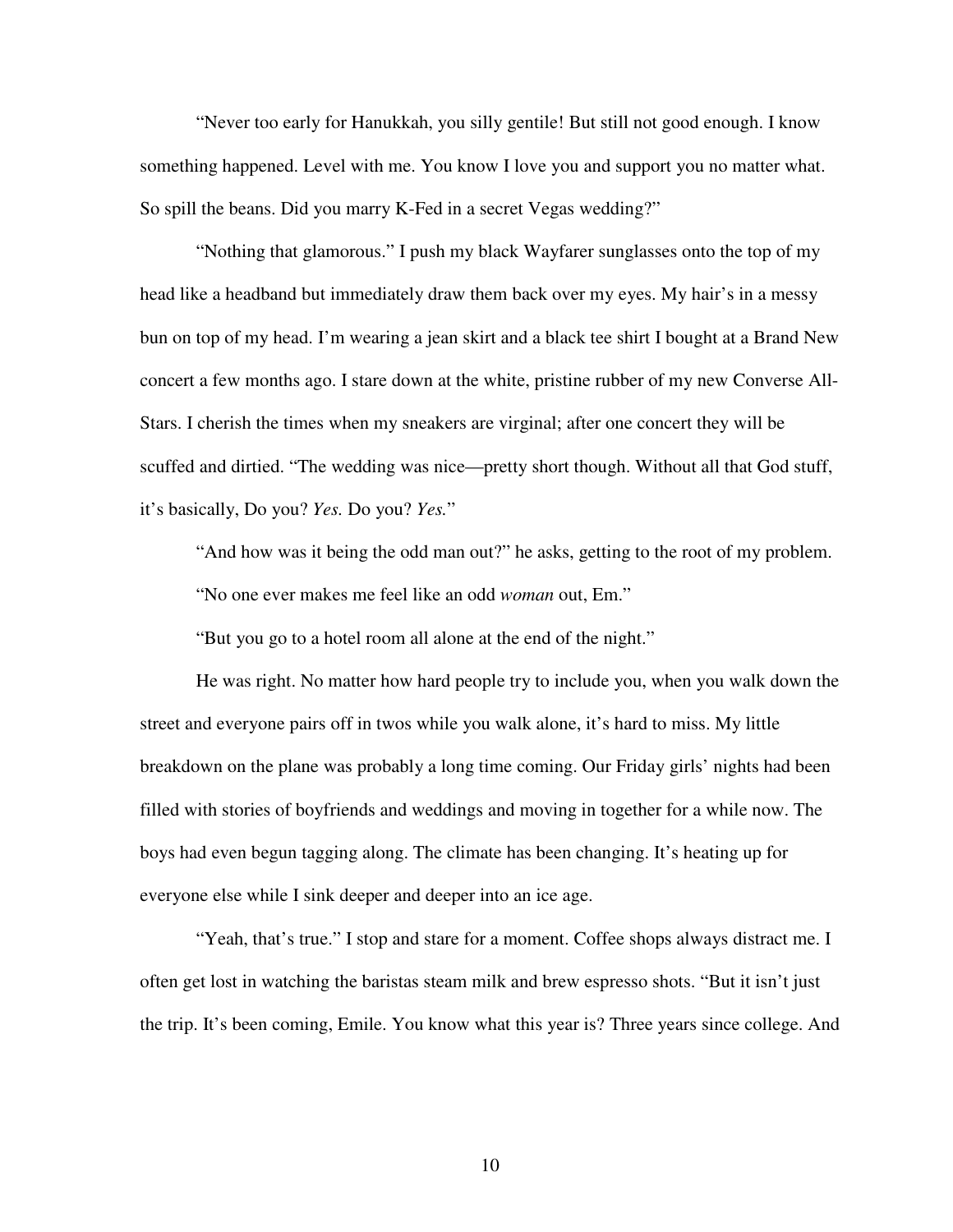"Never too early for Hanukkah, you silly gentile! But still not good enough. I know something happened. Level with me. You know I love you and support you no matter what. So spill the beans. Did you marry K-Fed in a secret Vegas wedding?"

"Nothing that glamorous." I push my black Wayfarer sunglasses onto the top of my head like a headband but immediately draw them back over my eyes. My hair's in a messy bun on top of my head. I'm wearing a jean skirt and a black tee shirt I bought at a Brand New concert a few months ago. I stare down at the white, pristine rubber of my new Converse All-Stars. I cherish the times when my sneakers are virginal; after one concert they will be scuffed and dirtied. "The wedding was nice—pretty short though. Without all that God stuff, it's basically, Do you? *Yes.* Do you? *Yes.*"

"And how was it being the odd man out?" he asks, getting to the root of my problem.

"No one ever makes me feel like an odd *woman* out, Em."

"But you go to a hotel room all alone at the end of the night."

He was right. No matter how hard people try to include you, when you walk down the street and everyone pairs off in twos while you walk alone, it's hard to miss. My little breakdown on the plane was probably a long time coming. Our Friday girls' nights had been filled with stories of boyfriends and weddings and moving in together for a while now. The boys had even begun tagging along. The climate has been changing. It's heating up for everyone else while I sink deeper and deeper into an ice age.

"Yeah, that's true." I stop and stare for a moment. Coffee shops always distract me. I often get lost in watching the baristas steam milk and brew espresso shots. "But it isn't just the trip. It's been coming, Emile. You know what this year is? Three years since college. And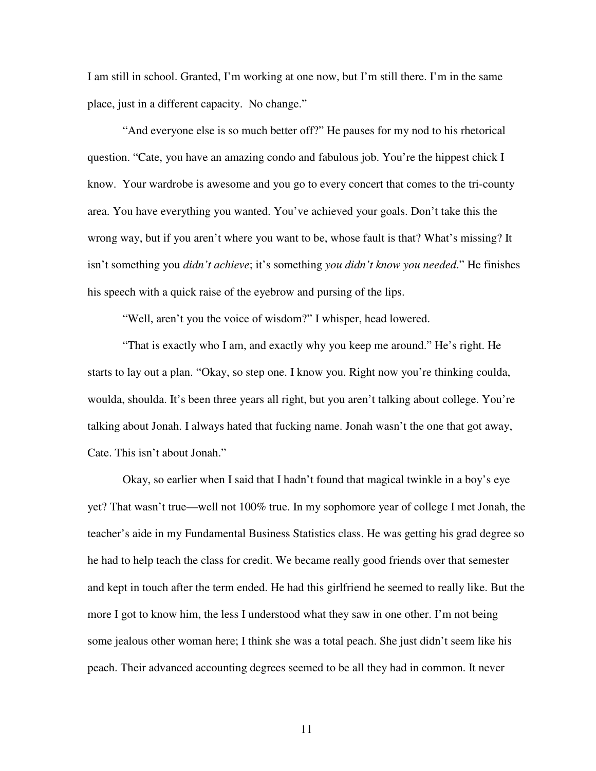I am still in school. Granted, I'm working at one now, but I'm still there. I'm in the same place, just in a different capacity.  No change."

"And everyone else is so much better off?" He pauses for my nod to his rhetorical question. "Cate, you have an amazing condo and fabulous job. You're the hippest chick I know.  Your wardrobe is awesome and you go to every concert that comes to the tri-county area. You have everything you wanted. You've achieved your goals. Don't take this the wrong way, but if you aren't where you want to be, whose fault is that? What's missing? It isn't something you *didn't achieve*; it's something *you didn't know you needed*." He finishes his speech with a quick raise of the eyebrow and pursing of the lips.

"Well, aren't you the voice of wisdom?" I whisper, head lowered.

"That is exactly who I am, and exactly why you keep me around." He's right. He starts to lay out a plan. "Okay, so step one. I know you. Right now you're thinking coulda, woulda, shoulda. It's been three years all right, but you aren't talking about college. You're talking about Jonah. I always hated that fucking name. Jonah wasn't the one that got away, Cate. This isn't about Jonah."

Okay, so earlier when I said that I hadn't found that magical twinkle in a boy's eye yet? That wasn't true—well not 100% true. In my sophomore year of college I met Jonah, the teacher's aide in my Fundamental Business Statistics class. He was getting his grad degree so he had to help teach the class for credit. We became really good friends over that semester and kept in touch after the term ended. He had this girlfriend he seemed to really like. But the more I got to know him, the less I understood what they saw in one other. I'm not being some jealous other woman here; I think she was a total peach. She just didn't seem like his peach. Their advanced accounting degrees seemed to be all they had in common. It never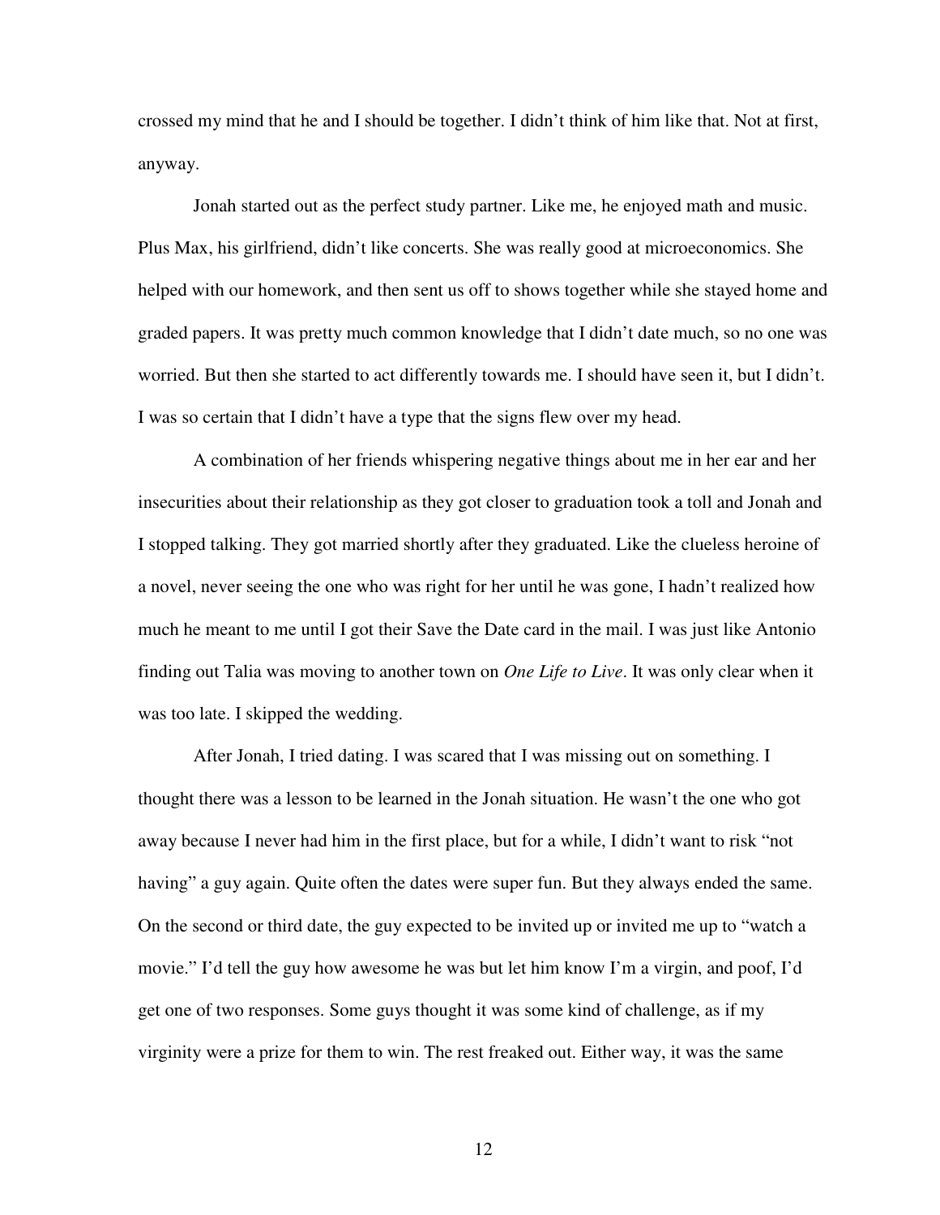crossed my mind that he and I should be together. I didn't think of him like that. Not at first, anyway.

Jonah started out as the perfect study partner. Like me, he enjoyed math and music. Plus Max, his girlfriend, didn't like concerts. She was really good at microeconomics. She helped with our homework, and then sent us off to shows together while she stayed home and graded papers. It was pretty much common knowledge that I didn't date much, so no one was worried. But then she started to act differently towards me. I should have seen it, but I didn't. I was so certain that I didn't have a type that the signs flew over my head.

A combination of her friends whispering negative things about me in her ear and her insecurities about their relationship as they got closer to graduation took a toll and Jonah and I stopped talking. They got married shortly after they graduated. Like the clueless heroine of a novel, never seeing the one who was right for her until he was gone, I hadn't realized how much he meant to me until I got their Save the Date card in the mail. I was just like Antonio finding out Talia was moving to another town on *One Life to Live*. It was only clear when it was too late. I skipped the wedding.

After Jonah, I tried dating. I was scared that I was missing out on something. I thought there was a lesson to be learned in the Jonah situation. He wasn't the one who got away because I never had him in the first place, but for a while, I didn't want to risk "not having" a guy again. Quite often the dates were super fun. But they always ended the same. On the second or third date, the guy expected to be invited up or invited me up to "watch a movie." I'd tell the guy how awesome he was but let him know I'm a virgin, and poof, I'd get one of two responses. Some guys thought it was some kind of challenge, as if my virginity were a prize for them to win. The rest freaked out. Either way, it was the same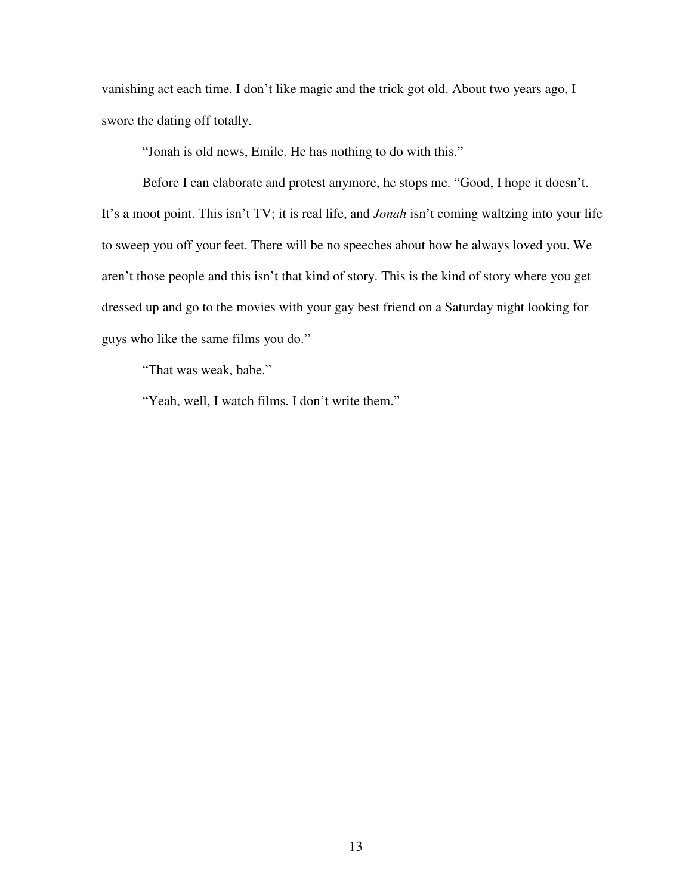vanishing act each time. I don't like magic and the trick got old. About two years ago, I swore the dating off totally.

"Jonah is old news, Emile. He has nothing to do with this."

Before I can elaborate and protest anymore, he stops me. "Good, I hope it doesn't. It's a moot point. This isn't TV; it is real life, and *Jonah* isn't coming waltzing into your life to sweep you off your feet. There will be no speeches about how he always loved you. We aren't those people and this isn't that kind of story. This is the kind of story where you get dressed up and go to the movies with your gay best friend on a Saturday night looking for guys who like the same films you do."

"That was weak, babe."

"Yeah, well, I watch films. I don't write them."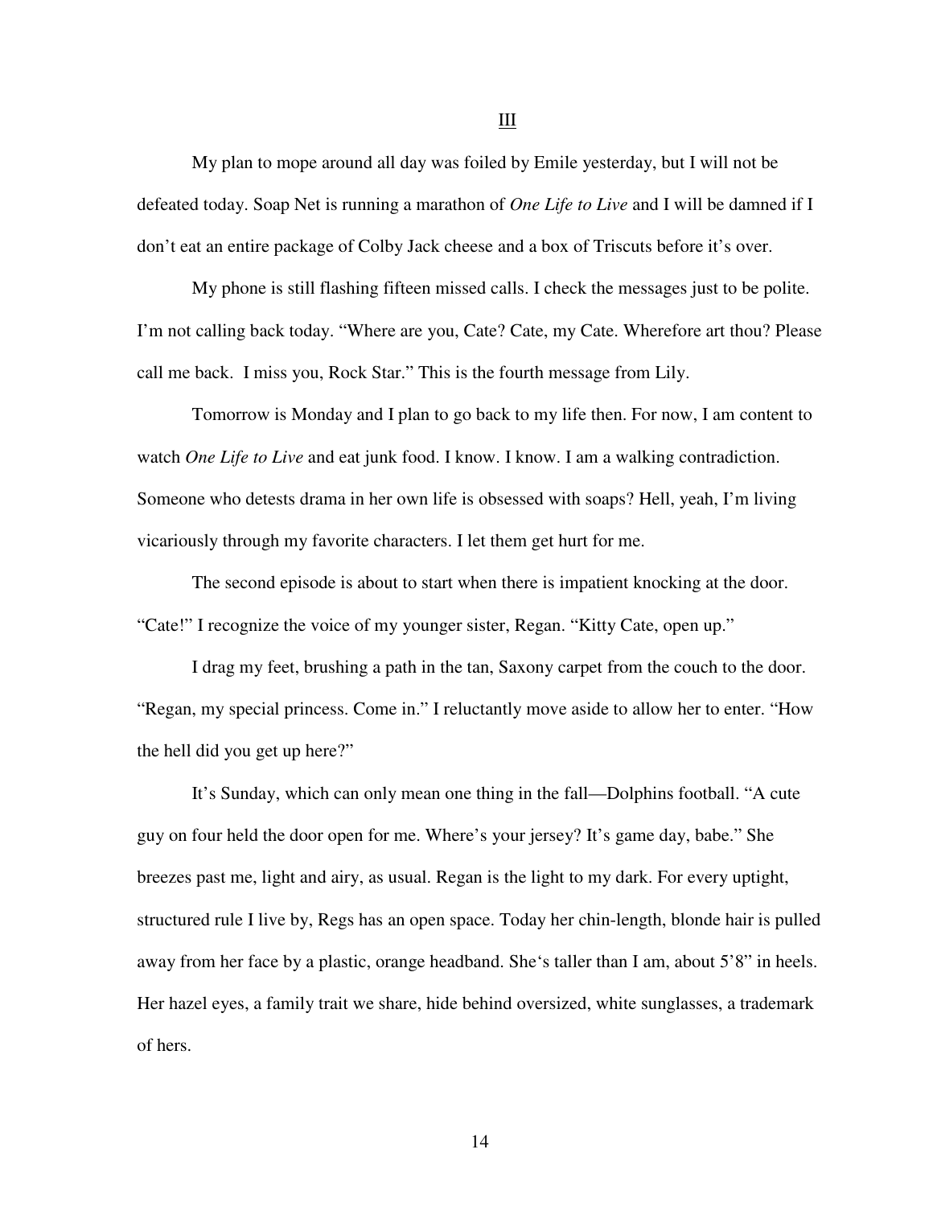## III

My plan to mope around all day was foiled by Emile yesterday, but I will not be defeated today. Soap Net is running a marathon of *One Life to Live* and I will be damned if I don't eat an entire package of Colby Jack cheese and a box of Triscuts before it's over.

My phone is still flashing fifteen missed calls. I check the messages just to be polite. I'm not calling back today. "Where are you, Cate? Cate, my Cate. Wherefore art thou? Please call me back. I miss you, Rock Star." This is the fourth message from Lily.

Tomorrow is Monday and I plan to go back to my life then. For now, I am content to watch *One Life to Live* and eat junk food. I know. I know. I am a walking contradiction. Someone who detests drama in her own life is obsessed with soaps? Hell, yeah, I'm living vicariously through my favorite characters. I let them get hurt for me.

The second episode is about to start when there is impatient knocking at the door. "Cate!" I recognize the voice of my younger sister, Regan. "Kitty Cate, open up."

I drag my feet, brushing a path in the tan, Saxony carpet from the couch to the door. "Regan, my special princess. Come in." I reluctantly move aside to allow her to enter. "How the hell did you get up here?"

It's Sunday, which can only mean one thing in the fall—Dolphins football. "A cute guy on four held the door open for me. Where's your jersey? It's game day, babe." She breezes past me, light and airy, as usual. Regan is the light to my dark. For every uptight, structured rule I live by, Regs has an open space. Today her chin-length, blonde hair is pulled away from her face by a plastic, orange headband. She's taller than I am, about 5'8" in heels. Her hazel eyes, a family trait we share, hide behind oversized, white sunglasses, a trademark of hers.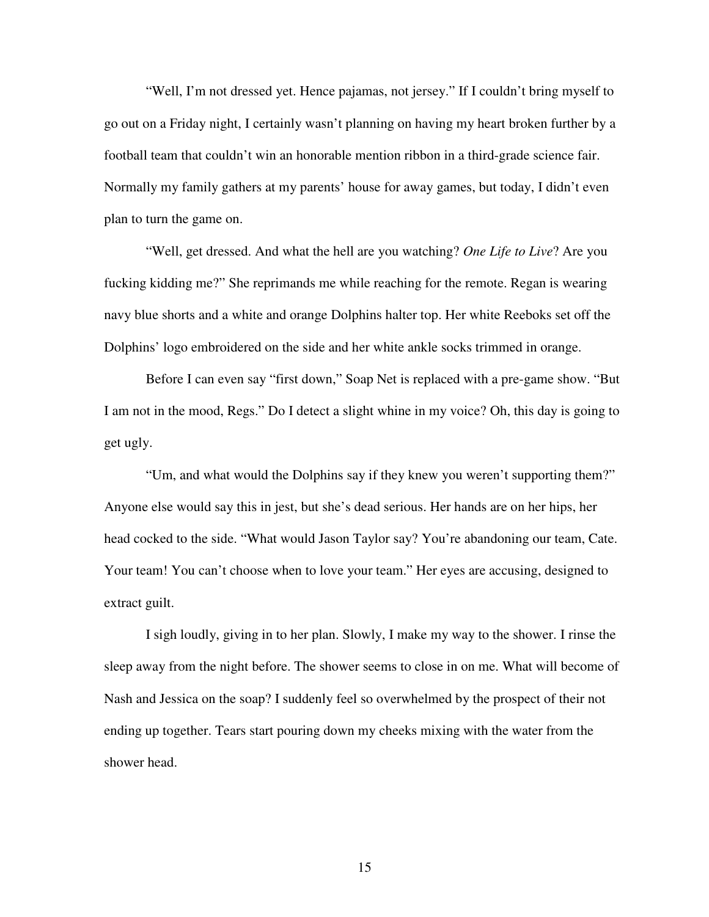"Well, I'm not dressed yet. Hence pajamas, not jersey." If I couldn't bring myself to go out on a Friday night, I certainly wasn't planning on having my heart broken further by a football team that couldn't win an honorable mention ribbon in a third-grade science fair. Normally my family gathers at my parents' house for away games, but today, I didn't even plan to turn the game on.

"Well, get dressed. And what the hell are you watching? *One Life to Live*? Are you fucking kidding me?" She reprimands me while reaching for the remote. Regan is wearing navy blue shorts and a white and orange Dolphins halter top. Her white Reeboks set off the Dolphins' logo embroidered on the side and her white ankle socks trimmed in orange.

Before I can even say "first down," Soap Net is replaced with a pre-game show. "But I am not in the mood, Regs." Do I detect a slight whine in my voice? Oh, this day is going to get ugly.

"Um, and what would the Dolphins say if they knew you weren't supporting them?" Anyone else would say this in jest, but she's dead serious. Her hands are on her hips, her head cocked to the side. "What would Jason Taylor say? You're abandoning our team, Cate. Your team! You can't choose when to love your team." Her eyes are accusing, designed to extract guilt.

I sigh loudly, giving in to her plan. Slowly, I make my way to the shower. I rinse the sleep away from the night before. The shower seems to close in on me. What will become of Nash and Jessica on the soap? I suddenly feel so overwhelmed by the prospect of their not ending up together. Tears start pouring down my cheeks mixing with the water from the shower head.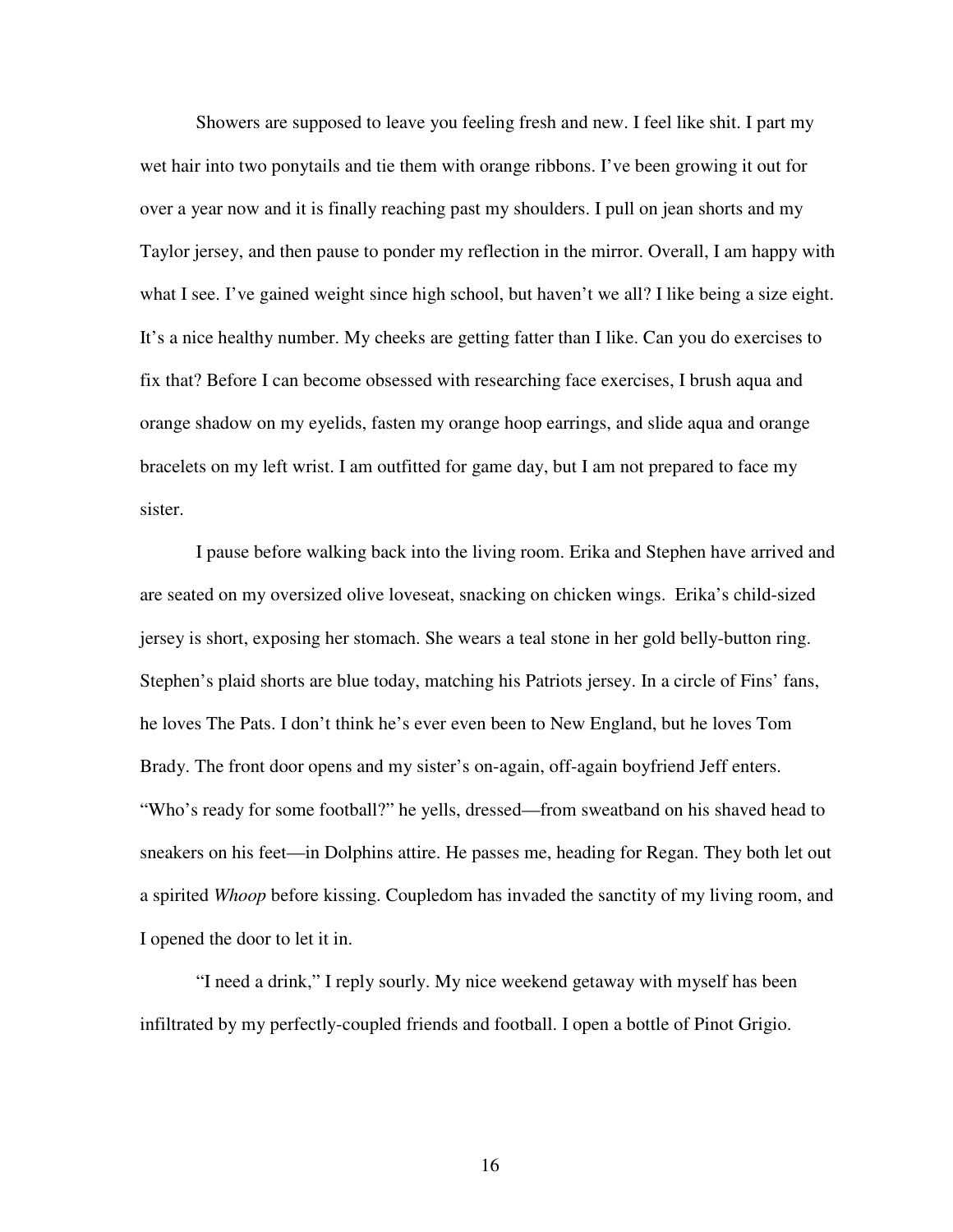Showers are supposed to leave you feeling fresh and new. I feel like shit. I part my wet hair into two ponytails and tie them with orange ribbons. I've been growing it out for over a year now and it is finally reaching past my shoulders. I pull on jean shorts and my Taylor jersey, and then pause to ponder my reflection in the mirror. Overall, I am happy with what I see. I've gained weight since high school, but haven't we all? I like being a size eight. It's a nice healthy number. My cheeks are getting fatter than I like. Can you do exercises to fix that? Before I can become obsessed with researching face exercises, I brush aqua and orange shadow on my eyelids, fasten my orange hoop earrings, and slide aqua and orange bracelets on my left wrist. I am outfitted for game day, but I am not prepared to face my sister.

I pause before walking back into the living room. Erika and Stephen have arrived and are seated on my oversized olive loveseat, snacking on chicken wings. Erika's child-sized jersey is short, exposing her stomach. She wears a teal stone in her gold belly-button ring. Stephen's plaid shorts are blue today, matching his Patriots jersey. In a circle of Fins' fans, he loves The Pats. I don't think he's ever even been to New England, but he loves Tom Brady. The front door opens and my sister's on-again, off-again boyfriend Jeff enters. "Who's ready for some football?" he yells, dressed—from sweatband on his shaved head to sneakers on his feet—in Dolphins attire. He passes me, heading for Regan. They both let out a spirited *Whoop* before kissing. Coupledom has invaded the sanctity of my living room, and I opened the door to let it in.

"I need a drink," I reply sourly. My nice weekend getaway with myself has been infiltrated by my perfectly-coupled friends and football. I open a bottle of Pinot Grigio.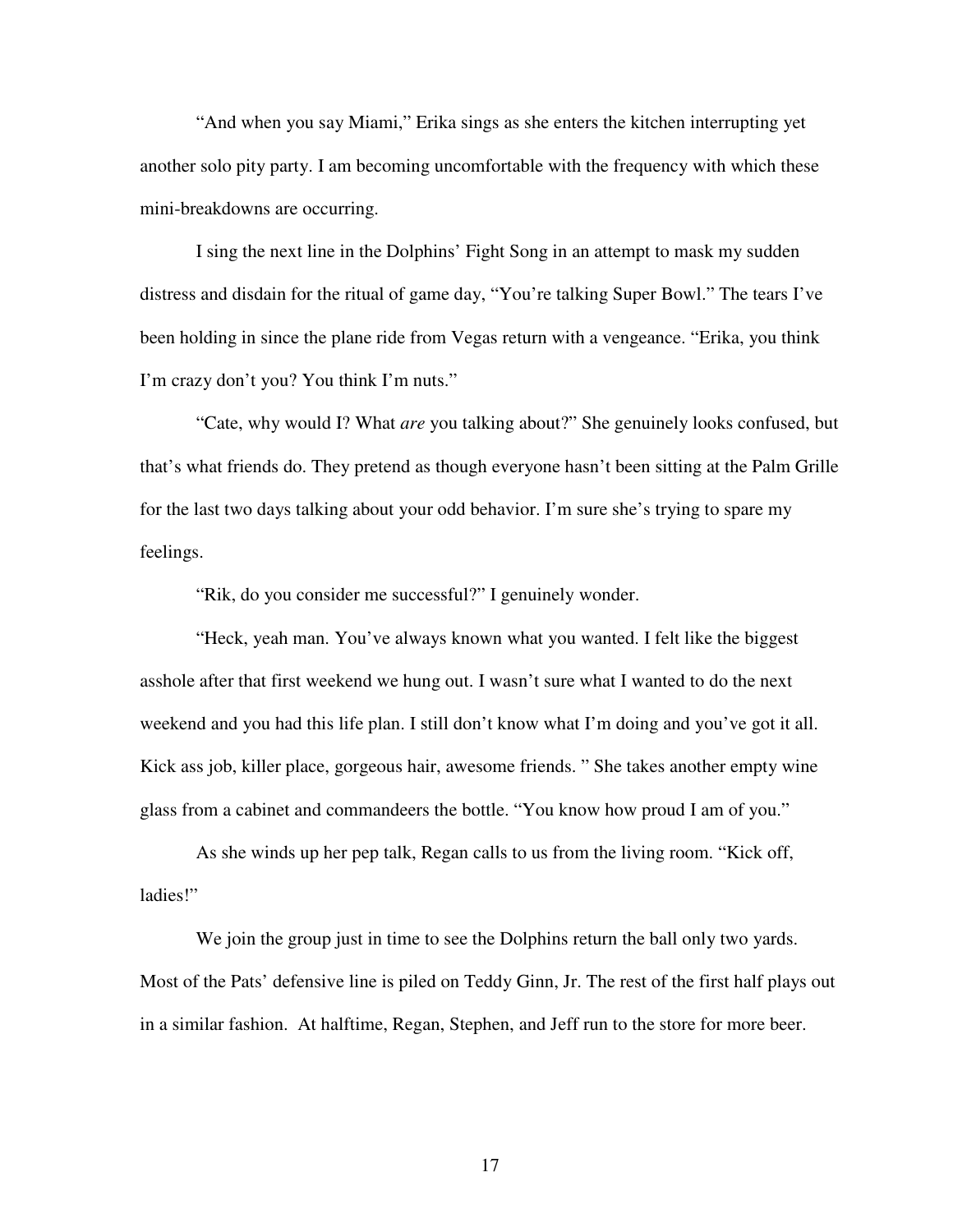"And when you say Miami," Erika sings as she enters the kitchen interrupting yet another solo pity party. I am becoming uncomfortable with the frequency with which these mini-breakdowns are occurring.

I sing the next line in the Dolphins' Fight Song in an attempt to mask my sudden distress and disdain for the ritual of game day, "You're talking Super Bowl." The tears I've been holding in since the plane ride from Vegas return with a vengeance. "Erika, you think I'm crazy don't you? You think I'm nuts."

"Cate, why would I? What *are* you talking about?" She genuinely looks confused, but that's what friends do. They pretend as though everyone hasn't been sitting at the Palm Grille for the last two days talking about your odd behavior. I'm sure she's trying to spare my feelings.

"Rik, do you consider me successful?" I genuinely wonder.

"Heck, yeah man. You've always known what you wanted. I felt like the biggest asshole after that first weekend we hung out. I wasn't sure what I wanted to do the next weekend and you had this life plan. I still don't know what I'm doing and you've got it all. Kick ass job, killer place, gorgeous hair, awesome friends. " She takes another empty wine glass from a cabinet and commandeers the bottle. "You know how proud I am of you."

As she winds up her pep talk, Regan calls to us from the living room. "Kick off, ladies!"

We join the group just in time to see the Dolphins return the ball only two yards. Most of the Pats' defensive line is piled on Teddy Ginn, Jr. The rest of the first half plays out in a similar fashion. At halftime, Regan, Stephen, and Jeff run to the store for more beer.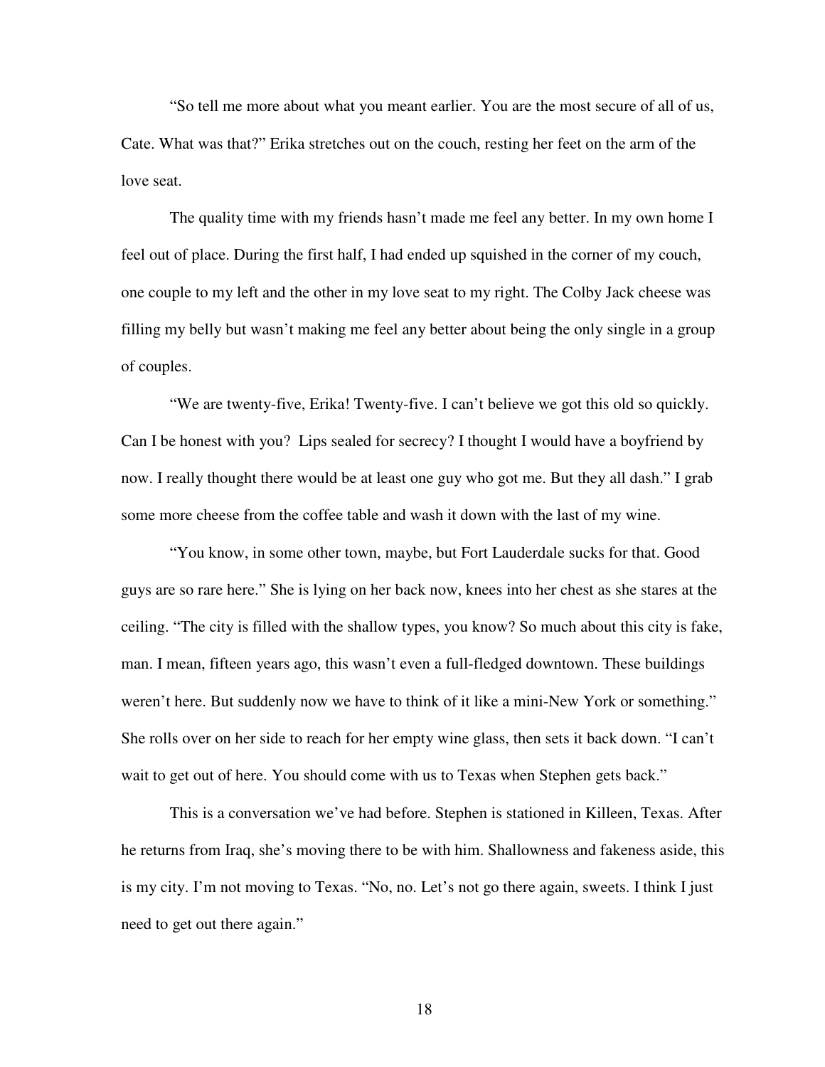"So tell me more about what you meant earlier. You are the most secure of all of us, Cate. What was that?" Erika stretches out on the couch, resting her feet on the arm of the love seat.

The quality time with my friends hasn't made me feel any better. In my own home I feel out of place. During the first half, I had ended up squished in the corner of my couch, one couple to my left and the other in my love seat to my right. The Colby Jack cheese was filling my belly but wasn't making me feel any better about being the only single in a group of couples.

"We are twenty-five, Erika! Twenty-five. I can't believe we got this old so quickly. Can I be honest with you?  Lips sealed for secrecy? I thought I would have a boyfriend by now. I really thought there would be at least one guy who got me. But they all dash." I grab some more cheese from the coffee table and wash it down with the last of my wine.

"You know, in some other town, maybe, but Fort Lauderdale sucks for that. Good guys are so rare here." She is lying on her back now, knees into her chest as she stares at the ceiling. "The city is filled with the shallow types, you know? So much about this city is fake, man. I mean, fifteen years ago, this wasn't even a full-fledged downtown. These buildings weren't here. But suddenly now we have to think of it like a mini-New York or something." She rolls over on her side to reach for her empty wine glass, then sets it back down. "I can't wait to get out of here. You should come with us to Texas when Stephen gets back."

This is a conversation we've had before. Stephen is stationed in Killeen, Texas. After he returns from Iraq, she's moving there to be with him. Shallowness and fakeness aside, this is my city. I'm not moving to Texas. "No, no. Let's not go there again, sweets. I think I just need to get out there again."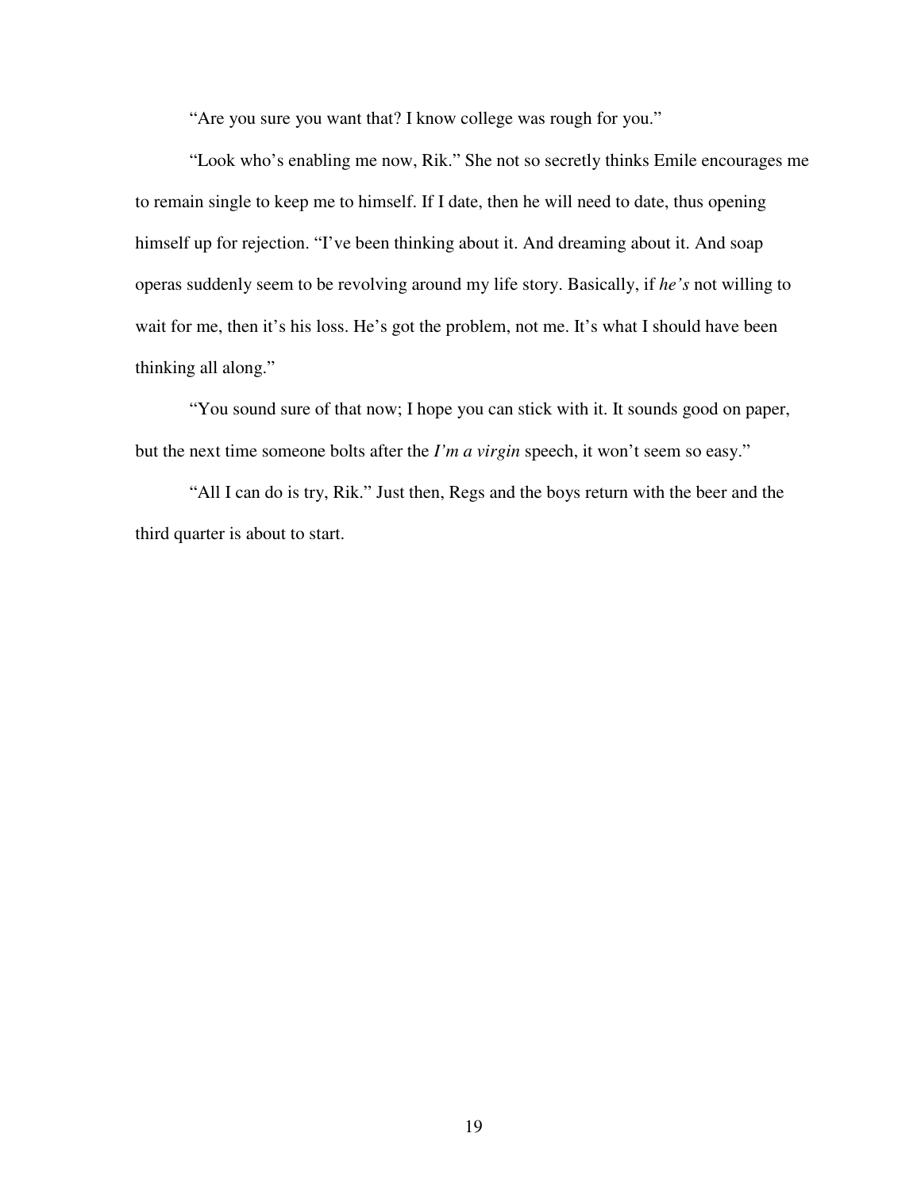"Are you sure you want that? I know college was rough for you."

"Look who's enabling me now, Rik." She not so secretly thinks Emile encourages me to remain single to keep me to himself. If I date, then he will need to date, thus opening himself up for rejection. "I've been thinking about it. And dreaming about it. And soap operas suddenly seem to be revolving around my life story. Basically, if *he's* not willing to wait for me, then it's his loss. He's got the problem, not me. It's what I should have been thinking all along."

"You sound sure of that now; I hope you can stick with it. It sounds good on paper, but the next time someone bolts after the *I'm a virgin* speech, it won't seem so easy."

"All I can do is try, Rik." Just then, Regs and the boys return with the beer and the third quarter is about to start.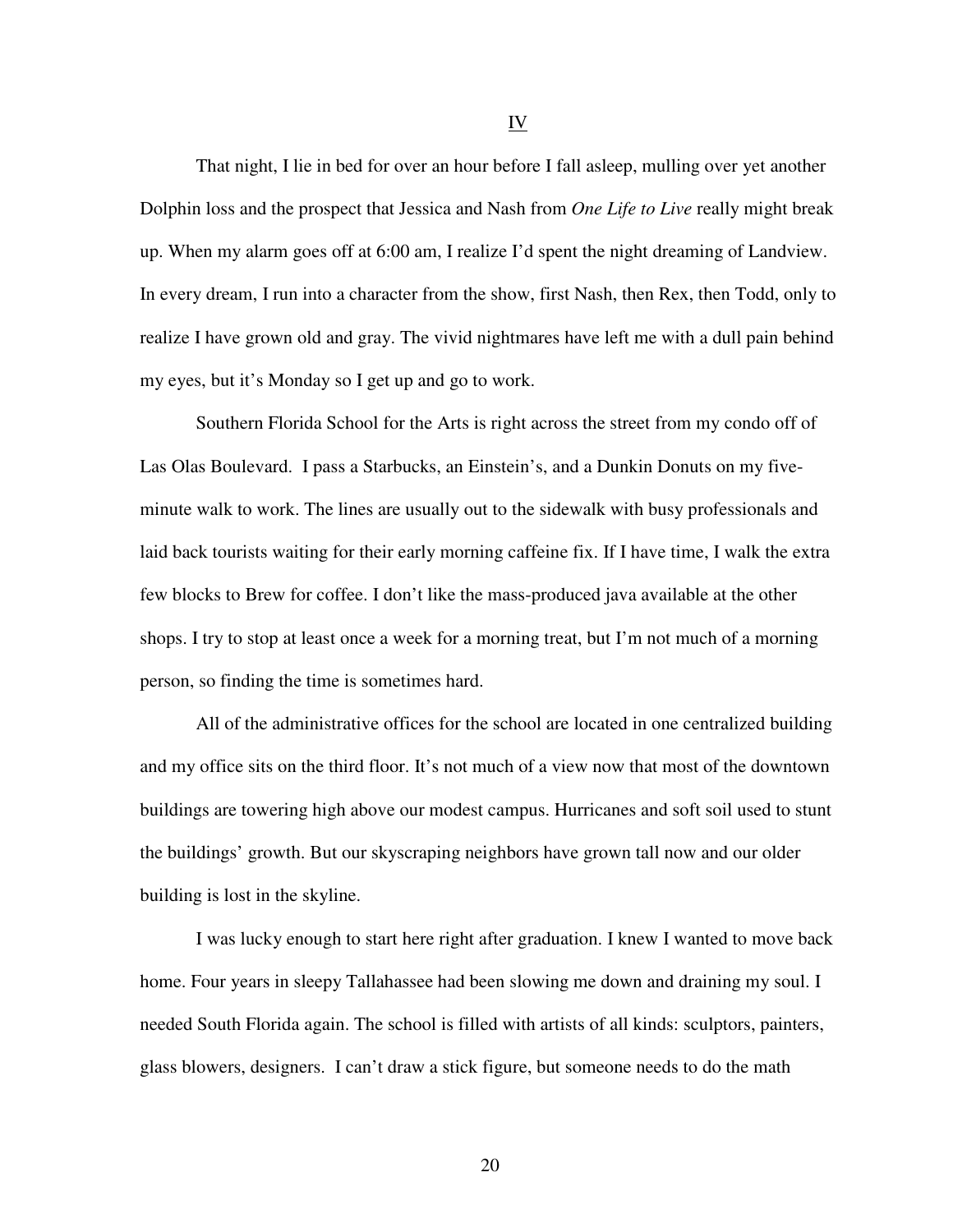## IV

That night, I lie in bed for over an hour before I fall asleep, mulling over yet another Dolphin loss and the prospect that Jessica and Nash from *One Life to Live* really might break up. When my alarm goes off at 6:00 am, I realize I'd spent the night dreaming of Landview. In every dream, I run into a character from the show, first Nash, then Rex, then Todd, only to realize I have grown old and gray. The vivid nightmares have left me with a dull pain behind my eyes, but it's Monday so I get up and go to work.

Southern Florida School for the Arts is right across the street from my condo off of Las Olas Boulevard. I pass a Starbucks, an Einstein's, and a Dunkin Donuts on my five-minute walk to work. The lines are usually out to the sidewalk with busy professionals and laid back tourists waiting for their early morning caffeine fix. If I have time, I walk the extra few blocks to Brew for coffee. I don't like the mass-produced java available at the other shops. I try to stop at least once a week for a morning treat, but I'm not much of a morning person, so finding the time is sometimes hard.

All of the administrative offices for the school are located in one centralized building and my office sits on the third floor. It's not much of a view now that most of the downtown buildings are towering high above our modest campus. Hurricanes and soft soil used to stunt the buildings' growth. But our skyscraping neighbors have grown tall now and our older building is lost in the skyline.

I was lucky enough to start here right after graduation. I knew I wanted to move back home. Four years in sleepy Tallahassee had been slowing me down and draining my soul. I needed South Florida again. The school is filled with artists of all kinds: sculptors, painters, glass blowers, designers. I can't draw a stick figure, but someone needs to do the math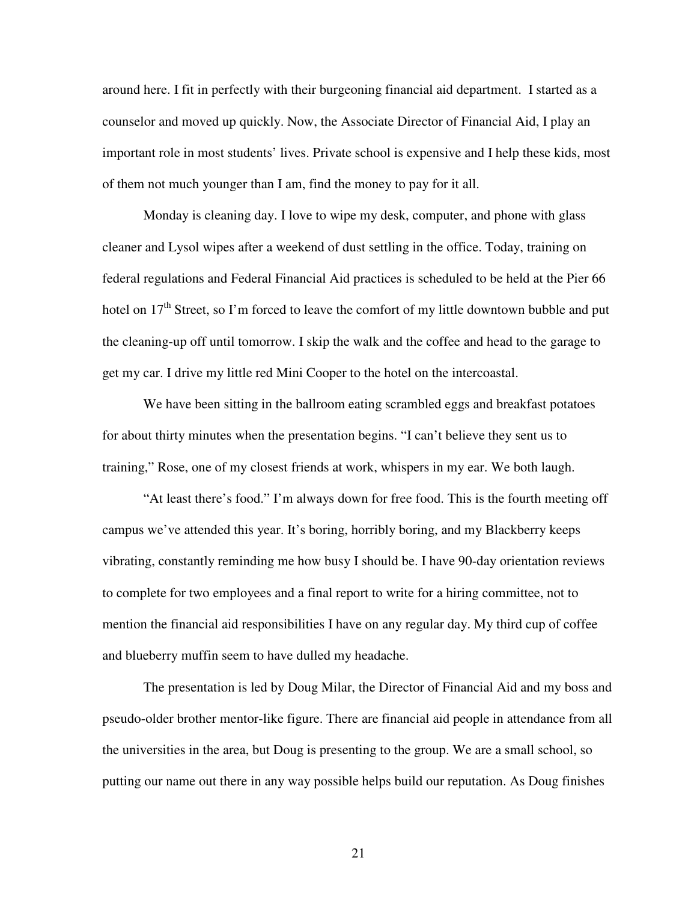around here. I fit in perfectly with their burgeoning financial aid department.  I started as a counselor and moved up quickly. Now, the Associate Director of Financial Aid, I play an important role in most students' lives. Private school is expensive and I help these kids, most of them not much younger than I am, find the money to pay for it all.

Monday is cleaning day. I love to wipe my desk, computer, and phone with glass cleaner and Lysol wipes after a weekend of dust settling in the office. Today, training on federal regulations and Federal Financial Aid practices is scheduled to be held at the Pier 66 hotel on 17th Street, so I'm forced to leave the comfort of my little downtown bubble and put the cleaning-up off until tomorrow. I skip the walk and the coffee and head to the garage to get my car. I drive my little red Mini Cooper to the hotel on the intercoastal.

We have been sitting in the ballroom eating scrambled eggs and breakfast potatoes for about thirty minutes when the presentation begins. "I can't believe they sent us to training," Rose, one of my closest friends at work, whispers in my ear. We both laugh.

"At least there's food." I'm always down for free food. This is the fourth meeting off campus we've attended this year. It's boring, horribly boring, and my Blackberry keeps vibrating, constantly reminding me how busy I should be. I have 90-day orientation reviews to complete for two employees and a final report to write for a hiring committee, not to mention the financial aid responsibilities I have on any regular day. My third cup of coffee and blueberry muffin seem to have dulled my headache.

The presentation is led by Doug Milar, the Director of Financial Aid and my boss and pseudo-older brother mentor-like figure. There are financial aid people in attendance from all the universities in the area, but Doug is presenting to the group. We are a small school, so putting our name out there in any way possible helps build our reputation. As Doug finishes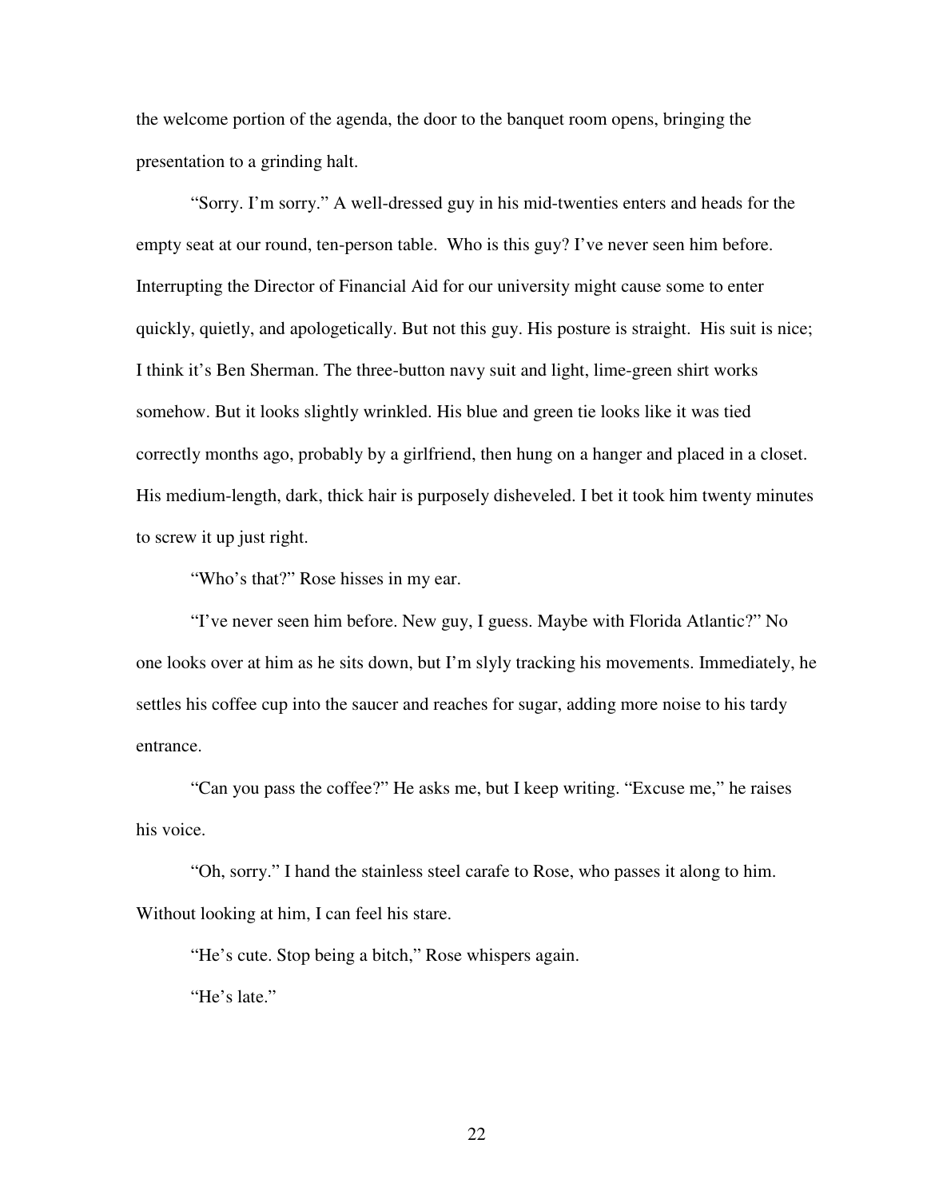the welcome portion of the agenda, the door to the banquet room opens, bringing the presentation to a grinding halt.

"Sorry. I'm sorry." A well-dressed guy in his mid-twenties enters and heads for the empty seat at our round, ten-person table. Who is this guy? I've never seen him before. Interrupting the Director of Financial Aid for our university might cause some to enter quickly, quietly, and apologetically. But not this guy. His posture is straight. His suit is nice; I think it's Ben Sherman. The three-button navy suit and light, lime-green shirt works somehow. But it looks slightly wrinkled. His blue and green tie looks like it was tied correctly months ago, probably by a girlfriend, then hung on a hanger and placed in a closet. His medium-length, dark, thick hair is purposely disheveled. I bet it took him twenty minutes to screw it up just right.

"Who's that?" Rose hisses in my ear.

"I've never seen him before. New guy, I guess. Maybe with Florida Atlantic?" No one looks over at him as he sits down, but I'm slyly tracking his movements. Immediately, he settles his coffee cup into the saucer and reaches for sugar, adding more noise to his tardy entrance.

"Can you pass the coffee?" He asks me, but I keep writing. "Excuse me," he raises his voice.

"Oh, sorry." I hand the stainless steel carafe to Rose, who passes it along to him. Without looking at him, I can feel his stare.

"He's cute. Stop being a bitch," Rose whispers again.

"He's late."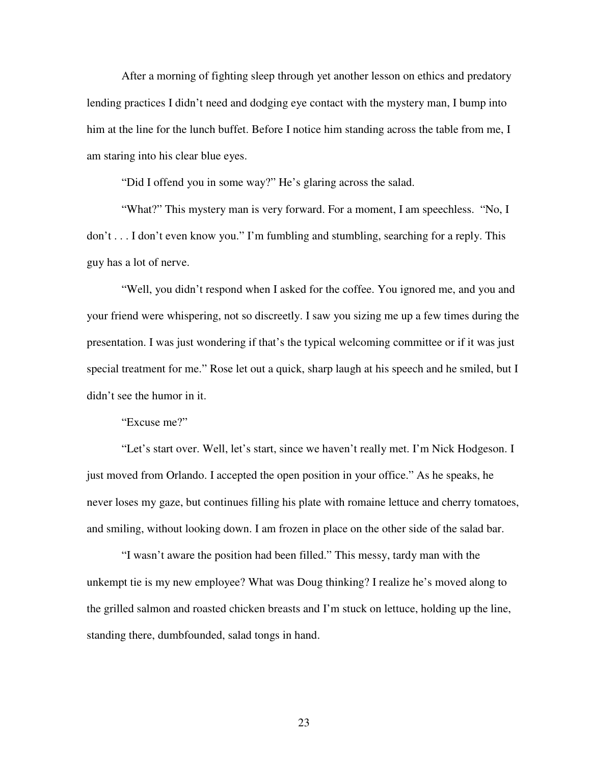After a morning of fighting sleep through yet another lesson on ethics and predatory lending practices I didn't need and dodging eye contact with the mystery man, I bump into him at the line for the lunch buffet. Before I notice him standing across the table from me, I am staring into his clear blue eyes.

"Did I offend you in some way?" He's glaring across the salad.

"What?" This mystery man is very forward. For a moment, I am speechless. "No, I don't . . . I don't even know you." I'm fumbling and stumbling, searching for a reply. This guy has a lot of nerve.

"Well, you didn't respond when I asked for the coffee. You ignored me, and you and your friend were whispering, not so discreetly. I saw you sizing me up a few times during the presentation. I was just wondering if that's the typical welcoming committee or if it was just special treatment for me." Rose let out a quick, sharp laugh at his speech and he smiled, but I didn't see the humor in it.

"Excuse me?"

"Let's start over. Well, let's start, since we haven't really met. I'm Nick Hodgeson. I just moved from Orlando. I accepted the open position in your office." As he speaks, he never loses my gaze, but continues filling his plate with romaine lettuce and cherry tomatoes, and smiling, without looking down. I am frozen in place on the other side of the salad bar.

"I wasn't aware the position had been filled." This messy, tardy man with the unkempt tie is my new employee? What was Doug thinking? I realize he's moved along to the grilled salmon and roasted chicken breasts and I'm stuck on lettuce, holding up the line, standing there, dumbfounded, salad tongs in hand.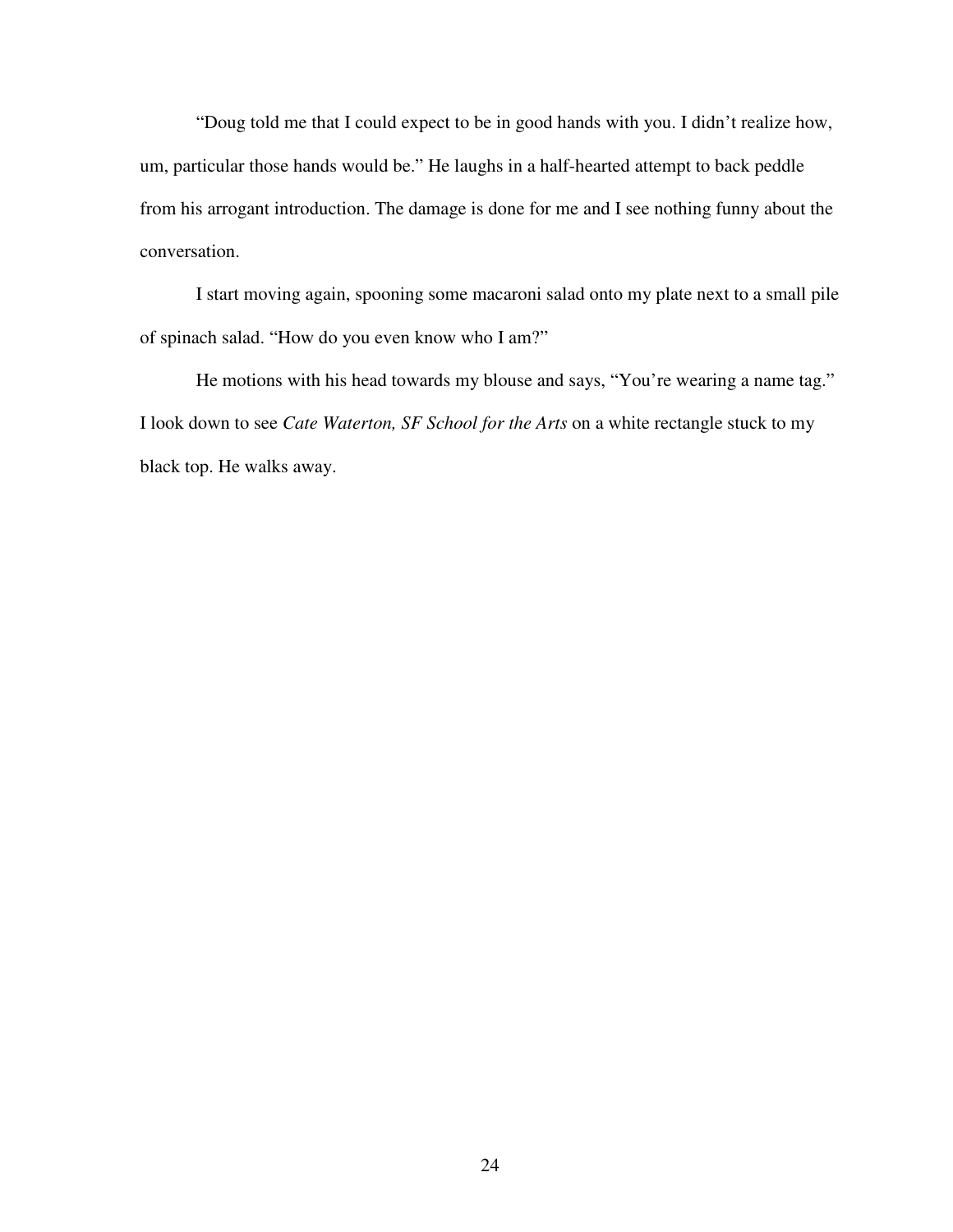"Doug told me that I could expect to be in good hands with you. I didn't realize how, um, particular those hands would be." He laughs in a half-hearted attempt to back peddle from his arrogant introduction. The damage is done for me and I see nothing funny about the conversation.

I start moving again, spooning some macaroni salad onto my plate next to a small pile of spinach salad. "How do you even know who I am?"

He motions with his head towards my blouse and says, "You're wearing a name tag." I look down to see *Cate Waterton, SF School for the Arts* on a white rectangle stuck to my black top. He walks away.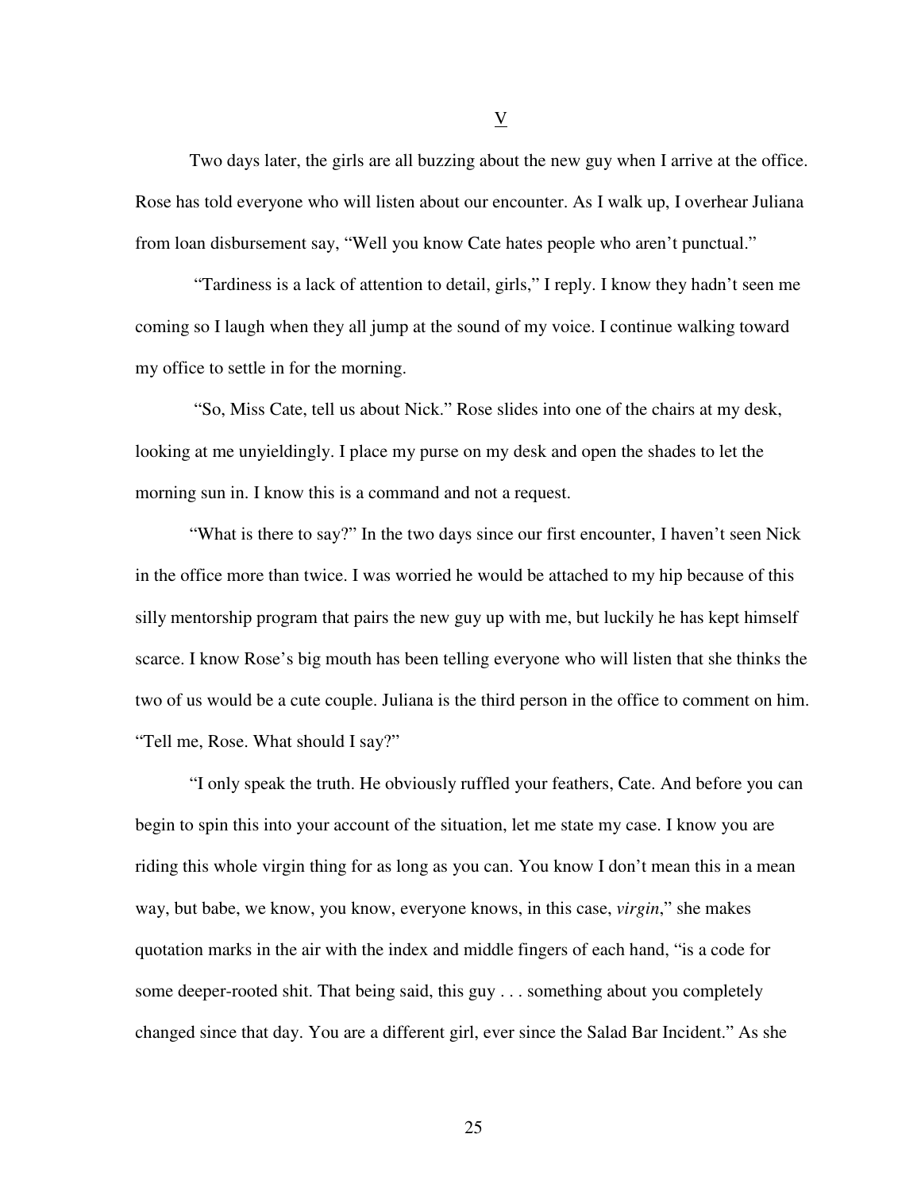## V

Two days later, the girls are all buzzing about the new guy when I arrive at the office. Rose has told everyone who will listen about our encounter. As I walk up, I overhear Juliana from loan disbursement say, "Well you know Cate hates people who aren't punctual."

"Tardiness is a lack of attention to detail, girls," I reply. I know they hadn't seen me coming so I laugh when they all jump at the sound of my voice. I continue walking toward my office to settle in for the morning.

"So, Miss Cate, tell us about Nick." Rose slides into one of the chairs at my desk, looking at me unyieldingly. I place my purse on my desk and open the shades to let the morning sun in. I know this is a command and not a request.

"What is there to say?" In the two days since our first encounter, I haven't seen Nick in the office more than twice. I was worried he would be attached to my hip because of this silly mentorship program that pairs the new guy up with me, but luckily he has kept himself scarce. I know Rose's big mouth has been telling everyone who will listen that she thinks the two of us would be a cute couple. Juliana is the third person in the office to comment on him. "Tell me, Rose. What should I say?"

"I only speak the truth. He obviously ruffled your feathers, Cate. And before you can begin to spin this into your account of the situation, let me state my case. I know you are riding this whole virgin thing for as long as you can. You know I don't mean this in a mean way, but babe, we know, you know, everyone knows, in this case, *virgin*," she makes quotation marks in the air with the index and middle fingers of each hand, "is a code for some deeper-rooted shit. That being said, this guy . . . something about you completely changed since that day. You are a different girl, ever since the Salad Bar Incident." As she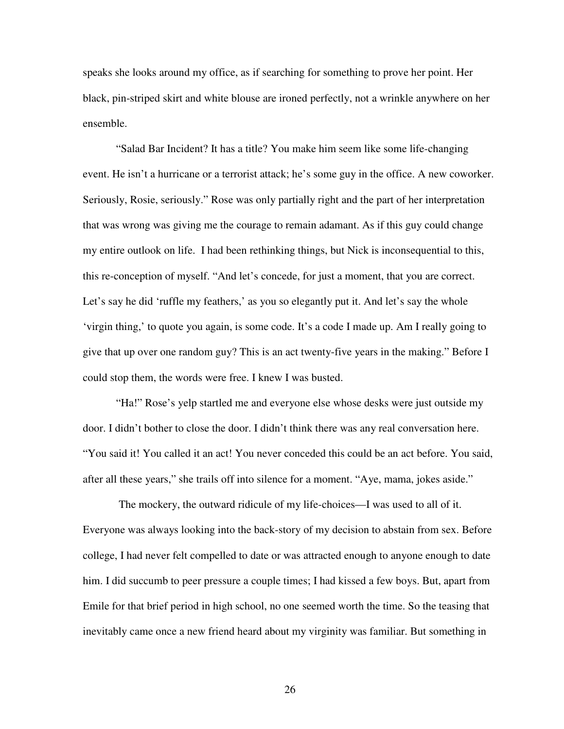speaks she looks around my office, as if searching for something to prove her point. Her black, pin-striped skirt and white blouse are ironed perfectly, not a wrinkle anywhere on her ensemble.

"Salad Bar Incident? It has a title? You make him seem like some life-changing event. He isn't a hurricane or a terrorist attack; he's some guy in the office. A new coworker. Seriously, Rosie, seriously." Rose was only partially right and the part of her interpretation that was wrong was giving me the courage to remain adamant. As if this guy could change my entire outlook on life. I had been rethinking things, but Nick is inconsequential to this, this re-conception of myself. "And let's concede, for just a moment, that you are correct. Let's say he did 'ruffle my feathers,' as you so elegantly put it. And let's say the whole 'virgin thing,' to quote you again, is some code. It's a code I made up. Am I really going to give that up over one random guy? This is an act twenty-five years in the making." Before I could stop them, the words were free. I knew I was busted.

"Ha!" Rose's yelp startled me and everyone else whose desks were just outside my door. I didn't bother to close the door. I didn't think there was any real conversation here. "You said it! You called it an act! You never conceded this could be an act before. You said, after all these years," she trails off into silence for a moment. "Aye, mama, jokes aside."

The mockery, the outward ridicule of my life-choices—I was used to all of it. Everyone was always looking into the back-story of my decision to abstain from sex. Before college, I had never felt compelled to date or was attracted enough to anyone enough to date him. I did succumb to peer pressure a couple times; I had kissed a few boys. But, apart from Emile for that brief period in high school, no one seemed worth the time. So the teasing that inevitably came once a new friend heard about my virginity was familiar. But something in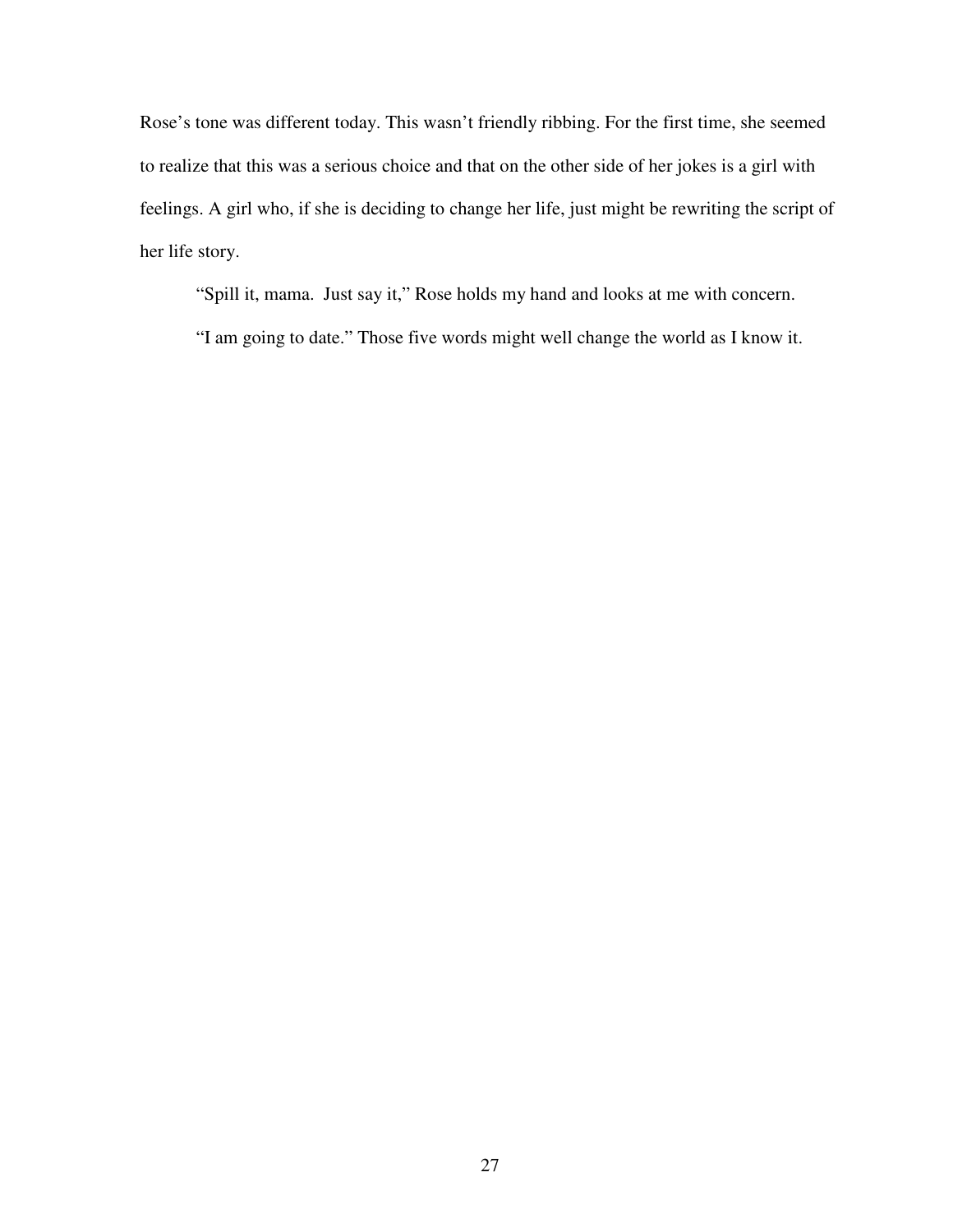Rose's tone was different today. This wasn't friendly ribbing. For the first time, she seemed to realize that this was a serious choice and that on the other side of her jokes is a girl with feelings. A girl who, if she is deciding to change her life, just might be rewriting the script of her life story.

"Spill it, mama.  Just say it," Rose holds my hand and looks at me with concern.

"I am going to date." Those five words might well change the world as I know it.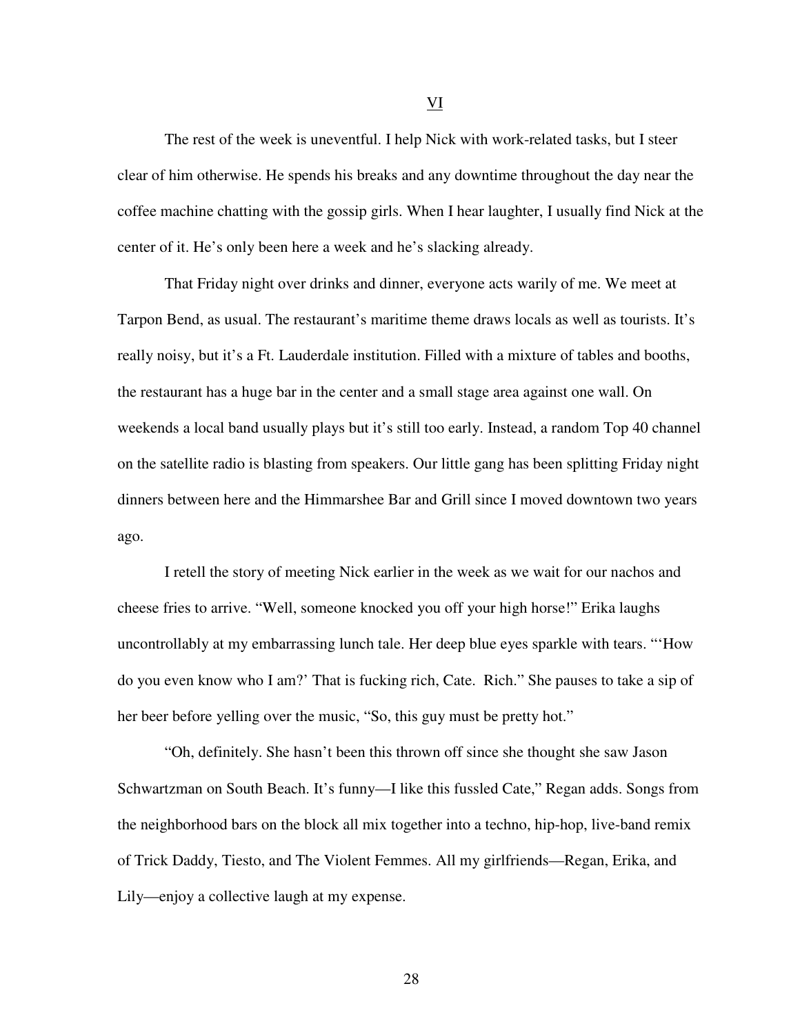VI

The rest of the week is uneventful. I help Nick with work-related tasks, but I steer clear of him otherwise. He spends his breaks and any downtime throughout the day near the coffee machine chatting with the gossip girls. When I hear laughter, I usually find Nick at the center of it. He's only been here a week and he's slacking already.

That Friday night over drinks and dinner, everyone acts warily of me. We meet at Tarpon Bend, as usual. The restaurant's maritime theme draws locals as well as tourists. It's really noisy, but it's a Ft. Lauderdale institution. Filled with a mixture of tables and booths, the restaurant has a huge bar in the center and a small stage area against one wall. On weekends a local band usually plays but it's still too early. Instead, a random Top 40 channel on the satellite radio is blasting from speakers. Our little gang has been splitting Friday night dinners between here and the Himmarshee Bar and Grill since I moved downtown two years ago.

I retell the story of meeting Nick earlier in the week as we wait for our nachos and cheese fries to arrive. "Well, someone knocked you off your high horse!" Erika laughs uncontrollably at my embarrassing lunch tale. Her deep blue eyes sparkle with tears. "'How do you even know who I am?' That is fucking rich, Cate. Rich." She pauses to take a sip of her beer before yelling over the music, "So, this guy must be pretty hot."

"Oh, definitely. She hasn't been this thrown off since she thought she saw Jason Schwartzman on South Beach. It's funny—I like this fussled Cate," Regan adds. Songs from the neighborhood bars on the block all mix together into a techno, hip-hop, live-band remix of Trick Daddy, Tiesto, and The Violent Femmes. All my girlfriends—Regan, Erika, and Lily—enjoy a collective laugh at my expense.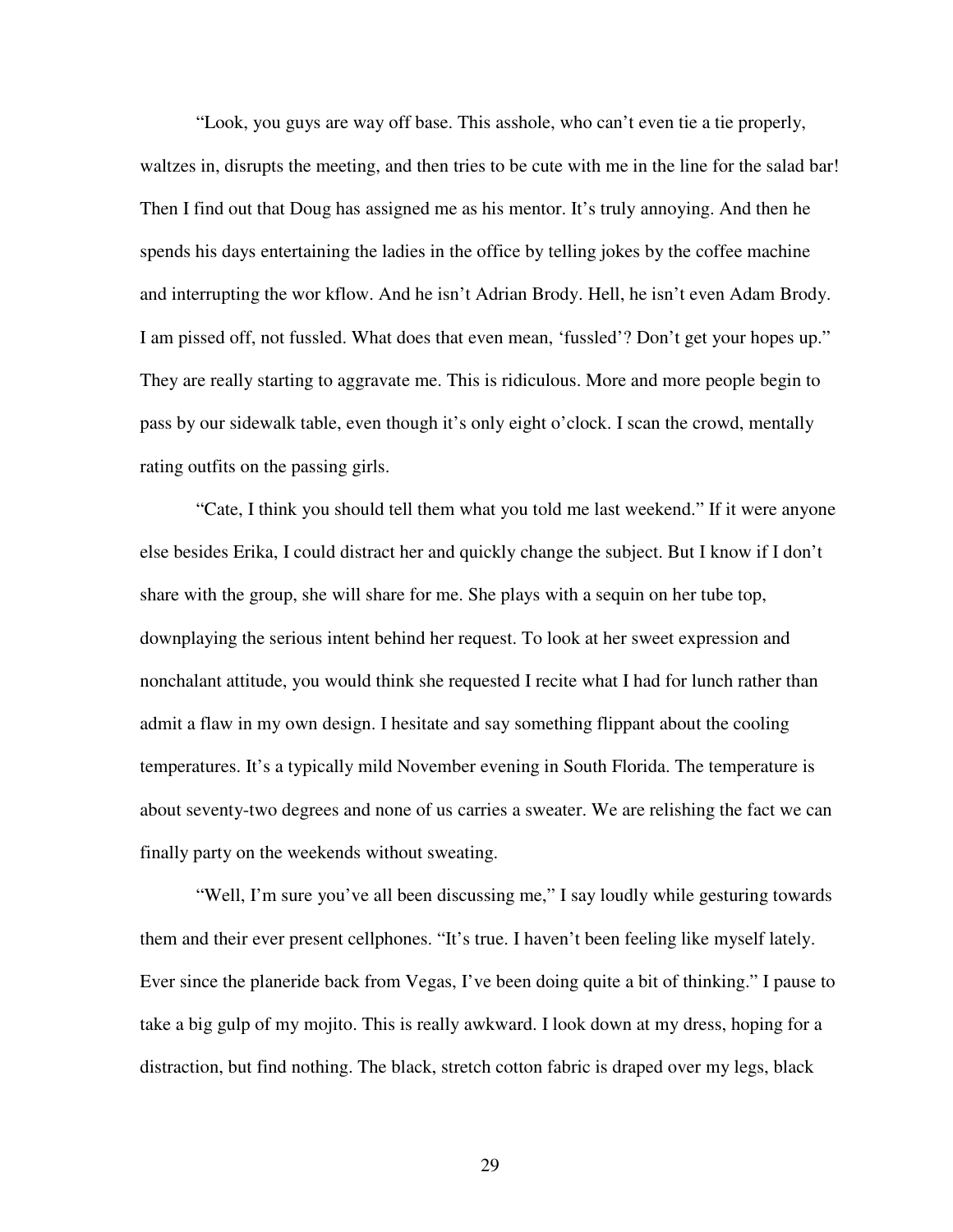"Look, you guys are way off base. This asshole, who can't even tie a tie properly, waltzes in, disrupts the meeting, and then tries to be cute with me in the line for the salad bar! Then I find out that Doug has assigned me as his mentor. It's truly annoying. And then he spends his days entertaining the ladies in the office by telling jokes by the coffee machine and interrupting the wor kflow. And he isn't Adrian Brody. Hell, he isn't even Adam Brody. I am pissed off, not fussled. What does that even mean, 'fussled'? Don't get your hopes up." They are really starting to aggravate me. This is ridiculous. More and more people begin to pass by our sidewalk table, even though it's only eight o'clock. I scan the crowd, mentally rating outfits on the passing girls.

"Cate, I think you should tell them what you told me last weekend." If it were anyone else besides Erika, I could distract her and quickly change the subject. But I know if I don't share with the group, she will share for me. She plays with a sequin on her tube top, downplaying the serious intent behind her request. To look at her sweet expression and nonchalant attitude, you would think she requested I recite what I had for lunch rather than admit a flaw in my own design. I hesitate and say something flippant about the cooling temperatures. It's a typically mild November evening in South Florida. The temperature is about seventy-two degrees and none of us carries a sweater. We are relishing the fact we can finally party on the weekends without sweating.

"Well, I'm sure you've all been discussing me," I say loudly while gesturing towards them and their ever present cellphones. "It's true. I haven't been feeling like myself lately. Ever since the planeride back from Vegas, I've been doing quite a bit of thinking." I pause to take a big gulp of my mojito. This is really awkward. I look down at my dress, hoping for a distraction, but find nothing. The black, stretch cotton fabric is draped over my legs, black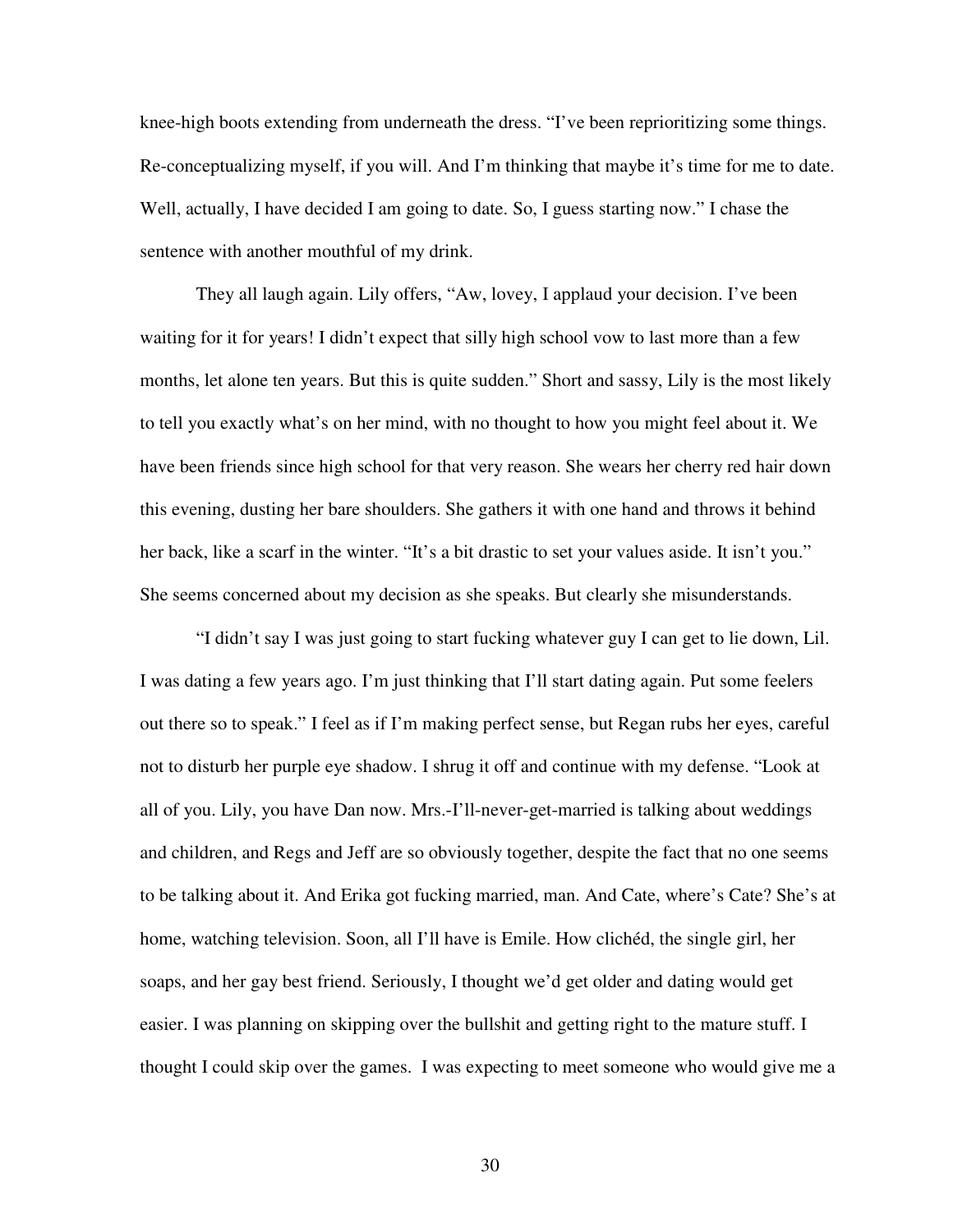knee-high boots extending from underneath the dress. "I've been reprioritizing some things. Re-conceptualizing myself, if you will. And I'm thinking that maybe it's time for me to date. Well, actually, I have decided I am going to date. So, I guess starting now." I chase the sentence with another mouthful of my drink.

They all laugh again. Lily offers, "Aw, lovey, I applaud your decision. I've been waiting for it for years! I didn't expect that silly high school vow to last more than a few months, let alone ten years. But this is quite sudden." Short and sassy, Lily is the most likely to tell you exactly what's on her mind, with no thought to how you might feel about it. We have been friends since high school for that very reason. She wears her cherry red hair down this evening, dusting her bare shoulders. She gathers it with one hand and throws it behind her back, like a scarf in the winter. "It's a bit drastic to set your values aside. It isn't you." She seems concerned about my decision as she speaks. But clearly she misunderstands.

"I didn't say I was just going to start fucking whatever guy I can get to lie down, Lil. I was dating a few years ago. I'm just thinking that I'll start dating again. Put some feelers out there so to speak." I feel as if I'm making perfect sense, but Regan rubs her eyes, careful not to disturb her purple eye shadow. I shrug it off and continue with my defense. "Look at all of you. Lily, you have Dan now. Mrs.-I'll-never-get-married is talking about weddings and children, and Regs and Jeff are so obviously together, despite the fact that no one seems to be talking about it. And Erika got fucking married, man. And Cate, where's Cate? She's at home, watching television. Soon, all I'll have is Emile. How clichéd, the single girl, her soaps, and her gay best friend. Seriously, I thought we'd get older and dating would get easier. I was planning on skipping over the bullshit and getting right to the mature stuff. I thought I could skip over the games. I was expecting to meet someone who would give me a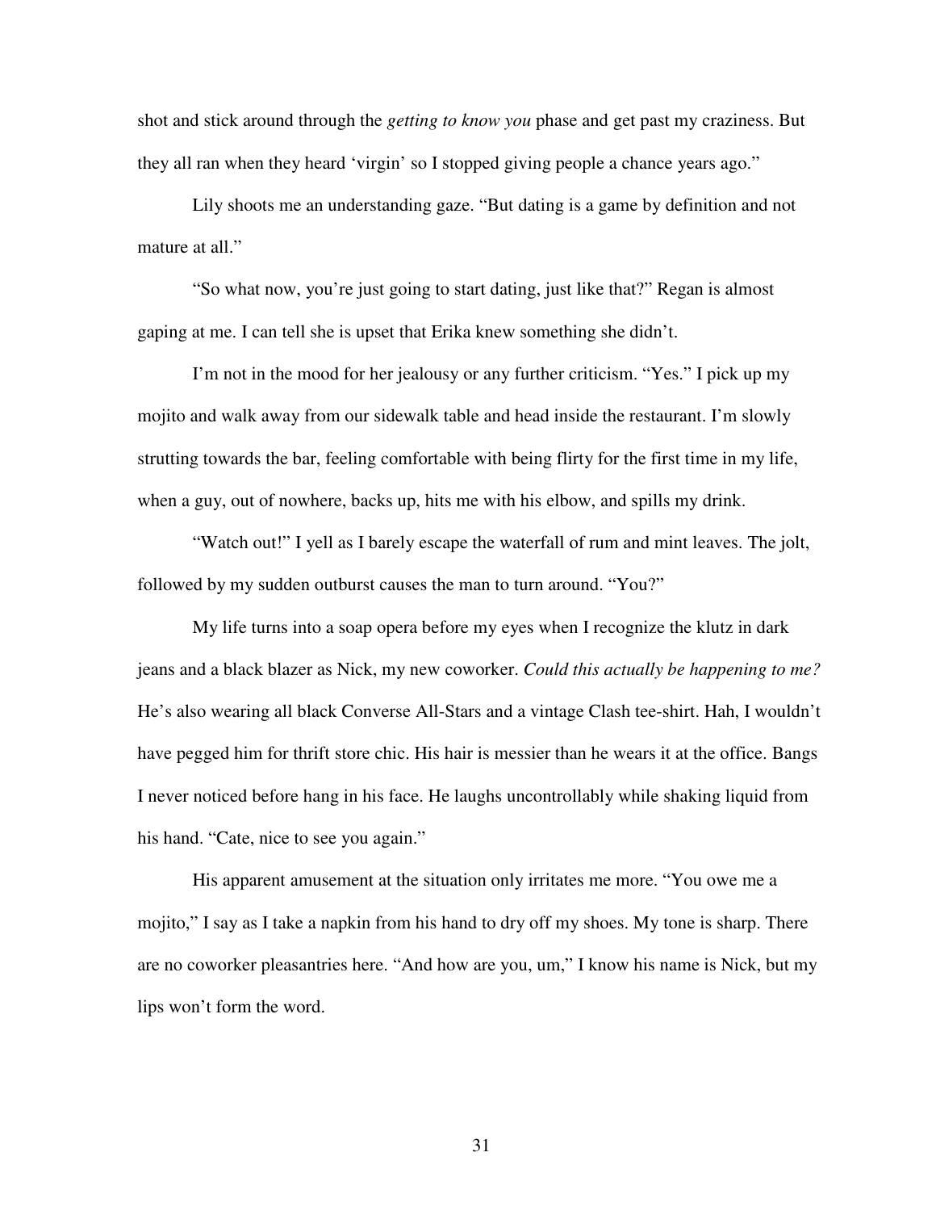shot and stick around through the *getting to know you* phase and get past my craziness. But they all ran when they heard 'virgin' so I stopped giving people a chance years ago."

Lily shoots me an understanding gaze. "But dating is a game by definition and not mature at all."

"So what now, you're just going to start dating, just like that?" Regan is almost gaping at me. I can tell she is upset that Erika knew something she didn't.

I'm not in the mood for her jealousy or any further criticism. "Yes." I pick up my mojito and walk away from our sidewalk table and head inside the restaurant. I'm slowly strutting towards the bar, feeling comfortable with being flirty for the first time in my life, when a guy, out of nowhere, backs up, hits me with his elbow, and spills my drink.

"Watch out!" I yell as I barely escape the waterfall of rum and mint leaves. The jolt, followed by my sudden outburst causes the man to turn around. "You?"

My life turns into a soap opera before my eyes when I recognize the klutz in dark jeans and a black blazer as Nick, my new coworker. *Could this actually be happening to me?* He's also wearing all black Converse All-Stars and a vintage Clash tee-shirt. Hah, I wouldn't have pegged him for thrift store chic. His hair is messier than he wears it at the office. Bangs I never noticed before hang in his face. He laughs uncontrollably while shaking liquid from his hand. "Cate, nice to see you again."

His apparent amusement at the situation only irritates me more. "You owe me a mojito," I say as I take a napkin from his hand to dry off my shoes. My tone is sharp. There are no coworker pleasantries here. "And how are you, um," I know his name is Nick, but my lips won't form the word.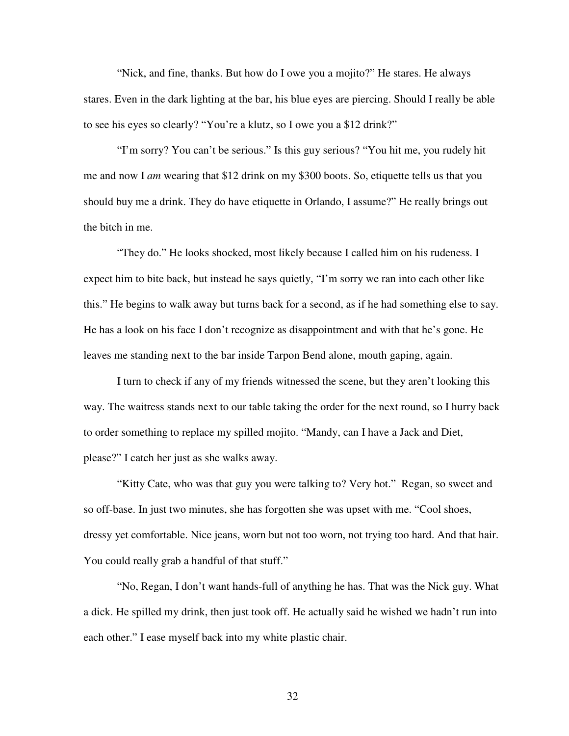"Nick, and fine, thanks. But how do I owe you a mojito?" He stares. He always stares. Even in the dark lighting at the bar, his blue eyes are piercing. Should I really be able to see his eyes so clearly? "You're a klutz, so I owe you a $12 drink?"

"I'm sorry? You can't be serious." Is this guy serious? "You hit me, you rudely hit me and now I *am* wearing that $12 drink on my $300 boots. So, etiquette tells us that you should buy me a drink. They do have etiquette in Orlando, I assume?" He really brings out the bitch in me.

"They do." He looks shocked, most likely because I called him on his rudeness. I expect him to bite back, but instead he says quietly, "I'm sorry we ran into each other like this." He begins to walk away but turns back for a second, as if he had something else to say. He has a look on his face I don't recognize as disappointment and with that he's gone. He leaves me standing next to the bar inside Tarpon Bend alone, mouth gaping, again.

I turn to check if any of my friends witnessed the scene, but they aren't looking this way. The waitress stands next to our table taking the order for the next round, so I hurry back to order something to replace my spilled mojito. "Mandy, can I have a Jack and Diet, please?" I catch her just as she walks away.

"Kitty Cate, who was that guy you were talking to? Very hot." Regan, so sweet and so off-base. In just two minutes, she has forgotten she was upset with me. "Cool shoes, dressy yet comfortable. Nice jeans, worn but not too worn, not trying too hard. And that hair. You could really grab a handful of that stuff."

"No, Regan, I don't want hands-full of anything he has. That was the Nick guy. What a dick. He spilled my drink, then just took off. He actually said he wished we hadn't run into each other." I ease myself back into my white plastic chair.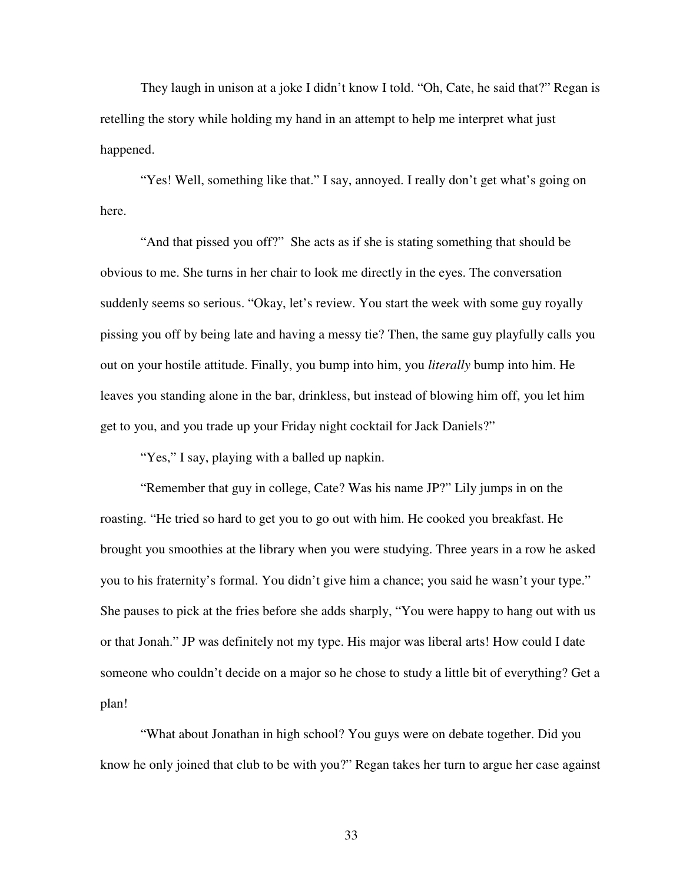They laugh in unison at a joke I didn't know I told. "Oh, Cate, he said that?" Regan is retelling the story while holding my hand in an attempt to help me interpret what just happened.

"Yes! Well, something like that." I say, annoyed. I really don't get what's going on here.

"And that pissed you off?" She acts as if she is stating something that should be obvious to me. She turns in her chair to look me directly in the eyes. The conversation suddenly seems so serious. "Okay, let's review. You start the week with some guy royally pissing you off by being late and having a messy tie? Then, the same guy playfully calls you out on your hostile attitude. Finally, you bump into him, you *literally* bump into him. He leaves you standing alone in the bar, drinkless, but instead of blowing him off, you let him get to you, and you trade up your Friday night cocktail for Jack Daniels?"

"Yes," I say, playing with a balled up napkin.

"Remember that guy in college, Cate? Was his name JP?" Lily jumps in on the roasting. "He tried so hard to get you to go out with him. He cooked you breakfast. He brought you smoothies at the library when you were studying. Three years in a row he asked you to his fraternity's formal. You didn't give him a chance; you said he wasn't your type." She pauses to pick at the fries before she adds sharply, "You were happy to hang out with us or that Jonah." JP was definitely not my type. His major was liberal arts! How could I date someone who couldn't decide on a major so he chose to study a little bit of everything? Get a plan!

"What about Jonathan in high school? You guys were on debate together. Did you know he only joined that club to be with you?" Regan takes her turn to argue her case against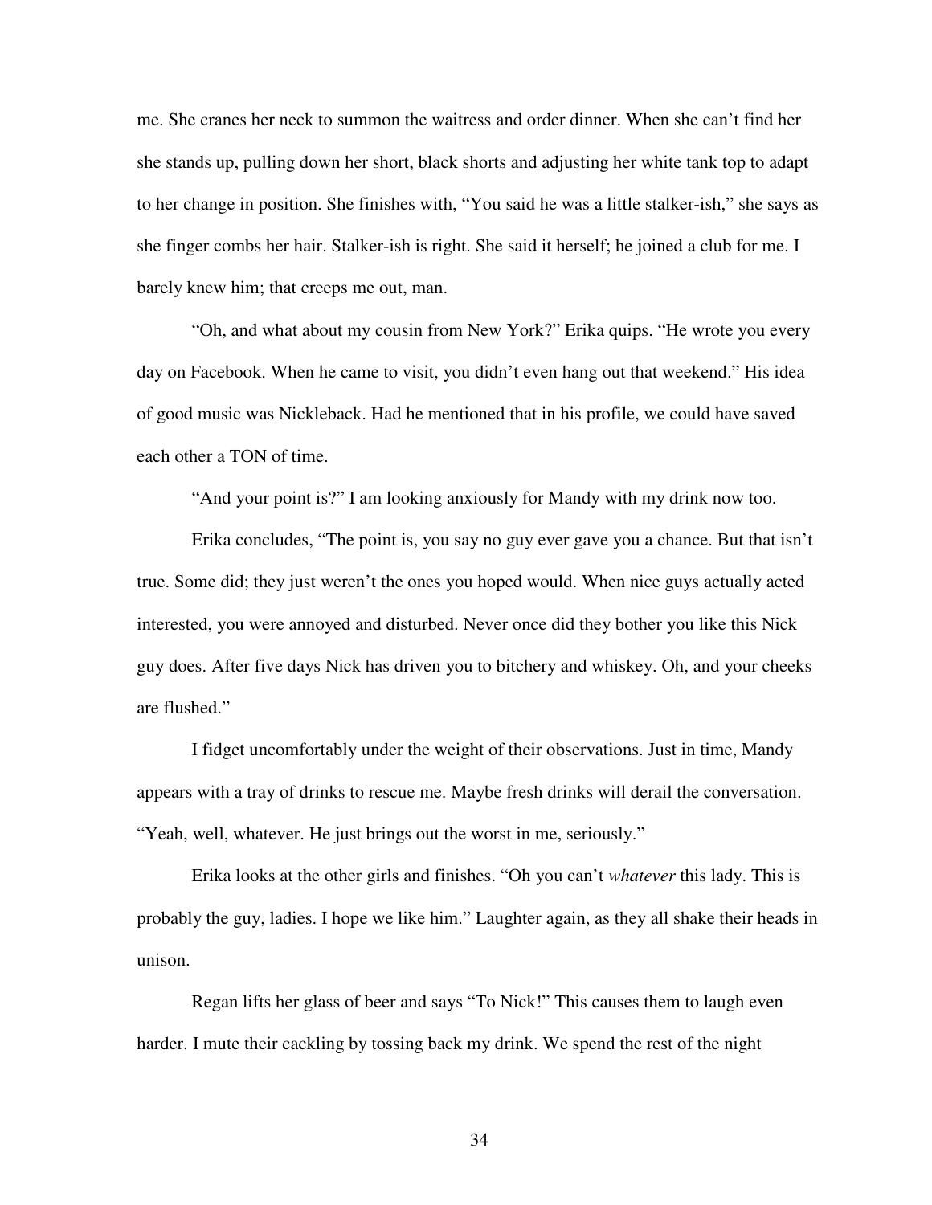me. She cranes her neck to summon the waitress and order dinner. When she can't find her she stands up, pulling down her short, black shorts and adjusting her white tank top to adapt to her change in position. She finishes with, "You said he was a little stalker-ish," she says as she finger combs her hair. Stalker-ish is right. She said it herself; he joined a club for me. I barely knew him; that creeps me out, man.

"Oh, and what about my cousin from New York?" Erika quips. "He wrote you every day on Facebook. When he came to visit, you didn't even hang out that weekend." His idea of good music was Nickleback. Had he mentioned that in his profile, we could have saved each other a TON of time.

"And your point is?" I am looking anxiously for Mandy with my drink now too.

Erika concludes, "The point is, you say no guy ever gave you a chance. But that isn't true. Some did; they just weren't the ones you hoped would. When nice guys actually acted interested, you were annoyed and disturbed. Never once did they bother you like this Nick guy does. After five days Nick has driven you to bitchery and whiskey. Oh, and your cheeks are flushed."

I fidget uncomfortably under the weight of their observations. Just in time, Mandy appears with a tray of drinks to rescue me. Maybe fresh drinks will derail the conversation. "Yeah, well, whatever. He just brings out the worst in me, seriously."

Erika looks at the other girls and finishes. "Oh you can't *whatever* this lady. This is probably the guy, ladies. I hope we like him." Laughter again, as they all shake their heads in unison.

Regan lifts her glass of beer and says "To Nick!" This causes them to laugh even harder. I mute their cackling by tossing back my drink. We spend the rest of the night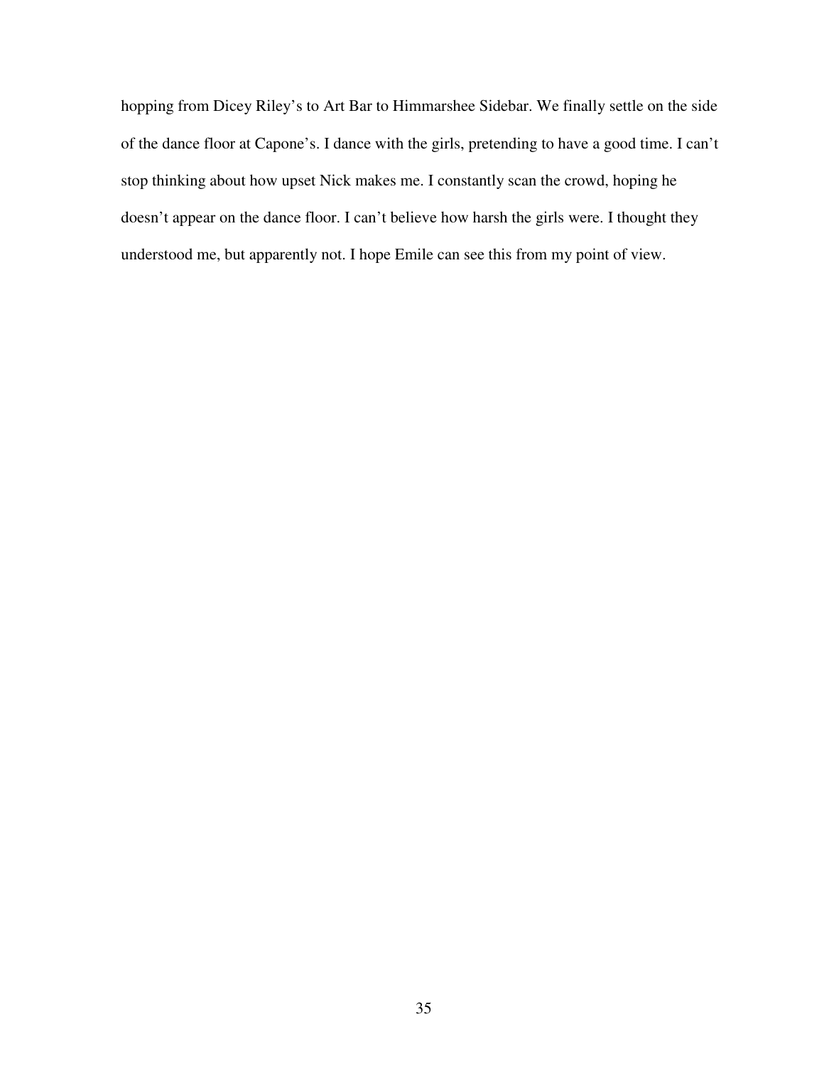hopping from Dicey Riley's to Art Bar to Himmarshee Sidebar. We finally settle on the side of the dance floor at Capone's. I dance with the girls, pretending to have a good time. I can't stop thinking about how upset Nick makes me. I constantly scan the crowd, hoping he doesn't appear on the dance floor. I can't believe how harsh the girls were. I thought they understood me, but apparently not. I hope Emile can see this from my point of view.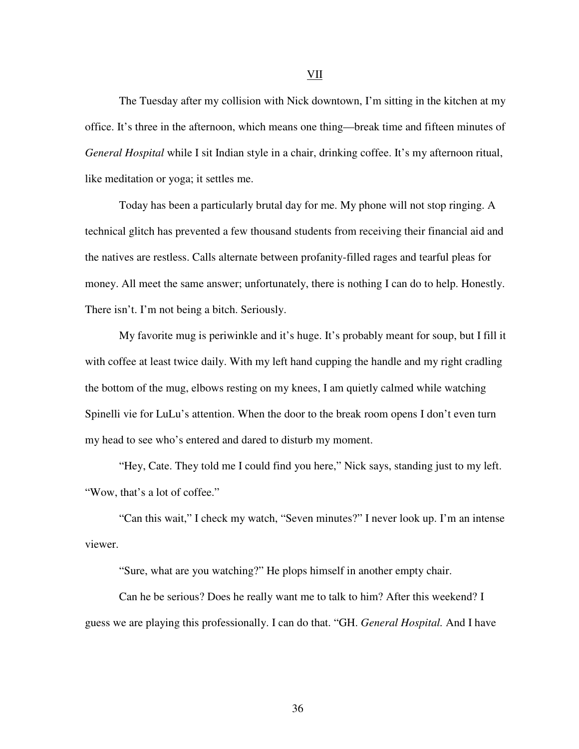## VII

The Tuesday after my collision with Nick downtown, I'm sitting in the kitchen at my office. It's three in the afternoon, which means one thing—break time and fifteen minutes of *General Hospital* while I sit Indian style in a chair, drinking coffee. It's my afternoon ritual, like meditation or yoga; it settles me.

Today has been a particularly brutal day for me. My phone will not stop ringing. A technical glitch has prevented a few thousand students from receiving their financial aid and the natives are restless. Calls alternate between profanity-filled rages and tearful pleas for money. All meet the same answer; unfortunately, there is nothing I can do to help. Honestly. There isn't. I'm not being a bitch. Seriously.

My favorite mug is periwinkle and it's huge. It's probably meant for soup, but I fill it with coffee at least twice daily. With my left hand cupping the handle and my right cradling the bottom of the mug, elbows resting on my knees, I am quietly calmed while watching Spinelli vie for LuLu's attention. When the door to the break room opens I don't even turn my head to see who's entered and dared to disturb my moment.

"Hey, Cate. They told me I could find you here," Nick says, standing just to my left. "Wow, that's a lot of coffee."

"Can this wait," I check my watch, "Seven minutes?" I never look up. I'm an intense viewer.

"Sure, what are you watching?" He plops himself in another empty chair.

Can he be serious? Does he really want me to talk to him? After this weekend? I guess we are playing this professionally. I can do that. "GH. *General Hospital.* And I have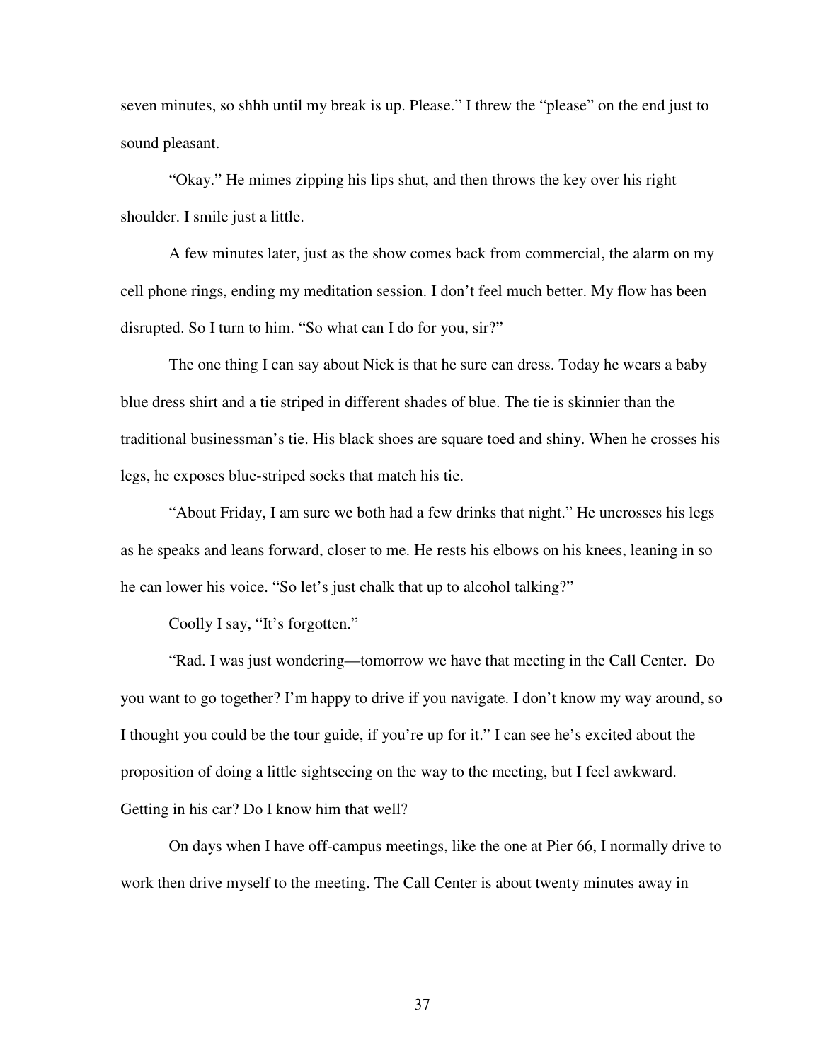seven minutes, so shhh until my break is up. Please." I threw the "please" on the end just to sound pleasant.

"Okay." He mimes zipping his lips shut, and then throws the key over his right shoulder. I smile just a little.

A few minutes later, just as the show comes back from commercial, the alarm on my cell phone rings, ending my meditation session. I don't feel much better. My flow has been disrupted. So I turn to him. "So what can I do for you, sir?"

The one thing I can say about Nick is that he sure can dress. Today he wears a baby blue dress shirt and a tie striped in different shades of blue. The tie is skinnier than the traditional businessman's tie. His black shoes are square toed and shiny. When he crosses his legs, he exposes blue-striped socks that match his tie.

"About Friday, I am sure we both had a few drinks that night." He uncrosses his legs as he speaks and leans forward, closer to me. He rests his elbows on his knees, leaning in so he can lower his voice. "So let's just chalk that up to alcohol talking?"

Coolly I say, "It's forgotten."

"Rad. I was just wondering—tomorrow we have that meeting in the Call Center. Do you want to go together? I'm happy to drive if you navigate. I don't know my way around, so I thought you could be the tour guide, if you're up for it." I can see he's excited about the proposition of doing a little sightseeing on the way to the meeting, but I feel awkward. Getting in his car? Do I know him that well?

On days when I have off-campus meetings, like the one at Pier 66, I normally drive to work then drive myself to the meeting. The Call Center is about twenty minutes away in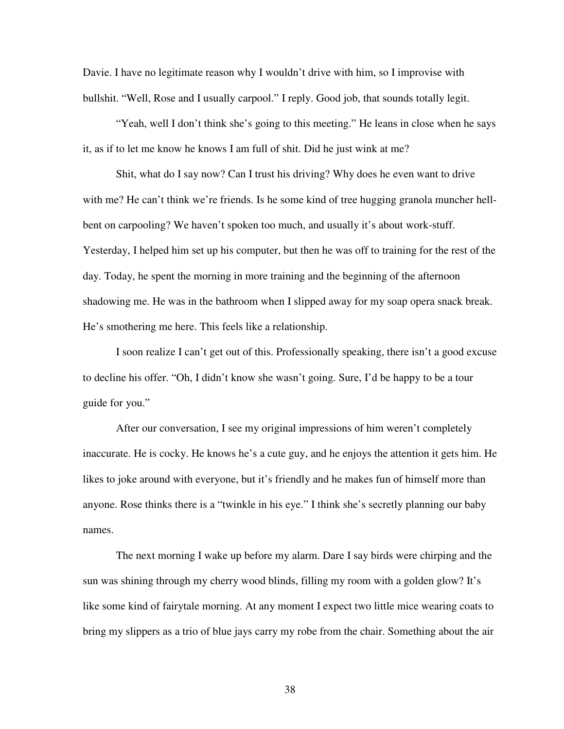Davie. I have no legitimate reason why I wouldn't drive with him, so I improvise with bullshit. "Well, Rose and I usually carpool." I reply. Good job, that sounds totally legit.

"Yeah, well I don't think she's going to this meeting." He leans in close when he says it, as if to let me know he knows I am full of shit. Did he just wink at me?

Shit, what do I say now? Can I trust his driving? Why does he even want to drive with me? He can't think we're friends. Is he some kind of tree hugging granola muncher hell-bent on carpooling? We haven't spoken too much, and usually it's about work-stuff. Yesterday, I helped him set up his computer, but then he was off to training for the rest of the day. Today, he spent the morning in more training and the beginning of the afternoon shadowing me. He was in the bathroom when I slipped away for my soap opera snack break. He's smothering me here. This feels like a relationship.

I soon realize I can't get out of this. Professionally speaking, there isn't a good excuse to decline his offer. "Oh, I didn't know she wasn't going. Sure, I'd be happy to be a tour guide for you."

After our conversation, I see my original impressions of him weren't completely inaccurate. He is cocky. He knows he's a cute guy, and he enjoys the attention it gets him. He likes to joke around with everyone, but it's friendly and he makes fun of himself more than anyone. Rose thinks there is a "twinkle in his eye." I think she's secretly planning our baby names.

The next morning I wake up before my alarm. Dare I say birds were chirping and the sun was shining through my cherry wood blinds, filling my room with a golden glow? It's like some kind of fairytale morning. At any moment I expect two little mice wearing coats to bring my slippers as a trio of blue jays carry my robe from the chair. Something about the air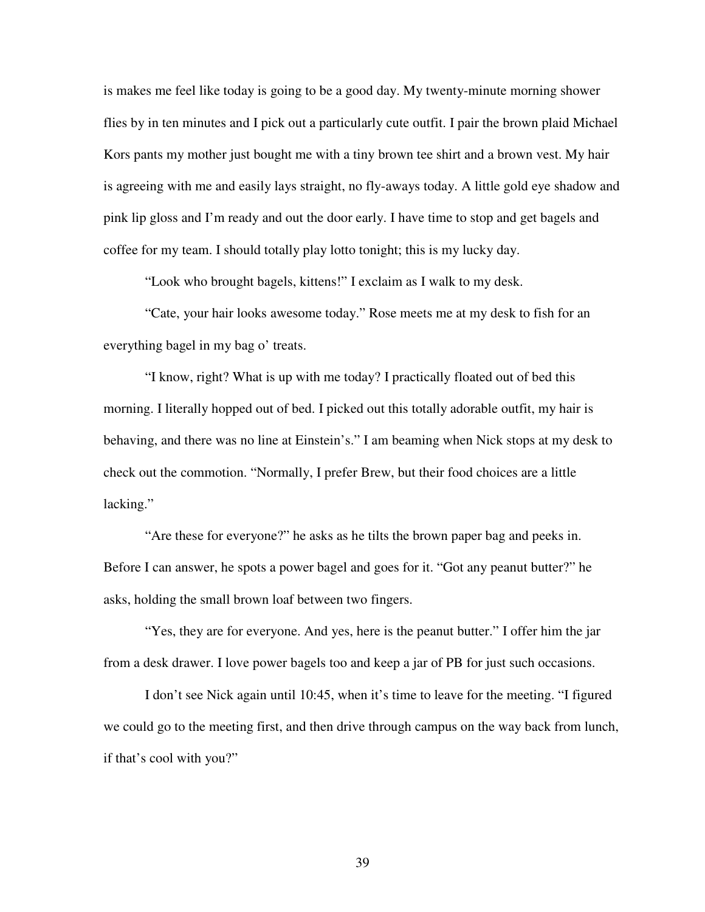is makes me feel like today is going to be a good day. My twenty-minute morning shower flies by in ten minutes and I pick out a particularly cute outfit. I pair the brown plaid Michael Kors pants my mother just bought me with a tiny brown tee shirt and a brown vest. My hair is agreeing with me and easily lays straight, no fly-aways today. A little gold eye shadow and pink lip gloss and I'm ready and out the door early. I have time to stop and get bagels and coffee for my team. I should totally play lotto tonight; this is my lucky day.

"Look who brought bagels, kittens!" I exclaim as I walk to my desk.

"Cate, your hair looks awesome today." Rose meets me at my desk to fish for an everything bagel in my bag o' treats.

"I know, right? What is up with me today? I practically floated out of bed this morning. I literally hopped out of bed. I picked out this totally adorable outfit, my hair is behaving, and there was no line at Einstein's." I am beaming when Nick stops at my desk to check out the commotion. "Normally, I prefer Brew, but their food choices are a little lacking."

"Are these for everyone?" he asks as he tilts the brown paper bag and peeks in. Before I can answer, he spots a power bagel and goes for it. "Got any peanut butter?" he asks, holding the small brown loaf between two fingers.

"Yes, they are for everyone. And yes, here is the peanut butter." I offer him the jar from a desk drawer. I love power bagels too and keep a jar of PB for just such occasions.

I don't see Nick again until 10:45, when it's time to leave for the meeting. "I figured we could go to the meeting first, and then drive through campus on the way back from lunch, if that's cool with you?"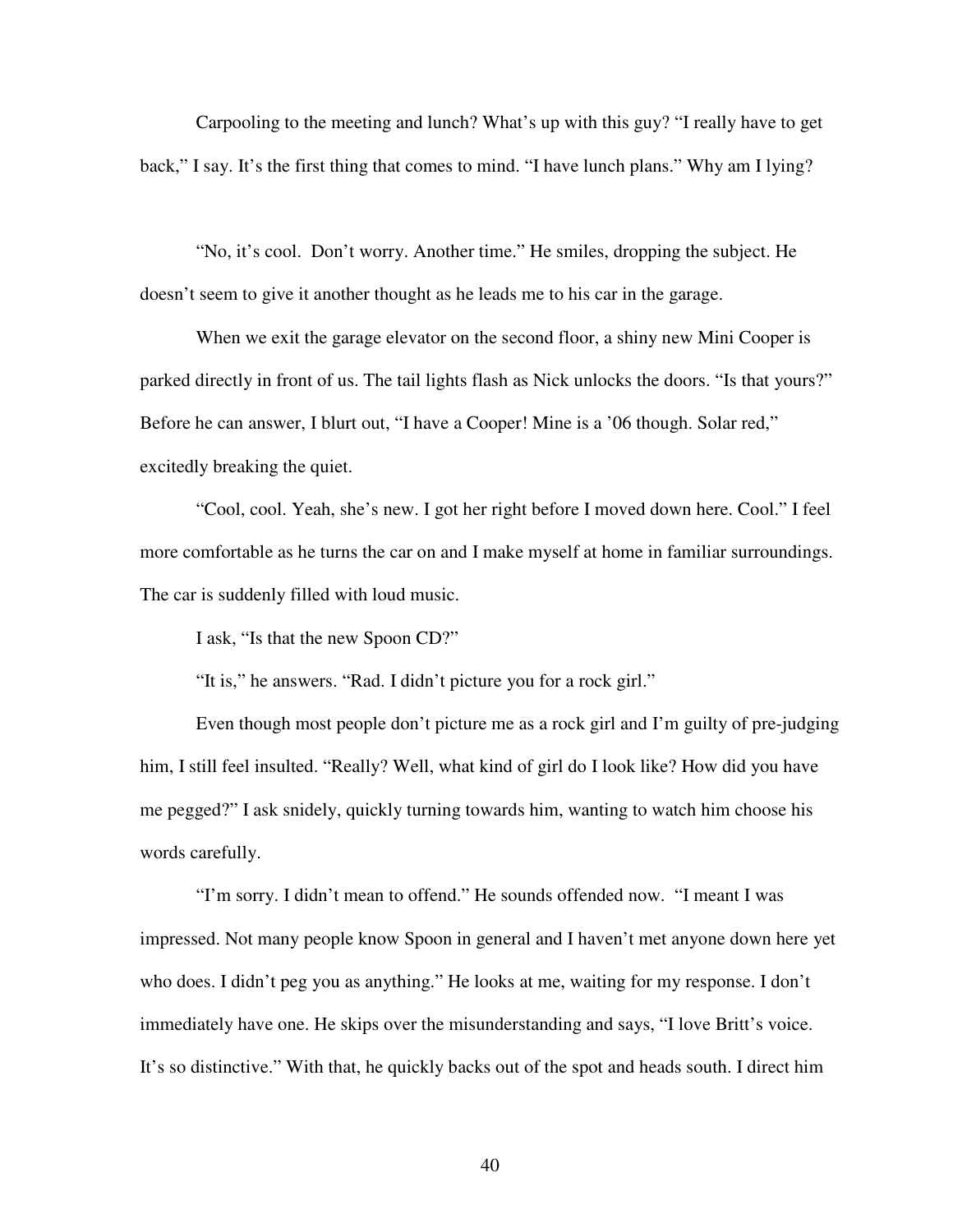Carpooling to the meeting and lunch? What's up with this guy? "I really have to get back," I say. It's the first thing that comes to mind. "I have lunch plans." Why am I lying?

"No, it's cool. Don't worry. Another time." He smiles, dropping the subject. He doesn't seem to give it another thought as he leads me to his car in the garage.

When we exit the garage elevator on the second floor, a shiny new Mini Cooper is parked directly in front of us. The tail lights flash as Nick unlocks the doors. "Is that yours?" Before he can answer, I blurt out, "I have a Cooper! Mine is a '06 though. Solar red," excitedly breaking the quiet.

"Cool, cool. Yeah, she's new. I got her right before I moved down here. Cool." I feel more comfortable as he turns the car on and I make myself at home in familiar surroundings. The car is suddenly filled with loud music.

I ask, "Is that the new Spoon CD?"

"It is," he answers. "Rad. I didn't picture you for a rock girl."

Even though most people don't picture me as a rock girl and I'm guilty of pre-judging him, I still feel insulted. "Really? Well, what kind of girl do I look like? How did you have me pegged?" I ask snidely, quickly turning towards him, wanting to watch him choose his words carefully.

"I'm sorry. I didn't mean to offend." He sounds offended now. "I meant I was impressed. Not many people know Spoon in general and I haven't met anyone down here yet who does. I didn't peg you as anything." He looks at me, waiting for my response. I don't immediately have one. He skips over the misunderstanding and says, "I love Britt's voice. It's so distinctive." With that, he quickly backs out of the spot and heads south. I direct him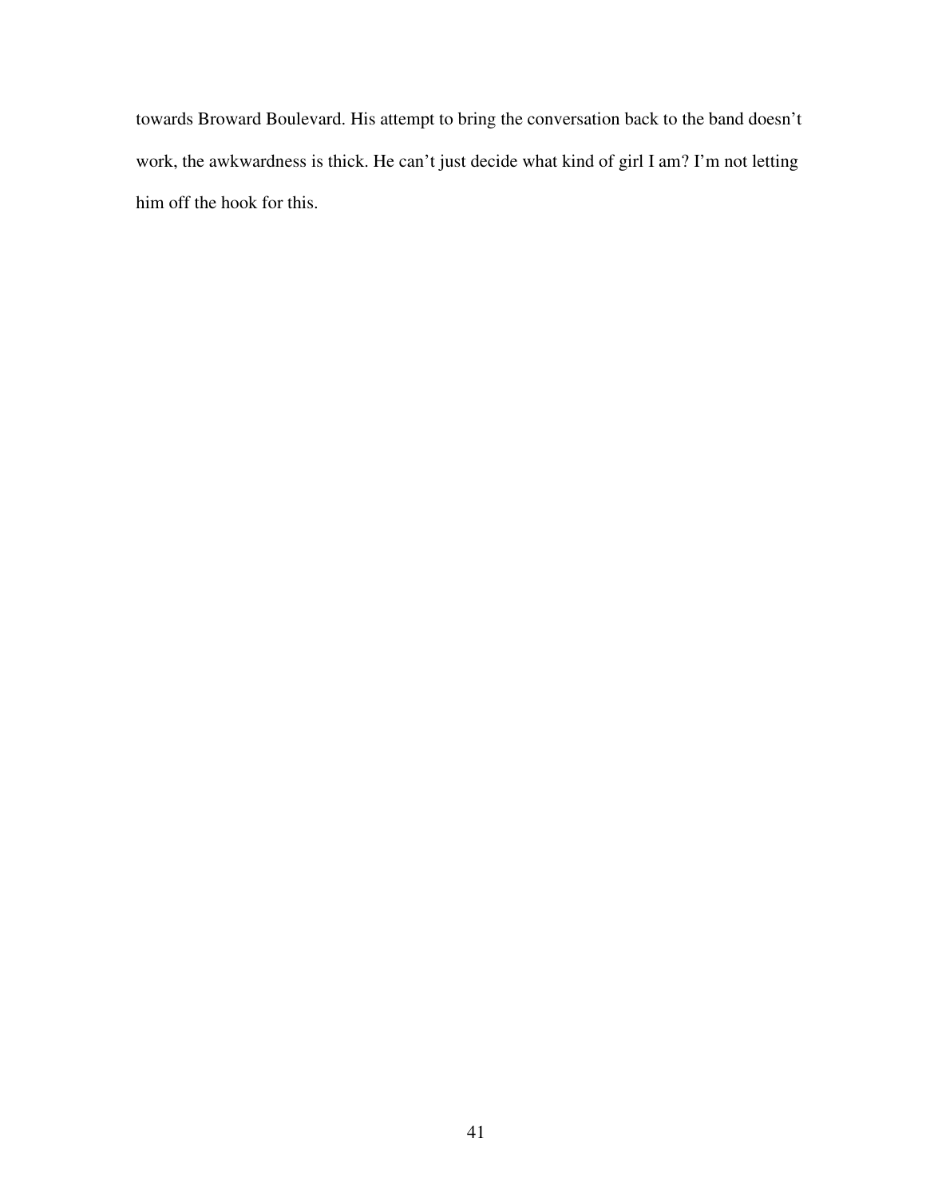towards Broward Boulevard. His attempt to bring the conversation back to the band doesn't work, the awkwardness is thick. He can't just decide what kind of girl I am? I'm not letting him off the hook for this.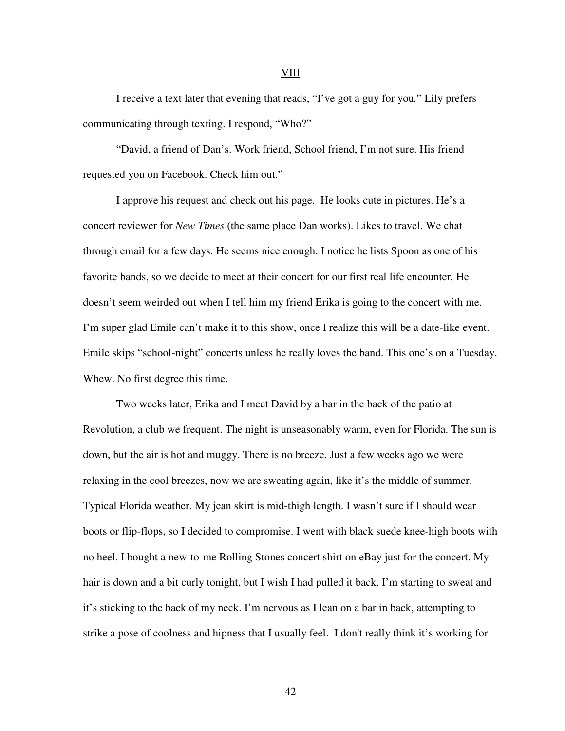## VIII

I receive a text later that evening that reads, "I've got a guy for you." Lily prefers communicating through texting. I respond, "Who?"

"David, a friend of Dan's. Work friend, School friend, I'm not sure. His friend requested you on Facebook. Check him out."

I approve his request and check out his page. He looks cute in pictures. He's a concert reviewer for *New Times* (the same place Dan works). Likes to travel. We chat through email for a few days. He seems nice enough. I notice he lists Spoon as one of his favorite bands, so we decide to meet at their concert for our first real life encounter. He doesn't seem weirded out when I tell him my friend Erika is going to the concert with me. I'm super glad Emile can't make it to this show, once I realize this will be a date-like event. Emile skips "school-night" concerts unless he really loves the band. This one's on a Tuesday. Whew. No first degree this time.

Two weeks later, Erika and I meet David by a bar in the back of the patio at Revolution, a club we frequent. The night is unseasonably warm, even for Florida. The sun is down, but the air is hot and muggy. There is no breeze. Just a few weeks ago we were relaxing in the cool breezes, now we are sweating again, like it's the middle of summer. Typical Florida weather. My jean skirt is mid-thigh length. I wasn't sure if I should wear boots or flip-flops, so I decided to compromise. I went with black suede knee-high boots with no heel. I bought a new-to-me Rolling Stones concert shirt on eBay just for the concert. My hair is down and a bit curly tonight, but I wish I had pulled it back. I'm starting to sweat and it's sticking to the back of my neck. I'm nervous as I lean on a bar in back, attempting to strike a pose of coolness and hipness that I usually feel. I don't really think it's working for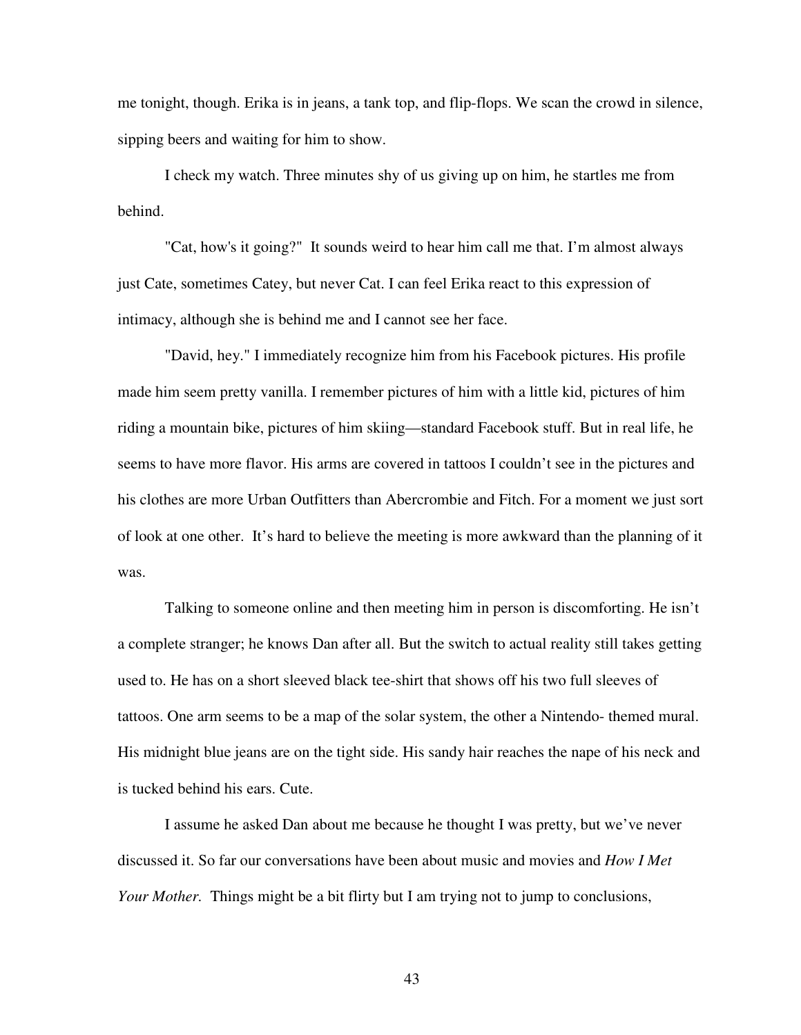me tonight, though. Erika is in jeans, a tank top, and flip-flops. We scan the crowd in silence, sipping beers and waiting for him to show.

I check my watch. Three minutes shy of us giving up on him, he startles me from behind.

"Cat, how's it going?" It sounds weird to hear him call me that. I'm almost always just Cate, sometimes Catey, but never Cat. I can feel Erika react to this expression of intimacy, although she is behind me and I cannot see her face.

"David, hey." I immediately recognize him from his Facebook pictures. His profile made him seem pretty vanilla. I remember pictures of him with a little kid, pictures of him riding a mountain bike, pictures of him skiing—standard Facebook stuff. But in real life, he seems to have more flavor. His arms are covered in tattoos I couldn't see in the pictures and his clothes are more Urban Outfitters than Abercrombie and Fitch. For a moment we just sort of look at one other. It's hard to believe the meeting is more awkward than the planning of it was.

Talking to someone online and then meeting him in person is discomforting. He isn't a complete stranger; he knows Dan after all. But the switch to actual reality still takes getting used to. He has on a short sleeved black tee-shirt that shows off his two full sleeves of tattoos. One arm seems to be a map of the solar system, the other a Nintendo- themed mural. His midnight blue jeans are on the tight side. His sandy hair reaches the nape of his neck and is tucked behind his ears. Cute.

I assume he asked Dan about me because he thought I was pretty, but we've never discussed it. So far our conversations have been about music and movies and *How I Met Your Mother.* Things might be a bit flirty but I am trying not to jump to conclusions,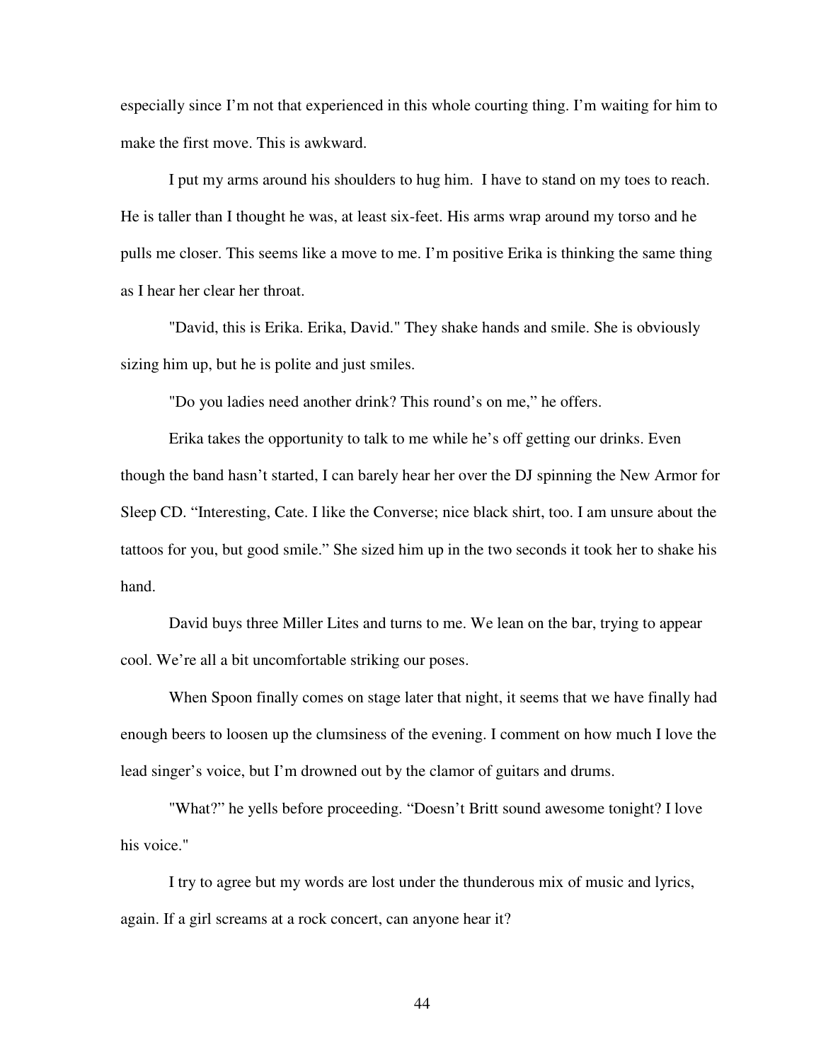especially since I'm not that experienced in this whole courting thing. I'm waiting for him to make the first move. This is awkward.

I put my arms around his shoulders to hug him. I have to stand on my toes to reach. He is taller than I thought he was, at least six-feet. His arms wrap around my torso and he pulls me closer. This seems like a move to me. I'm positive Erika is thinking the same thing as I hear her clear her throat.

"David, this is Erika. Erika, David." They shake hands and smile. She is obviously sizing him up, but he is polite and just smiles.

"Do you ladies need another drink? This round's on me," he offers.

Erika takes the opportunity to talk to me while he's off getting our drinks. Even though the band hasn't started, I can barely hear her over the DJ spinning the New Armor for Sleep CD. "Interesting, Cate. I like the Converse; nice black shirt, too. I am unsure about the tattoos for you, but good smile." She sized him up in the two seconds it took her to shake his hand.

David buys three Miller Lites and turns to me. We lean on the bar, trying to appear cool. We're all a bit uncomfortable striking our poses.

When Spoon finally comes on stage later that night, it seems that we have finally had enough beers to loosen up the clumsiness of the evening. I comment on how much I love the lead singer's voice, but I'm drowned out by the clamor of guitars and drums.

"What?" he yells before proceeding. "Doesn't Britt sound awesome tonight? I love his voice."

I try to agree but my words are lost under the thunderous mix of music and lyrics, again. If a girl screams at a rock concert, can anyone hear it?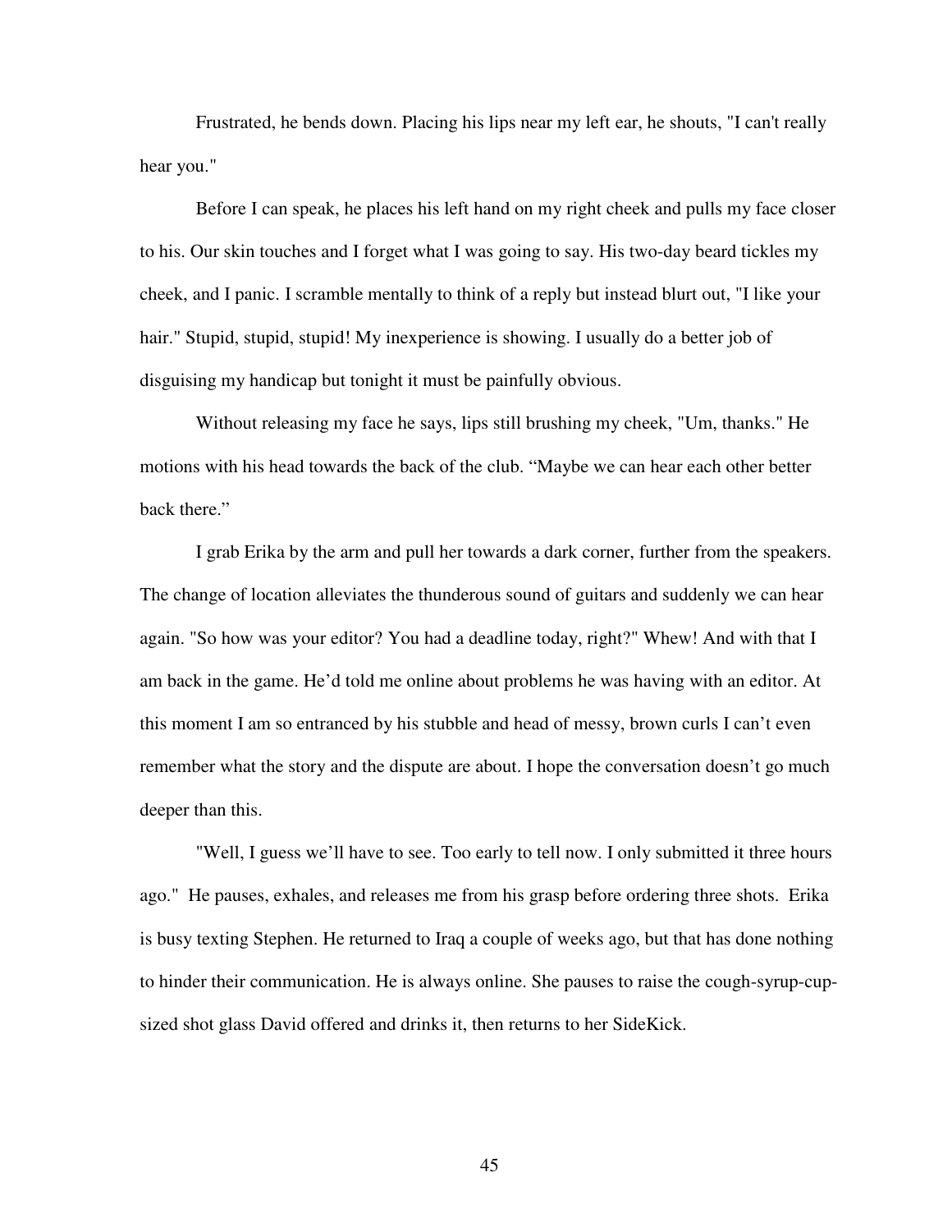Frustrated, he bends down. Placing his lips near my left ear, he shouts, "I can't really hear you."

Before I can speak, he places his left hand on my right cheek and pulls my face closer to his. Our skin touches and I forget what I was going to say. His two-day beard tickles my cheek, and I panic. I scramble mentally to think of a reply but instead blurt out, "I like your hair." Stupid, stupid, stupid! My inexperience is showing. I usually do a better job of disguising my handicap but tonight it must be painfully obvious.

Without releasing my face he says, lips still brushing my cheek, "Um, thanks." He motions with his head towards the back of the club. "Maybe we can hear each other better back there."

I grab Erika by the arm and pull her towards a dark corner, further from the speakers. The change of location alleviates the thunderous sound of guitars and suddenly we can hear again. "So how was your editor? You had a deadline today, right?" Whew! And with that I am back in the game. He'd told me online about problems he was having with an editor. At this moment I am so entranced by his stubble and head of messy, brown curls I can't even remember what the story and the dispute are about. I hope the conversation doesn't go much deeper than this.

"Well, I guess we'll have to see. Too early to tell now. I only submitted it three hours ago." He pauses, exhales, and releases me from his grasp before ordering three shots. Erika is busy texting Stephen. He returned to Iraq a couple of weeks ago, but that has done nothing to hinder their communication. He is always online. She pauses to raise the cough-syrup-cup-sized shot glass David offered and drinks it, then returns to her SideKick.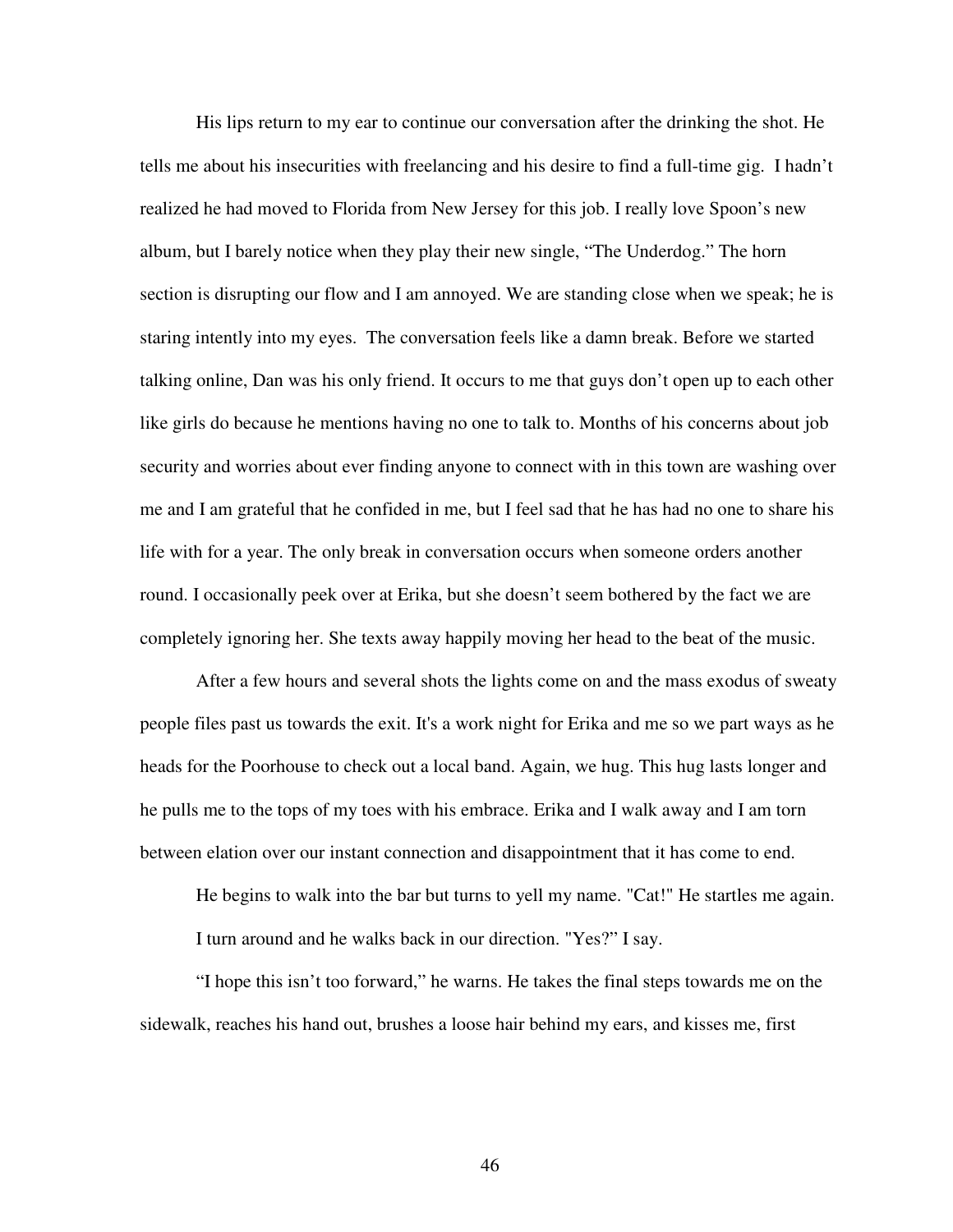His lips return to my ear to continue our conversation after the drinking the shot. He tells me about his insecurities with freelancing and his desire to find a full-time gig. I hadn't realized he had moved to Florida from New Jersey for this job. I really love Spoon's new album, but I barely notice when they play their new single, "The Underdog." The horn section is disrupting our flow and I am annoyed. We are standing close when we speak; he is staring intently into my eyes. The conversation feels like a damn break. Before we started talking online, Dan was his only friend. It occurs to me that guys don't open up to each other like girls do because he mentions having no one to talk to. Months of his concerns about job security and worries about ever finding anyone to connect with in this town are washing over me and I am grateful that he confided in me, but I feel sad that he has had no one to share his life with for a year. The only break in conversation occurs when someone orders another round. I occasionally peek over at Erika, but she doesn't seem bothered by the fact we are completely ignoring her. She texts away happily moving her head to the beat of the music.

After a few hours and several shots the lights come on and the mass exodus of sweaty people files past us towards the exit. It's a work night for Erika and me so we part ways as he heads for the Poorhouse to check out a local band. Again, we hug. This hug lasts longer and he pulls me to the tops of my toes with his embrace. Erika and I walk away and I am torn between elation over our instant connection and disappointment that it has come to end.

He begins to walk into the bar but turns to yell my name. "Cat!" He startles me again.

I turn around and he walks back in our direction. "Yes?" I say.

"I hope this isn't too forward," he warns. He takes the final steps towards me on the sidewalk, reaches his hand out, brushes a loose hair behind my ears, and kisses me, first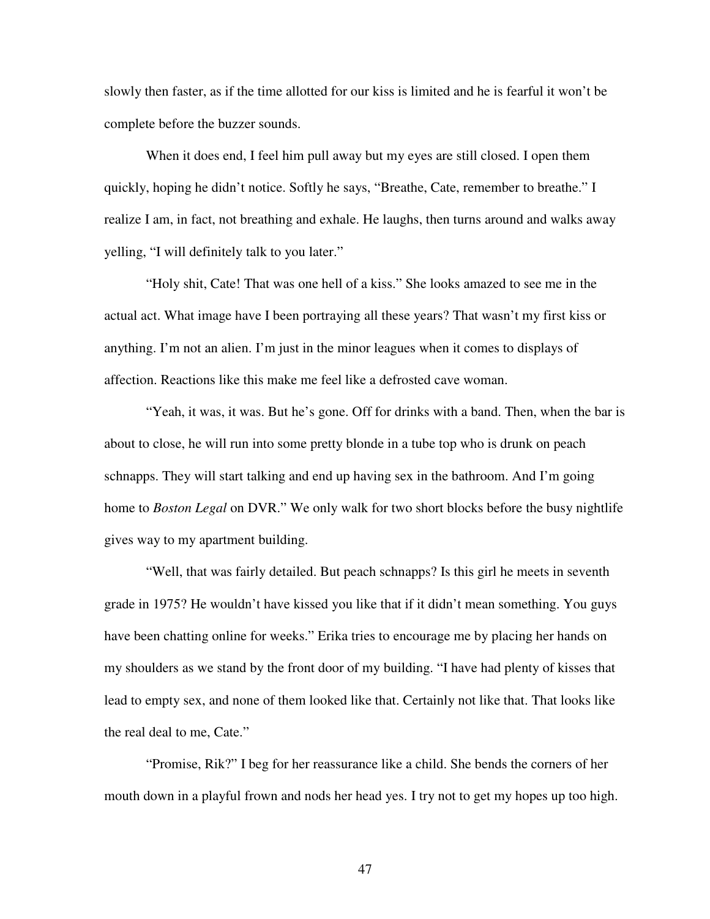slowly then faster, as if the time allotted for our kiss is limited and he is fearful it won't be complete before the buzzer sounds.

When it does end, I feel him pull away but my eyes are still closed. I open them quickly, hoping he didn't notice. Softly he says, "Breathe, Cate, remember to breathe." I realize I am, in fact, not breathing and exhale. He laughs, then turns around and walks away yelling, "I will definitely talk to you later."

"Holy shit, Cate! That was one hell of a kiss." She looks amazed to see me in the actual act. What image have I been portraying all these years? That wasn't my first kiss or anything. I'm not an alien. I'm just in the minor leagues when it comes to displays of affection. Reactions like this make me feel like a defrosted cave woman.

"Yeah, it was, it was. But he's gone. Off for drinks with a band. Then, when the bar is about to close, he will run into some pretty blonde in a tube top who is drunk on peach schnapps. They will start talking and end up having sex in the bathroom. And I'm going home to *Boston Legal* on DVR." We only walk for two short blocks before the busy nightlife gives way to my apartment building.

"Well, that was fairly detailed. But peach schnapps? Is this girl he meets in seventh grade in 1975? He wouldn't have kissed you like that if it didn't mean something. You guys have been chatting online for weeks." Erika tries to encourage me by placing her hands on my shoulders as we stand by the front door of my building. "I have had plenty of kisses that lead to empty sex, and none of them looked like that. Certainly not like that. That looks like the real deal to me, Cate."

"Promise, Rik?" I beg for her reassurance like a child. She bends the corners of her mouth down in a playful frown and nods her head yes. I try not to get my hopes up too high.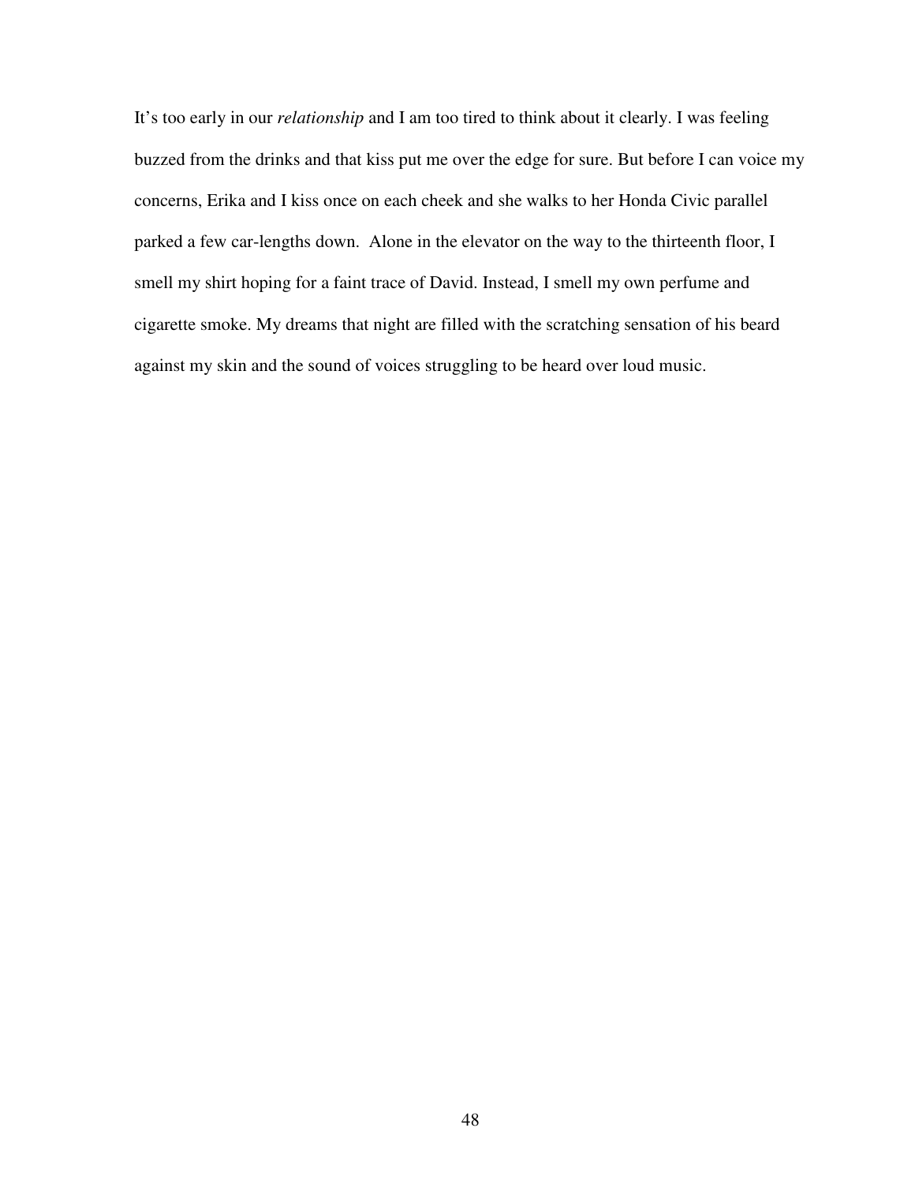It’s too early in our *relationship* and I am too tired to think about it clearly. I was feeling buzzed from the drinks and that kiss put me over the edge for sure. But before I can voice my concerns, Erika and I kiss once on each cheek and she walks to her Honda Civic parallel parked a few car-lengths down. Alone in the elevator on the way to the thirteenth floor, I smell my shirt hoping for a faint trace of David. Instead, I smell my own perfume and cigarette smoke. My dreams that night are filled with the scratching sensation of his beard against my skin and the sound of voices struggling to be heard over loud music.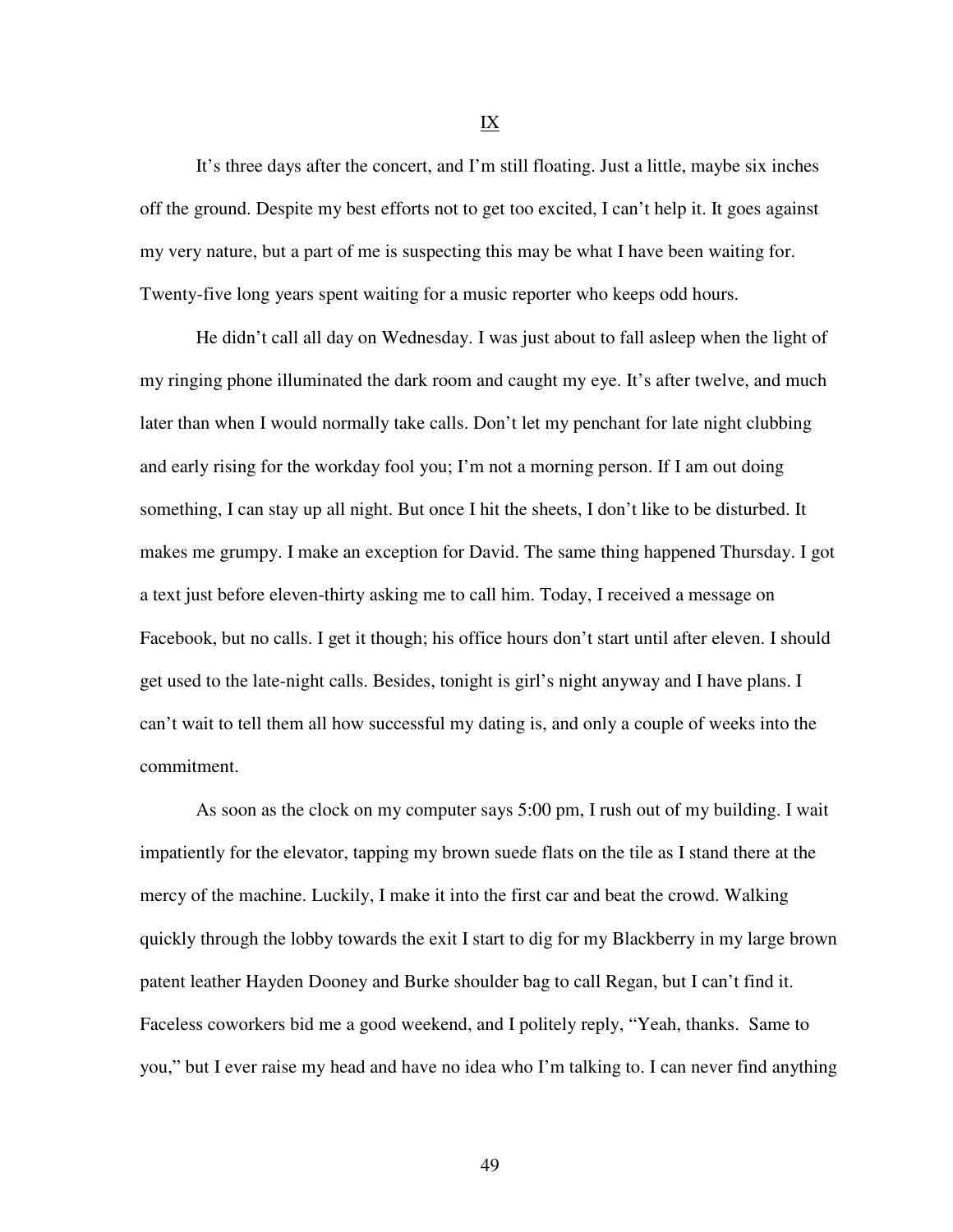# IX

It's three days after the concert, and I'm still floating. Just a little, maybe six inches off the ground. Despite my best efforts not to get too excited, I can't help it. It goes against my very nature, but a part of me is suspecting this may be what I have been waiting for. Twenty-five long years spent waiting for a music reporter who keeps odd hours.

He didn't call all day on Wednesday. I was just about to fall asleep when the light of my ringing phone illuminated the dark room and caught my eye. It's after twelve, and much later than when I would normally take calls. Don't let my penchant for late night clubbing and early rising for the workday fool you; I'm not a morning person. If I am out doing something, I can stay up all night. But once I hit the sheets, I don't like to be disturbed. It makes me grumpy. I make an exception for David. The same thing happened Thursday. I got a text just before eleven-thirty asking me to call him. Today, I received a message on Facebook, but no calls. I get it though; his office hours don't start until after eleven. I should get used to the late-night calls. Besides, tonight is girl's night anyway and I have plans. I can't wait to tell them all how successful my dating is, and only a couple of weeks into the commitment.

As soon as the clock on my computer says 5:00 pm, I rush out of my building. I wait impatiently for the elevator, tapping my brown suede flats on the tile as I stand there at the mercy of the machine. Luckily, I make it into the first car and beat the crowd. Walking quickly through the lobby towards the exit I start to dig for my Blackberry in my large brown patent leather Hayden Dooney and Burke shoulder bag to call Regan, but I can't find it. Faceless coworkers bid me a good weekend, and I politely reply, "Yeah, thanks. Same to you," but I ever raise my head and have no idea who I'm talking to. I can never find anything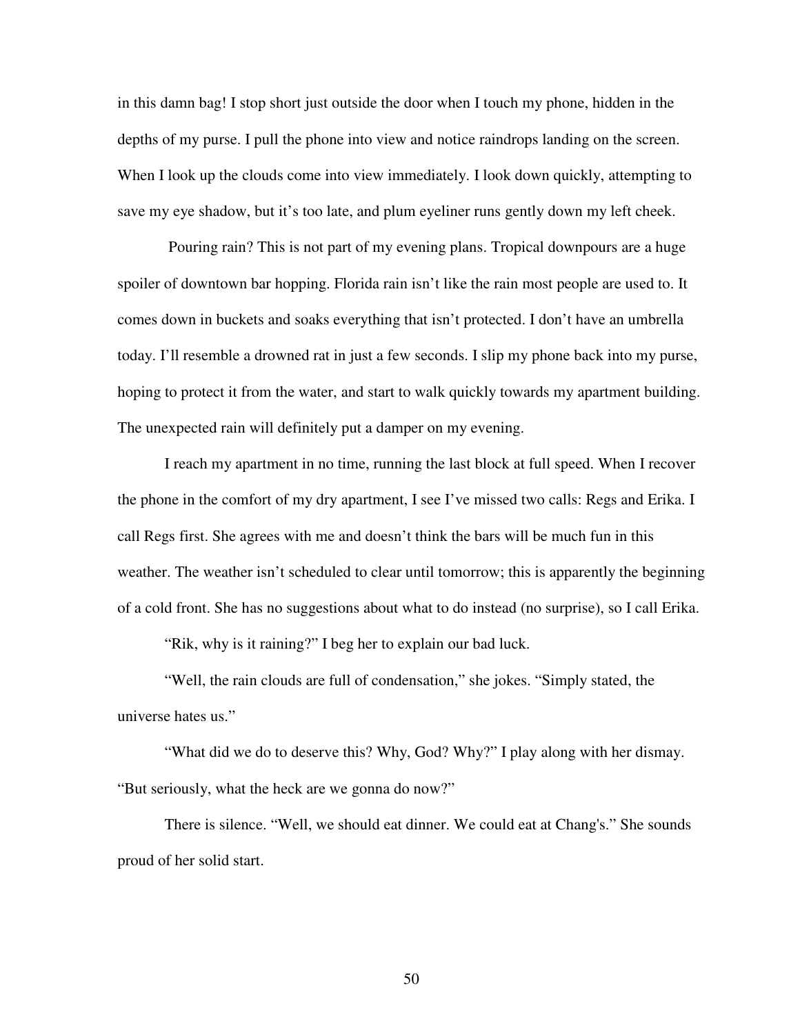in this damn bag! I stop short just outside the door when I touch my phone, hidden in the depths of my purse. I pull the phone into view and notice raindrops landing on the screen. When I look up the clouds come into view immediately. I look down quickly, attempting to save my eye shadow, but it's too late, and plum eyeliner runs gently down my left cheek.

Pouring rain? This is not part of my evening plans. Tropical downpours are a huge spoiler of downtown bar hopping. Florida rain isn't like the rain most people are used to. It comes down in buckets and soaks everything that isn't protected. I don't have an umbrella today. I'll resemble a drowned rat in just a few seconds. I slip my phone back into my purse, hoping to protect it from the water, and start to walk quickly towards my apartment building. The unexpected rain will definitely put a damper on my evening.

I reach my apartment in no time, running the last block at full speed. When I recover the phone in the comfort of my dry apartment, I see I've missed two calls: Regs and Erika. I call Regs first. She agrees with me and doesn't think the bars will be much fun in this weather. The weather isn't scheduled to clear until tomorrow; this is apparently the beginning of a cold front. She has no suggestions about what to do instead (no surprise), so I call Erika.

"Rik, why is it raining?" I beg her to explain our bad luck.

"Well, the rain clouds are full of condensation," she jokes. "Simply stated, the universe hates us."

"What did we do to deserve this? Why, God? Why?" I play along with her dismay. "But seriously, what the heck are we gonna do now?"

There is silence. "Well, we should eat dinner. We could eat at Chang's." She sounds proud of her solid start.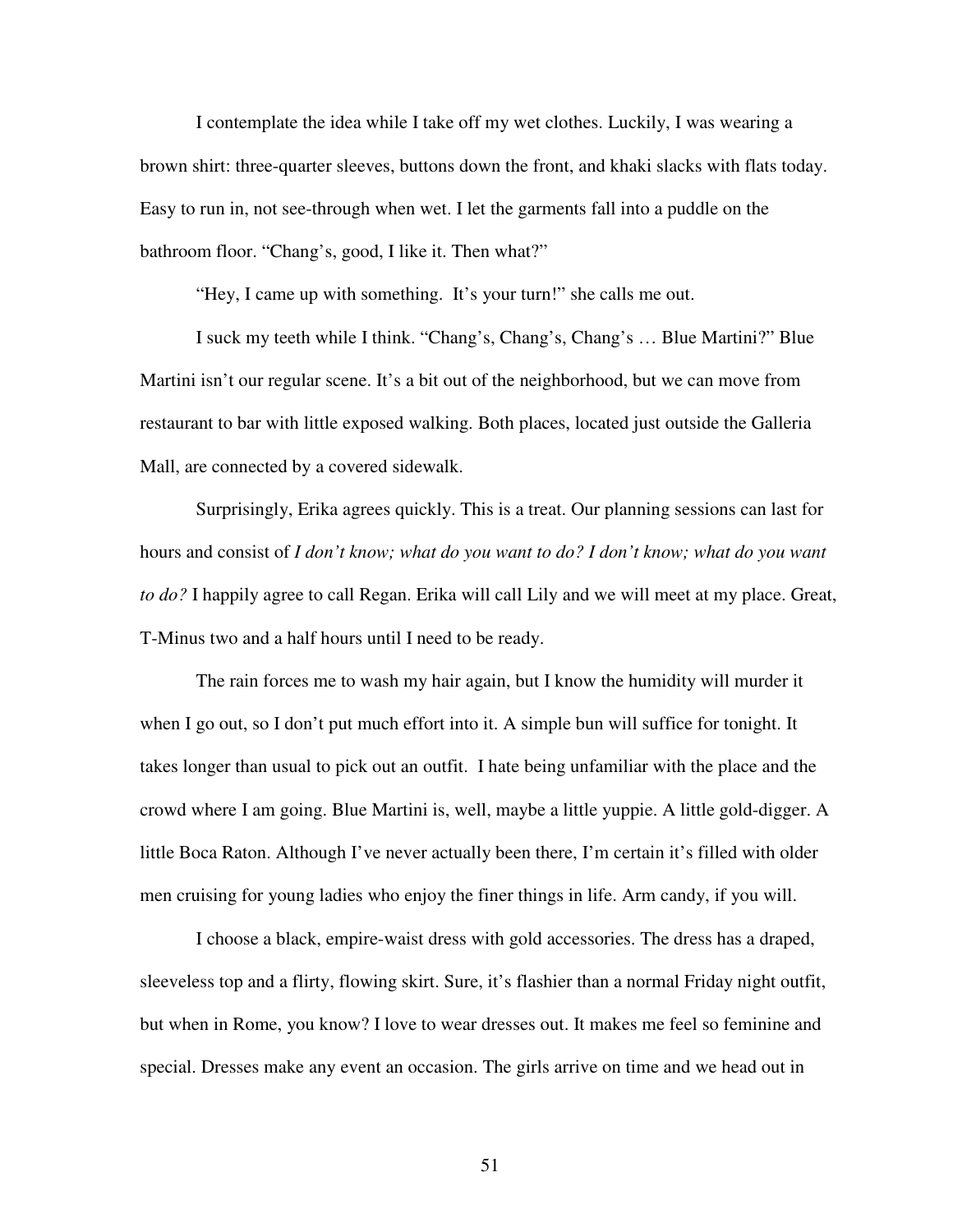I contemplate the idea while I take off my wet clothes. Luckily, I was wearing a brown shirt: three-quarter sleeves, buttons down the front, and khaki slacks with flats today. Easy to run in, not see-through when wet. I let the garments fall into a puddle on the bathroom floor. "Chang's, good, I like it. Then what?"

"Hey, I came up with something. It's your turn!" she calls me out.

I suck my teeth while I think. "Chang's, Chang's, Chang's … Blue Martini?" Blue Martini isn't our regular scene. It's a bit out of the neighborhood, but we can move from restaurant to bar with little exposed walking. Both places, located just outside the Galleria Mall, are connected by a covered sidewalk.

Surprisingly, Erika agrees quickly. This is a treat. Our planning sessions can last for hours and consist of *I don't know; what do you want to do? I don't know; what do you want to do?* I happily agree to call Regan. Erika will call Lily and we will meet at my place. Great, T-Minus two and a half hours until I need to be ready.

The rain forces me to wash my hair again, but I know the humidity will murder it when I go out, so I don't put much effort into it. A simple bun will suffice for tonight. It takes longer than usual to pick out an outfit. I hate being unfamiliar with the place and the crowd where I am going. Blue Martini is, well, maybe a little yuppie. A little gold-digger. A little Boca Raton. Although I've never actually been there, I'm certain it's filled with older men cruising for young ladies who enjoy the finer things in life. Arm candy, if you will.

I choose a black, empire-waist dress with gold accessories. The dress has a draped, sleeveless top and a flirty, flowing skirt. Sure, it's flashier than a normal Friday night outfit, but when in Rome, you know? I love to wear dresses out. It makes me feel so feminine and special. Dresses make any event an occasion. The girls arrive on time and we head out in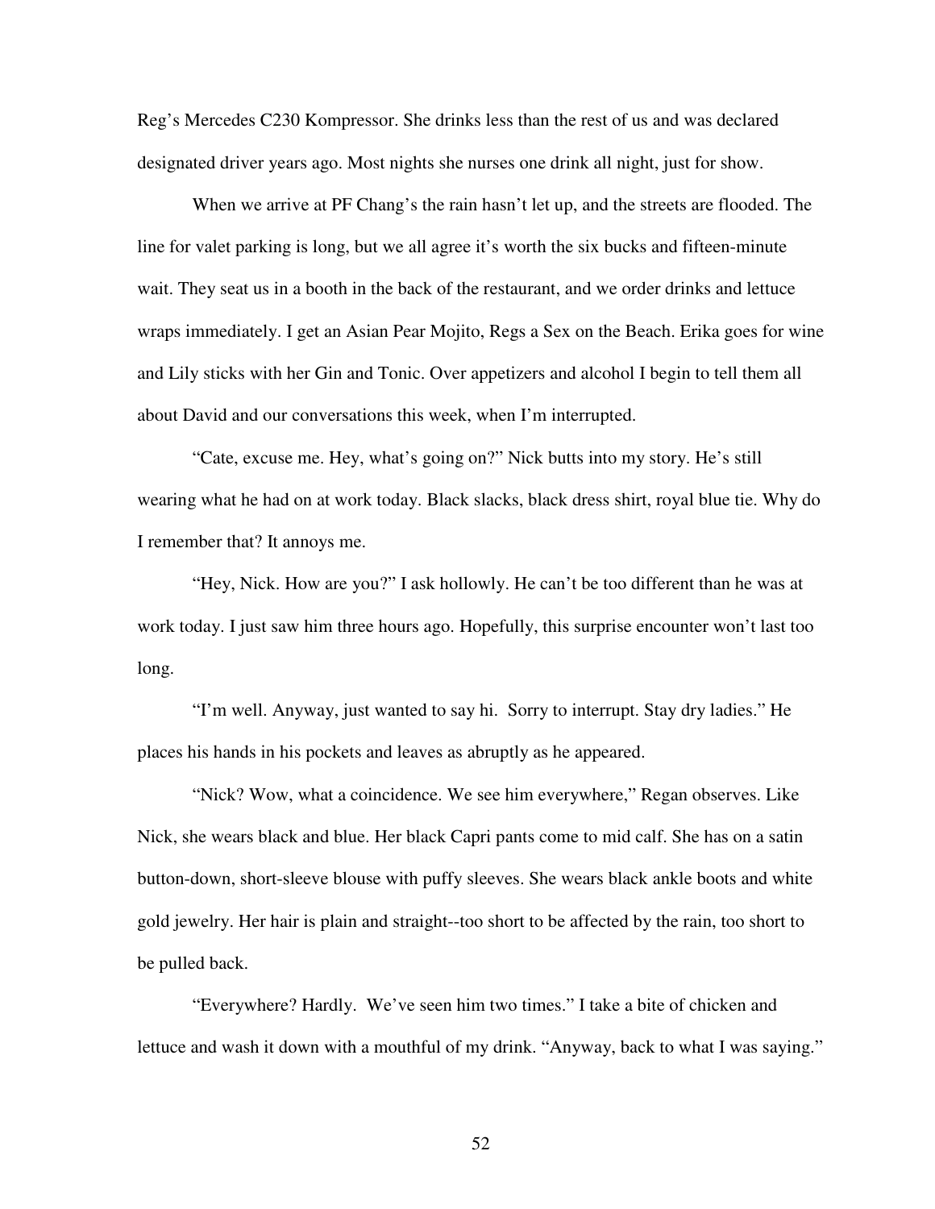Reg's Mercedes C230 Kompressor. She drinks less than the rest of us and was declared designated driver years ago. Most nights she nurses one drink all night, just for show.

When we arrive at PF Chang's the rain hasn't let up, and the streets are flooded. The line for valet parking is long, but we all agree it's worth the six bucks and fifteen-minute wait. They seat us in a booth in the back of the restaurant, and we order drinks and lettuce wraps immediately. I get an Asian Pear Mojito, Regs a Sex on the Beach. Erika goes for wine and Lily sticks with her Gin and Tonic. Over appetizers and alcohol I begin to tell them all about David and our conversations this week, when I'm interrupted.

"Cate, excuse me. Hey, what's going on?" Nick butts into my story. He's still wearing what he had on at work today. Black slacks, black dress shirt, royal blue tie. Why do I remember that? It annoys me.

"Hey, Nick. How are you?" I ask hollowly. He can't be too different than he was at work today. I just saw him three hours ago. Hopefully, this surprise encounter won't last too long.

"I'm well. Anyway, just wanted to say hi. Sorry to interrupt. Stay dry ladies." He places his hands in his pockets and leaves as abruptly as he appeared.

"Nick? Wow, what a coincidence. We see him everywhere," Regan observes. Like Nick, she wears black and blue. Her black Capri pants come to mid calf. She has on a satin button-down, short-sleeve blouse with puffy sleeves. She wears black ankle boots and white gold jewelry. Her hair is plain and straight--too short to be affected by the rain, too short to be pulled back.

"Everywhere? Hardly. We've seen him two times." I take a bite of chicken and lettuce and wash it down with a mouthful of my drink. "Anyway, back to what I was saying."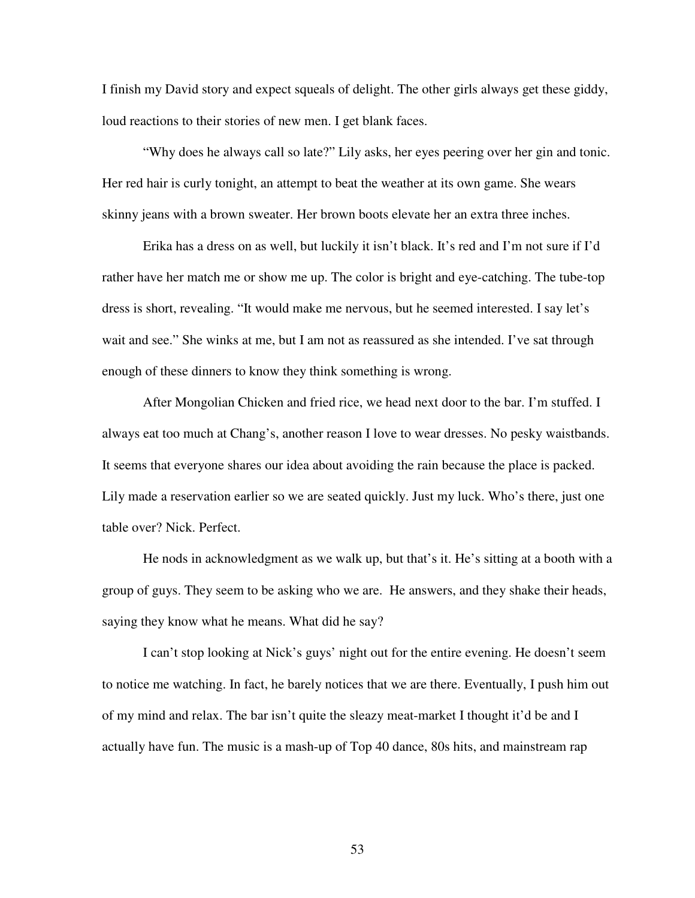I finish my David story and expect squeals of delight. The other girls always get these giddy, loud reactions to their stories of new men. I get blank faces.

"Why does he always call so late?" Lily asks, her eyes peering over her gin and tonic. Her red hair is curly tonight, an attempt to beat the weather at its own game. She wears skinny jeans with a brown sweater. Her brown boots elevate her an extra three inches.

Erika has a dress on as well, but luckily it isn't black. It's red and I'm not sure if I'd rather have her match me or show me up. The color is bright and eye-catching. The tube-top dress is short, revealing. "It would make me nervous, but he seemed interested. I say let's wait and see." She winks at me, but I am not as reassured as she intended. I've sat through enough of these dinners to know they think something is wrong.

After Mongolian Chicken and fried rice, we head next door to the bar. I'm stuffed. I always eat too much at Chang's, another reason I love to wear dresses. No pesky waistbands. It seems that everyone shares our idea about avoiding the rain because the place is packed. Lily made a reservation earlier so we are seated quickly. Just my luck. Who's there, just one table over? Nick. Perfect.

He nods in acknowledgment as we walk up, but that's it. He's sitting at a booth with a group of guys. They seem to be asking who we are. He answers, and they shake their heads, saying they know what he means. What did he say?

I can't stop looking at Nick's guys' night out for the entire evening. He doesn't seem to notice me watching. In fact, he barely notices that we are there. Eventually, I push him out of my mind and relax. The bar isn't quite the sleazy meat-market I thought it'd be and I actually have fun. The music is a mash-up of Top 40 dance, 80s hits, and mainstream rap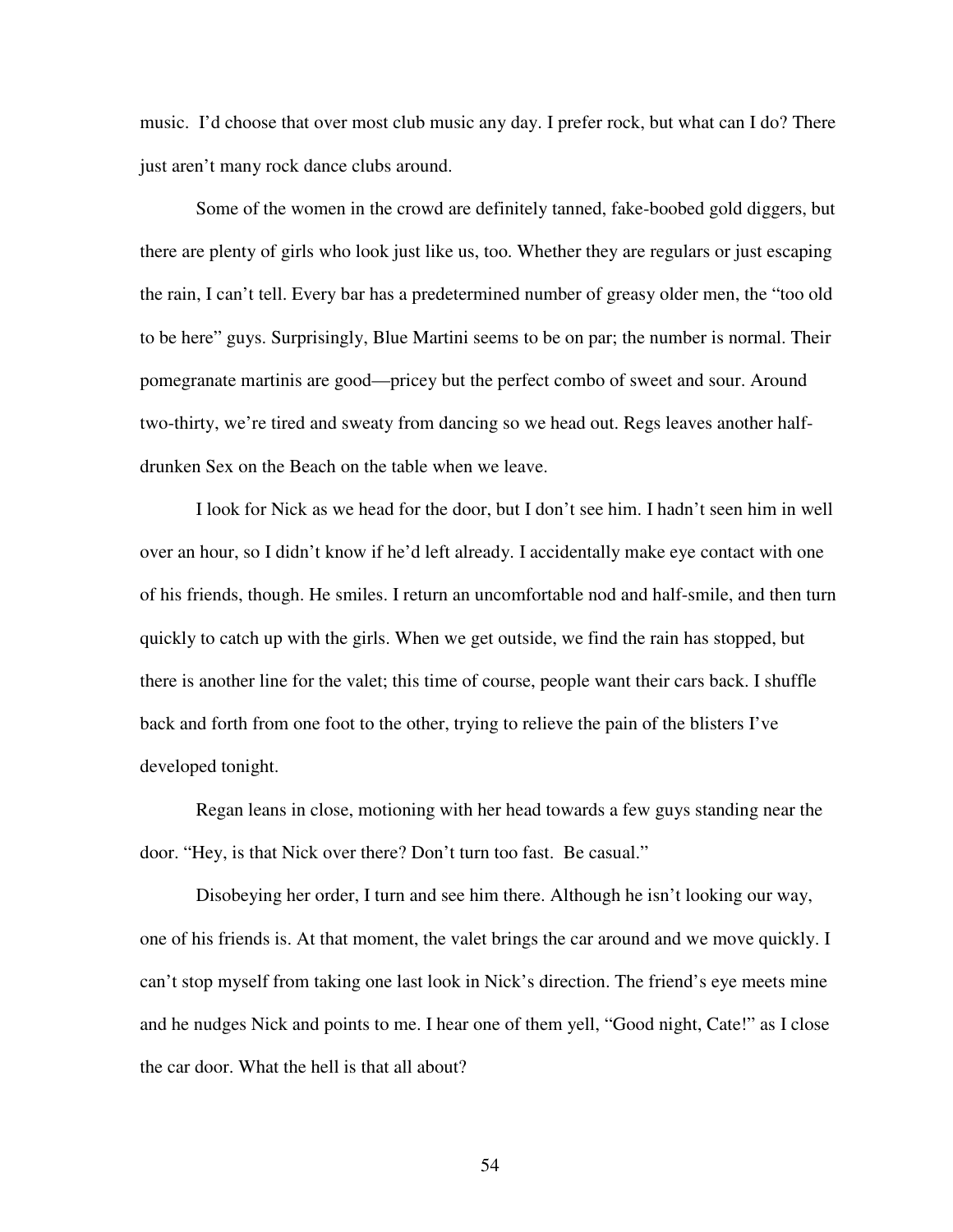music.  I'd choose that over most club music any day. I prefer rock, but what can I do? There just aren't many rock dance clubs around.

Some of the women in the crowd are definitely tanned, fake-boobed gold diggers, but there are plenty of girls who look just like us, too. Whether they are regulars or just escaping the rain, I can't tell. Every bar has a predetermined number of greasy older men, the "too old to be here" guys. Surprisingly, Blue Martini seems to be on par; the number is normal. Their pomegranate martinis are good—pricey but the perfect combo of sweet and sour. Around two-thirty, we're tired and sweaty from dancing so we head out. Regs leaves another half-drunken Sex on the Beach on the table when we leave.

I look for Nick as we head for the door, but I don't see him. I hadn't seen him in well over an hour, so I didn't know if he'd left already. I accidentally make eye contact with one of his friends, though. He smiles. I return an uncomfortable nod and half-smile, and then turn quickly to catch up with the girls. When we get outside, we find the rain has stopped, but there is another line for the valet; this time of course, people want their cars back. I shuffle back and forth from one foot to the other, trying to relieve the pain of the blisters I've developed tonight.

Regan leans in close, motioning with her head towards a few guys standing near the door. "Hey, is that Nick over there? Don't turn too fast.  Be casual."

Disobeying her order, I turn and see him there. Although he isn't looking our way, one of his friends is. At that moment, the valet brings the car around and we move quickly. I can't stop myself from taking one last look in Nick's direction. The friend's eye meets mine and he nudges Nick and points to me. I hear one of them yell, "Good night, Cate!" as I close the car door. What the hell is that all about?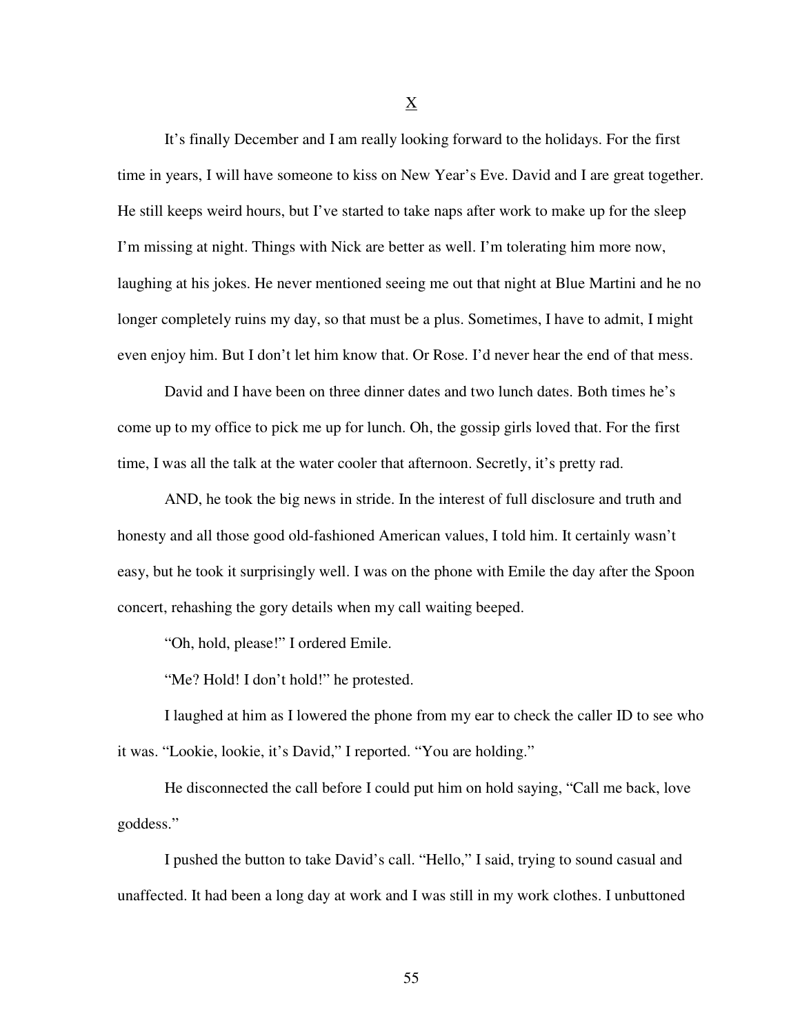## X

It's finally December and I am really looking forward to the holidays. For the first time in years, I will have someone to kiss on New Year's Eve. David and I are great together. He still keeps weird hours, but I've started to take naps after work to make up for the sleep I'm missing at night. Things with Nick are better as well. I'm tolerating him more now, laughing at his jokes. He never mentioned seeing me out that night at Blue Martini and he no longer completely ruins my day, so that must be a plus. Sometimes, I have to admit, I might even enjoy him. But I don't let him know that. Or Rose. I'd never hear the end of that mess.

David and I have been on three dinner dates and two lunch dates. Both times he's come up to my office to pick me up for lunch. Oh, the gossip girls loved that. For the first time, I was all the talk at the water cooler that afternoon. Secretly, it's pretty rad.

AND, he took the big news in stride. In the interest of full disclosure and truth and honesty and all those good old-fashioned American values, I told him. It certainly wasn't easy, but he took it surprisingly well. I was on the phone with Emile the day after the Spoon concert, rehashing the gory details when my call waiting beeped.

"Oh, hold, please!" I ordered Emile.

"Me? Hold! I don't hold!" he protested.

I laughed at him as I lowered the phone from my ear to check the caller ID to see who it was. "Lookie, lookie, it's David," I reported. "You are holding."

He disconnected the call before I could put him on hold saying, "Call me back, love goddess."

I pushed the button to take David's call. "Hello," I said, trying to sound casual and unaffected. It had been a long day at work and I was still in my work clothes. I unbuttoned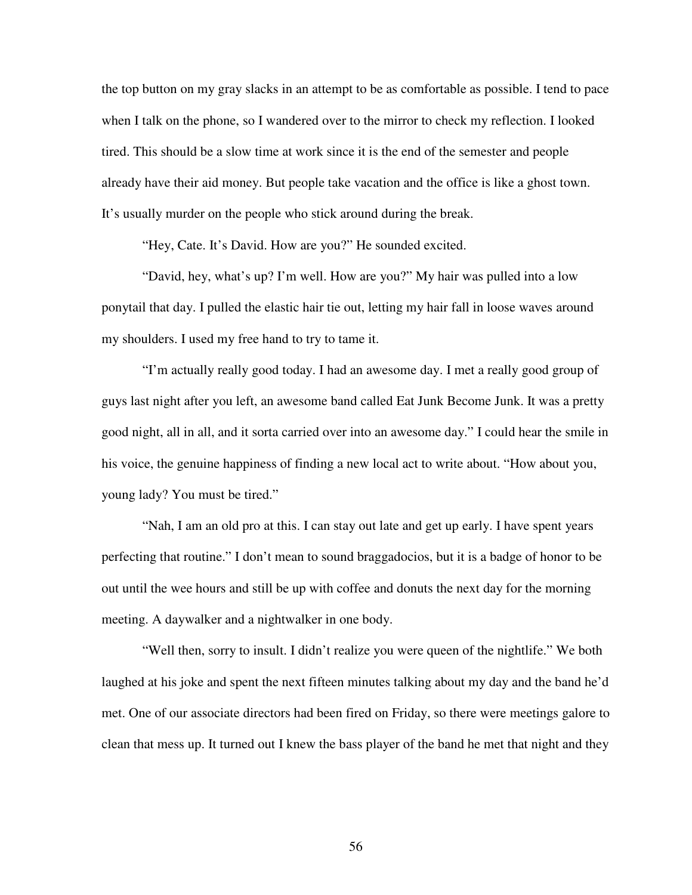the top button on my gray slacks in an attempt to be as comfortable as possible. I tend to pace when I talk on the phone, so I wandered over to the mirror to check my reflection. I looked tired. This should be a slow time at work since it is the end of the semester and people already have their aid money. But people take vacation and the office is like a ghost town. It's usually murder on the people who stick around during the break.

"Hey, Cate. It's David. How are you?" He sounded excited.

"David, hey, what's up? I'm well. How are you?" My hair was pulled into a low ponytail that day. I pulled the elastic hair tie out, letting my hair fall in loose waves around my shoulders. I used my free hand to try to tame it.

"I'm actually really good today. I had an awesome day. I met a really good group of guys last night after you left, an awesome band called Eat Junk Become Junk. It was a pretty good night, all in all, and it sorta carried over into an awesome day." I could hear the smile in his voice, the genuine happiness of finding a new local act to write about. "How about you, young lady? You must be tired."

"Nah, I am an old pro at this. I can stay out late and get up early. I have spent years perfecting that routine." I don't mean to sound braggadocios, but it is a badge of honor to be out until the wee hours and still be up with coffee and donuts the next day for the morning meeting. A daywalker and a nightwalker in one body.

"Well then, sorry to insult. I didn't realize you were queen of the nightlife." We both laughed at his joke and spent the next fifteen minutes talking about my day and the band he'd met. One of our associate directors had been fired on Friday, so there were meetings galore to clean that mess up. It turned out I knew the bass player of the band he met that night and they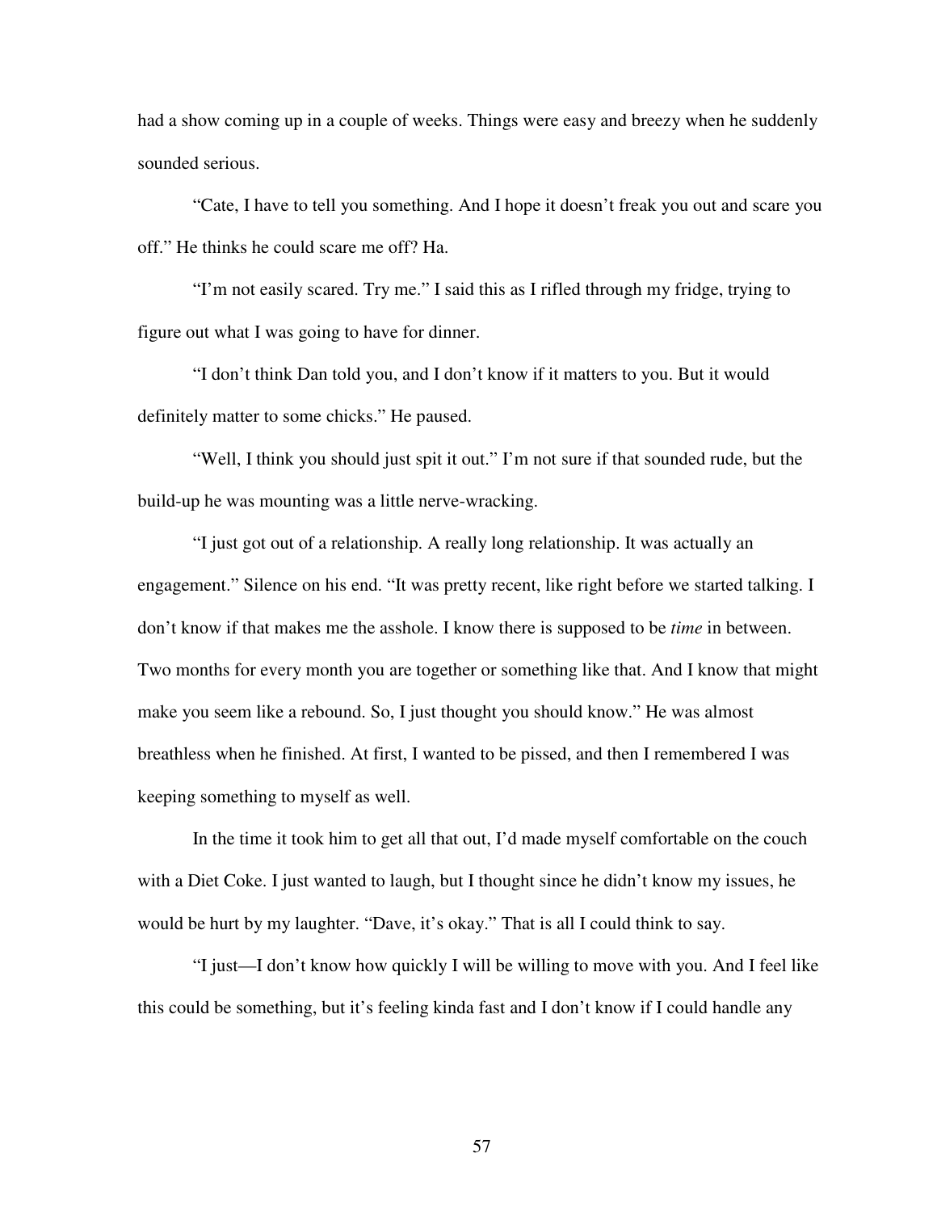had a show coming up in a couple of weeks. Things were easy and breezy when he suddenly sounded serious.

"Cate, I have to tell you something. And I hope it doesn't freak you out and scare you off." He thinks he could scare me off? Ha.

"I'm not easily scared. Try me." I said this as I rifled through my fridge, trying to figure out what I was going to have for dinner.

"I don't think Dan told you, and I don't know if it matters to you. But it would definitely matter to some chicks." He paused.

"Well, I think you should just spit it out." I'm not sure if that sounded rude, but the build-up he was mounting was a little nerve-wracking.

"I just got out of a relationship. A really long relationship. It was actually an engagement." Silence on his end. "It was pretty recent, like right before we started talking. I don't know if that makes me the asshole. I know there is supposed to be *time* in between. Two months for every month you are together or something like that. And I know that might make you seem like a rebound. So, I just thought you should know." He was almost breathless when he finished. At first, I wanted to be pissed, and then I remembered I was keeping something to myself as well.

In the time it took him to get all that out, I'd made myself comfortable on the couch with a Diet Coke. I just wanted to laugh, but I thought since he didn't know my issues, he would be hurt by my laughter. "Dave, it's okay." That is all I could think to say.

"I just—I don't know how quickly I will be willing to move with you. And I feel like this could be something, but it's feeling kinda fast and I don't know if I could handle any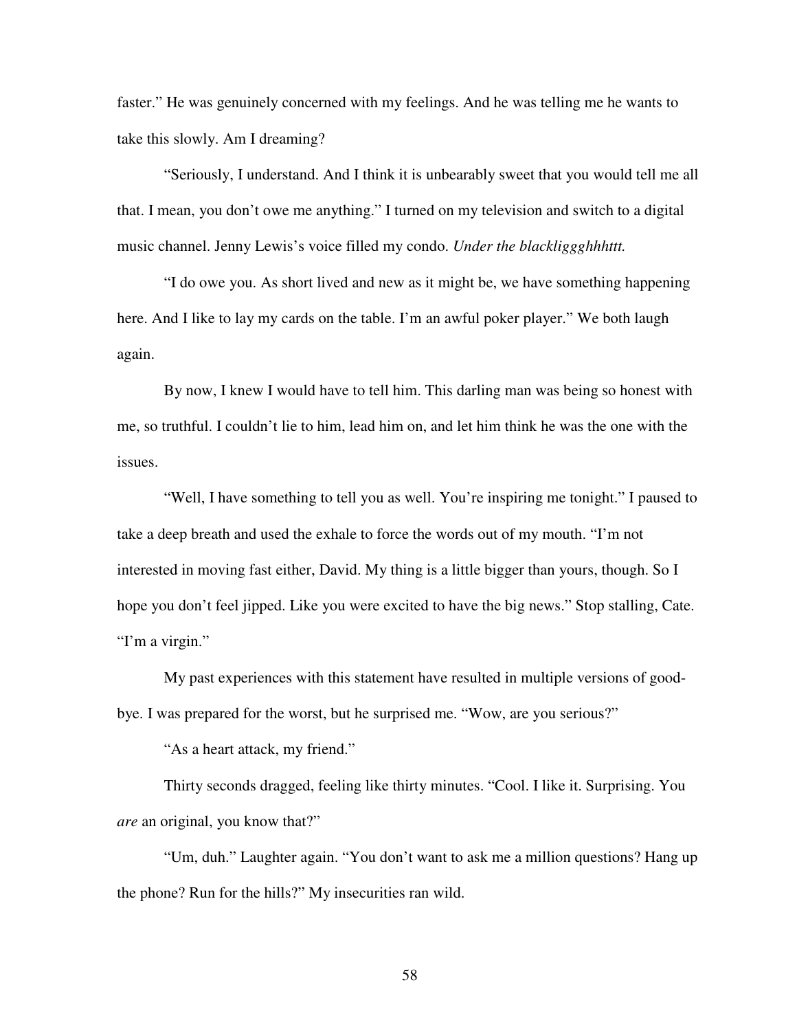faster." He was genuinely concerned with my feelings. And he was telling me he wants to take this slowly. Am I dreaming?

"Seriously, I understand. And I think it is unbearably sweet that you would tell me all that. I mean, you don't owe me anything." I turned on my television and switch to a digital music channel. Jenny Lewis's voice filled my condo. *Under the blackliggghhhttt.*

"I do owe you. As short lived and new as it might be, we have something happening here. And I like to lay my cards on the table. I'm an awful poker player." We both laugh again.

By now, I knew I would have to tell him. This darling man was being so honest with me, so truthful. I couldn't lie to him, lead him on, and let him think he was the one with the issues.

"Well, I have something to tell you as well. You're inspiring me tonight." I paused to take a deep breath and used the exhale to force the words out of my mouth. "I'm not interested in moving fast either, David. My thing is a little bigger than yours, though. So I hope you don't feel jipped. Like you were excited to have the big news." Stop stalling, Cate. "I'm a virgin."

My past experiences with this statement have resulted in multiple versions of good-bye. I was prepared for the worst, but he surprised me. "Wow, are you serious?"

"As a heart attack, my friend."

Thirty seconds dragged, feeling like thirty minutes. "Cool. I like it. Surprising. You *are* an original, you know that?"

"Um, duh." Laughter again. "You don't want to ask me a million questions? Hang up the phone? Run for the hills?" My insecurities ran wild.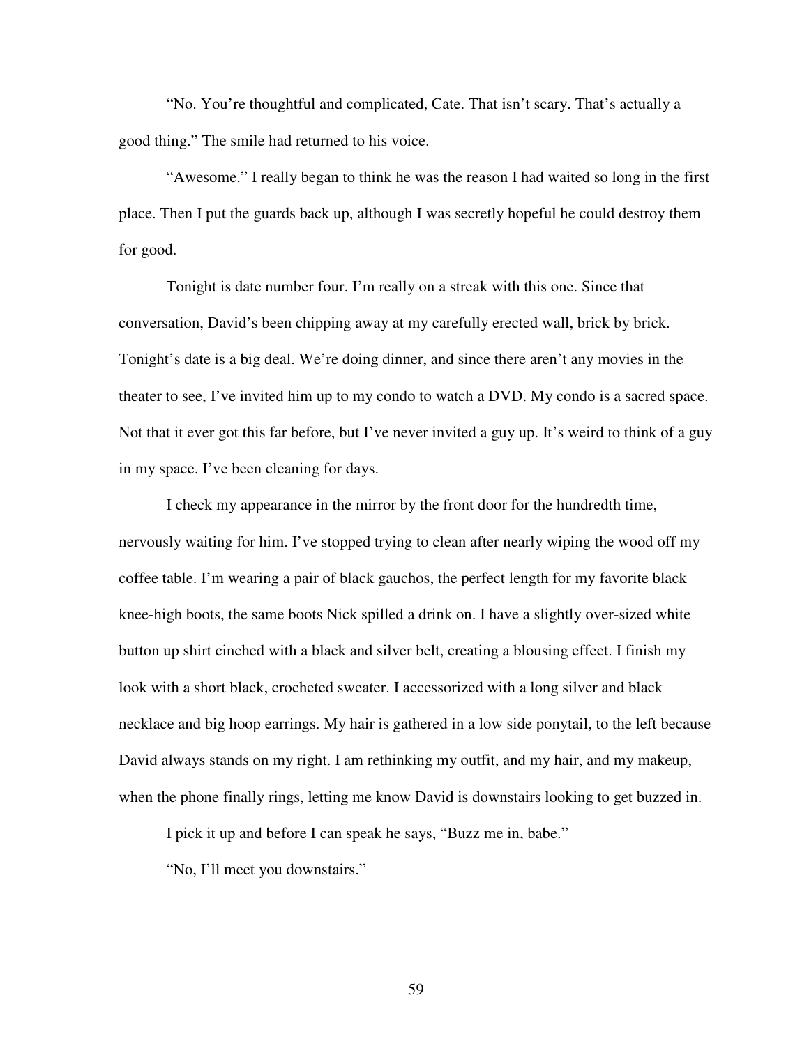"No. You're thoughtful and complicated, Cate. That isn't scary. That's actually a good thing." The smile had returned to his voice.

"Awesome." I really began to think he was the reason I had waited so long in the first place. Then I put the guards back up, although I was secretly hopeful he could destroy them for good.

Tonight is date number four. I'm really on a streak with this one. Since that conversation, David's been chipping away at my carefully erected wall, brick by brick. Tonight's date is a big deal. We're doing dinner, and since there aren't any movies in the theater to see, I've invited him up to my condo to watch a DVD. My condo is a sacred space. Not that it ever got this far before, but I've never invited a guy up. It's weird to think of a guy in my space. I've been cleaning for days.

I check my appearance in the mirror by the front door for the hundredth time, nervously waiting for him. I've stopped trying to clean after nearly wiping the wood off my coffee table. I'm wearing a pair of black gauchos, the perfect length for my favorite black knee-high boots, the same boots Nick spilled a drink on. I have a slightly over-sized white button up shirt cinched with a black and silver belt, creating a blousing effect. I finish my look with a short black, crocheted sweater. I accessorized with a long silver and black necklace and big hoop earrings. My hair is gathered in a low side ponytail, to the left because David always stands on my right. I am rethinking my outfit, and my hair, and my makeup, when the phone finally rings, letting me know David is downstairs looking to get buzzed in.

I pick it up and before I can speak he says, "Buzz me in, babe."

"No, I'll meet you downstairs."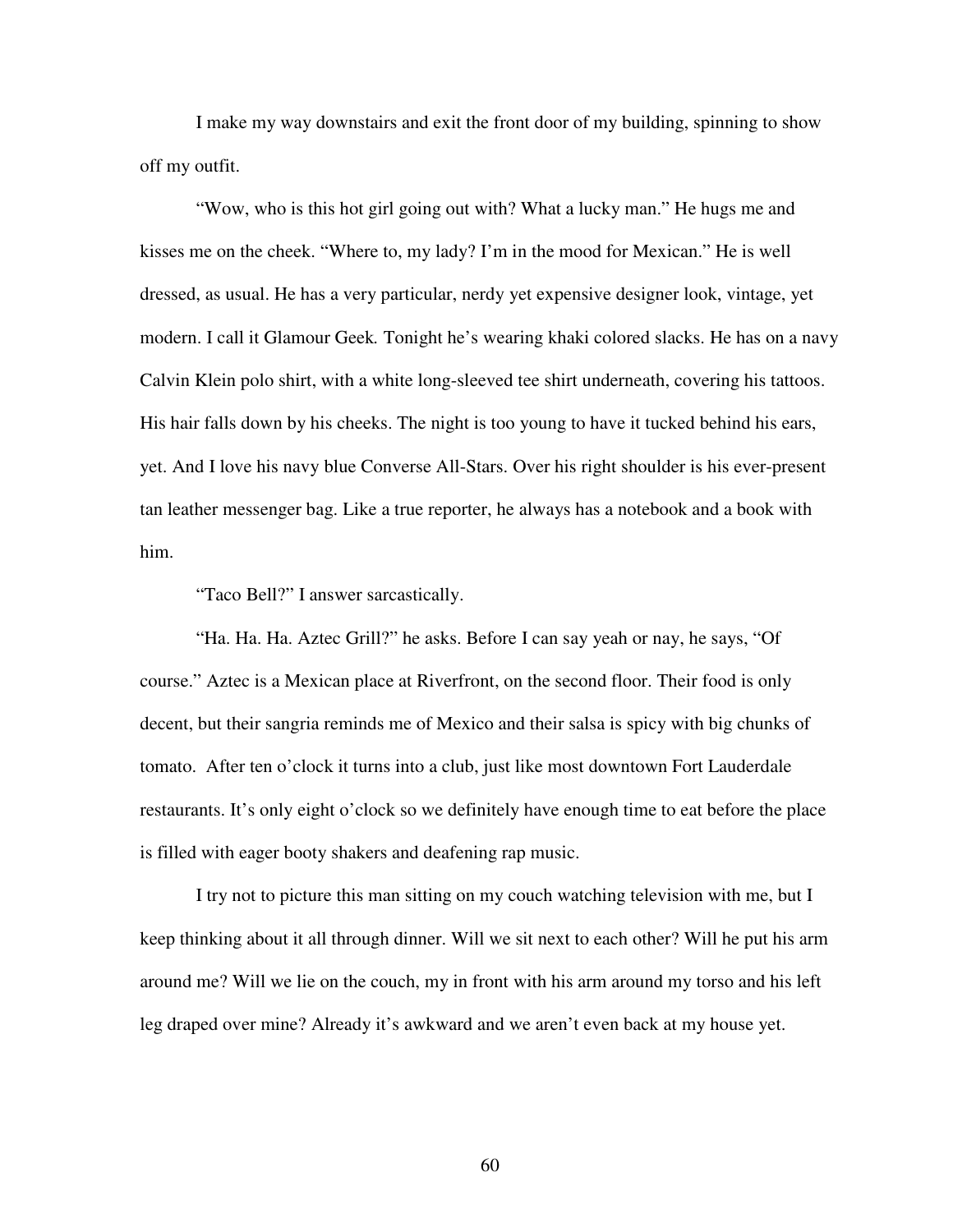I make my way downstairs and exit the front door of my building, spinning to show off my outfit.

"Wow, who is this hot girl going out with? What a lucky man." He hugs me and kisses me on the cheek. "Where to, my lady? I'm in the mood for Mexican." He is well dressed, as usual. He has a very particular, nerdy yet expensive designer look, vintage, yet modern. I call it Glamour Geek*.* Tonight he's wearing khaki colored slacks. He has on a navy Calvin Klein polo shirt, with a white long-sleeved tee shirt underneath, covering his tattoos. His hair falls down by his cheeks. The night is too young to have it tucked behind his ears, yet. And I love his navy blue Converse All-Stars. Over his right shoulder is his ever-present tan leather messenger bag. Like a true reporter, he always has a notebook and a book with him.

"Taco Bell?" I answer sarcastically.

"Ha. Ha. Ha. Aztec Grill?" he asks. Before I can say yeah or nay, he says, "Of course." Aztec is a Mexican place at Riverfront, on the second floor. Their food is only decent, but their sangria reminds me of Mexico and their salsa is spicy with big chunks of tomato. After ten o'clock it turns into a club, just like most downtown Fort Lauderdale restaurants. It's only eight o'clock so we definitely have enough time to eat before the place is filled with eager booty shakers and deafening rap music.

I try not to picture this man sitting on my couch watching television with me, but I keep thinking about it all through dinner. Will we sit next to each other? Will he put his arm around me? Will we lie on the couch, my in front with his arm around my torso and his left leg draped over mine? Already it's awkward and we aren't even back at my house yet.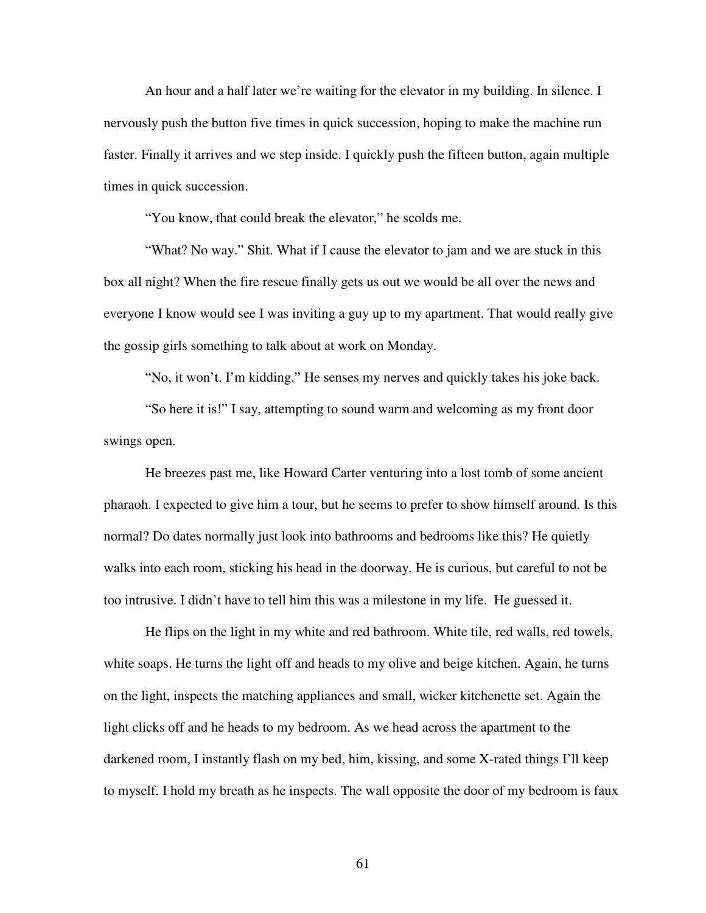An hour and a half later we're waiting for the elevator in my building. In silence. I nervously push the button five times in quick succession, hoping to make the machine run faster. Finally it arrives and we step inside. I quickly push the fifteen button, again multiple times in quick succession.

"You know, that could break the elevator," he scolds me.

"What? No way." Shit. What if I cause the elevator to jam and we are stuck in this box all night? When the fire rescue finally gets us out we would be all over the news and everyone I know would see I was inviting a guy up to my apartment. That would really give the gossip girls something to talk about at work on Monday.

"No, it won't. I'm kidding." He senses my nerves and quickly takes his joke back.

"So here it is!" I say, attempting to sound warm and welcoming as my front door swings open.

He breezes past me, like Howard Carter venturing into a lost tomb of some ancient pharaoh. I expected to give him a tour, but he seems to prefer to show himself around. Is this normal? Do dates normally just look into bathrooms and bedrooms like this? He quietly walks into each room, sticking his head in the doorway. He is curious, but careful to not be too intrusive. I didn't have to tell him this was a milestone in my life. He guessed it.

He flips on the light in my white and red bathroom. White tile, red walls, red towels, white soaps. He turns the light off and heads to my olive and beige kitchen. Again, he turns on the light, inspects the matching appliances and small, wicker kitchenette set. Again the light clicks off and he heads to my bedroom. As we head across the apartment to the darkened room, I instantly flash on my bed, him, kissing, and some X-rated things I'll keep to myself. I hold my breath as he inspects. The wall opposite the door of my bedroom is faux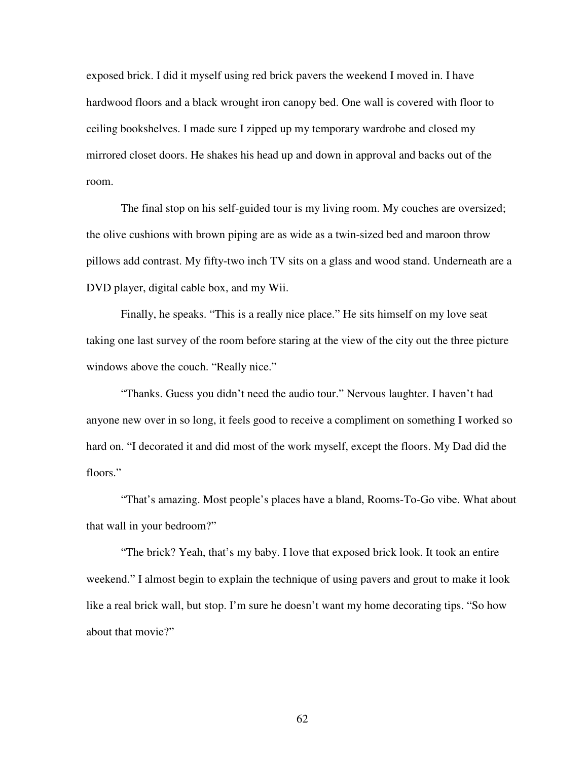exposed brick. I did it myself using red brick pavers the weekend I moved in. I have hardwood floors and a black wrought iron canopy bed. One wall is covered with floor to ceiling bookshelves. I made sure I zipped up my temporary wardrobe and closed my mirrored closet doors. He shakes his head up and down in approval and backs out of the room.

The final stop on his self-guided tour is my living room. My couches are oversized; the olive cushions with brown piping are as wide as a twin-sized bed and maroon throw pillows add contrast. My fifty-two inch TV sits on a glass and wood stand. Underneath are a DVD player, digital cable box, and my Wii.

Finally, he speaks. "This is a really nice place." He sits himself on my love seat taking one last survey of the room before staring at the view of the city out the three picture windows above the couch. "Really nice."

"Thanks. Guess you didn't need the audio tour." Nervous laughter. I haven't had anyone new over in so long, it feels good to receive a compliment on something I worked so hard on. "I decorated it and did most of the work myself, except the floors. My Dad did the floors."

"That's amazing. Most people's places have a bland, Rooms-To-Go vibe. What about that wall in your bedroom?"

"The brick? Yeah, that's my baby. I love that exposed brick look. It took an entire weekend." I almost begin to explain the technique of using pavers and grout to make it look like a real brick wall, but stop. I'm sure he doesn't want my home decorating tips. "So how about that movie?"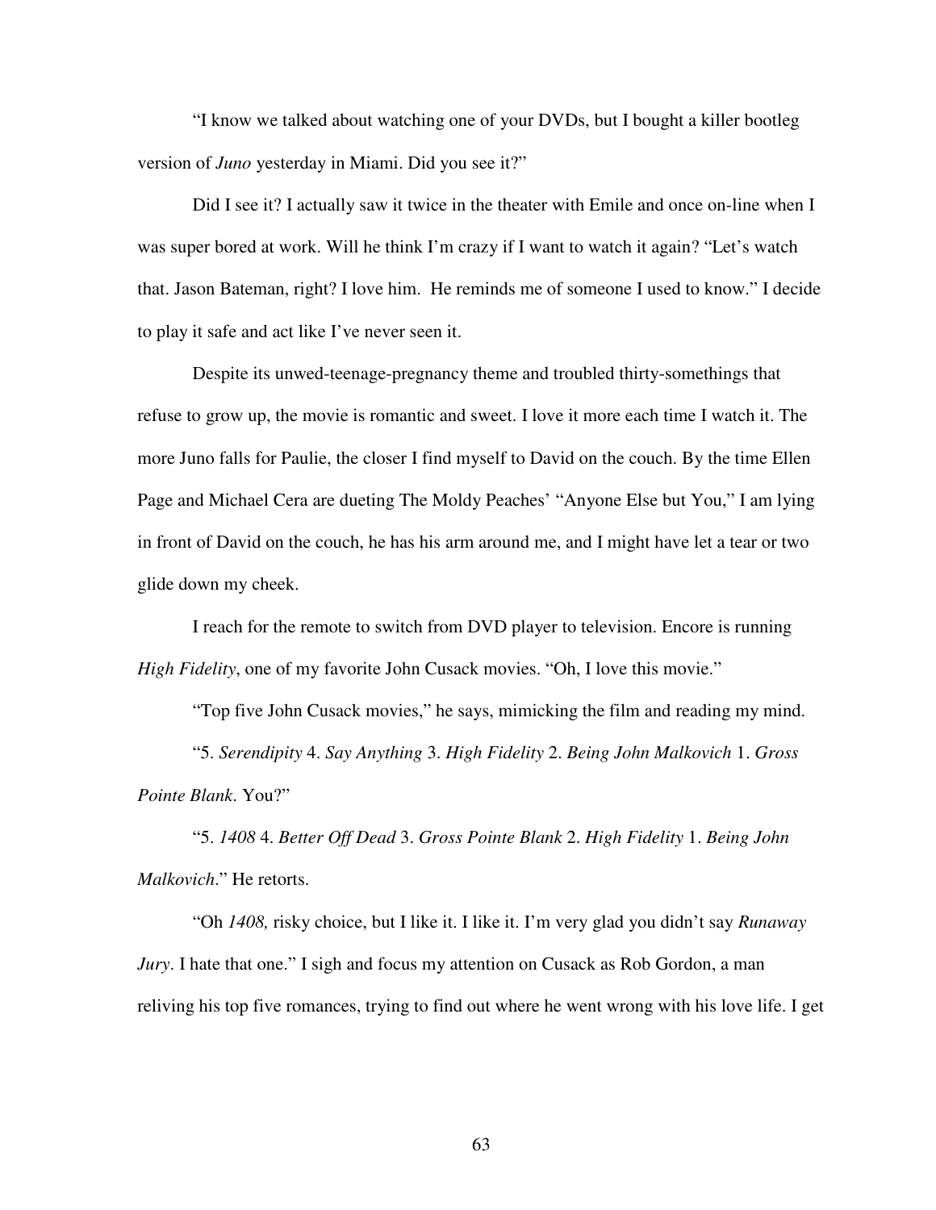"I know we talked about watching one of your DVDs, but I bought a killer bootleg version of *Juno* yesterday in Miami. Did you see it?"

Did I see it? I actually saw it twice in the theater with Emile and once on-line when I was super bored at work. Will he think I'm crazy if I want to watch it again? "Let's watch that. Jason Bateman, right? I love him.  He reminds me of someone I used to know." I decide to play it safe and act like I've never seen it.

Despite its unwed-teenage-pregnancy theme and troubled thirty-somethings that refuse to grow up, the movie is romantic and sweet. I love it more each time I watch it. The more Juno falls for Paulie, the closer I find myself to David on the couch. By the time Ellen Page and Michael Cera are dueting The Moldy Peaches' "Anyone Else but You," I am lying in front of David on the couch, he has his arm around me, and I might have let a tear or two glide down my cheek.

I reach for the remote to switch from DVD player to television. Encore is running *High Fidelity*, one of my favorite John Cusack movies. "Oh, I love this movie."

"Top five John Cusack movies," he says, mimicking the film and reading my mind.

"5. *Serendipity* 4. *Say Anything* 3. *High Fidelity* 2. *Being John Malkovich* 1. *Gross Pointe Blank*. You?"

"5. *1408* 4. *Better Off Dead* 3. *Gross Pointe Blank* 2. *High Fidelity* 1. *Being John Malkovich*." He retorts.

"Oh *1408,* risky choice, but I like it. I like it. I'm very glad you didn't say *Runaway Jury*. I hate that one." I sigh and focus my attention on Cusack as Rob Gordon, a man reliving his top five romances, trying to find out where he went wrong with his love life. I get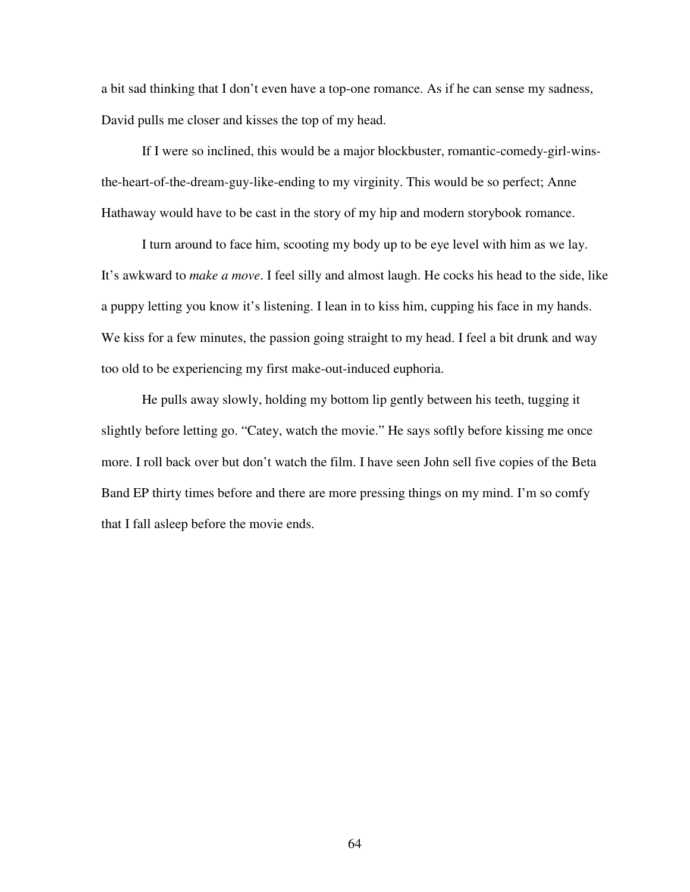a bit sad thinking that I don't even have a top-one romance. As if he can sense my sadness, David pulls me closer and kisses the top of my head.

If I were so inclined, this would be a major blockbuster, romantic-comedy-girl-wins-the-heart-of-the-dream-guy-like-ending to my virginity. This would be so perfect; Anne Hathaway would have to be cast in the story of my hip and modern storybook romance.

I turn around to face him, scooting my body up to be eye level with him as we lay. It's awkward to *make a move*. I feel silly and almost laugh. He cocks his head to the side, like a puppy letting you know it's listening. I lean in to kiss him, cupping his face in my hands. We kiss for a few minutes, the passion going straight to my head. I feel a bit drunk and way too old to be experiencing my first make-out-induced euphoria.

He pulls away slowly, holding my bottom lip gently between his teeth, tugging it slightly before letting go. "Catey, watch the movie." He says softly before kissing me once more. I roll back over but don't watch the film. I have seen John sell five copies of the Beta Band EP thirty times before and there are more pressing things on my mind. I'm so comfy that I fall asleep before the movie ends.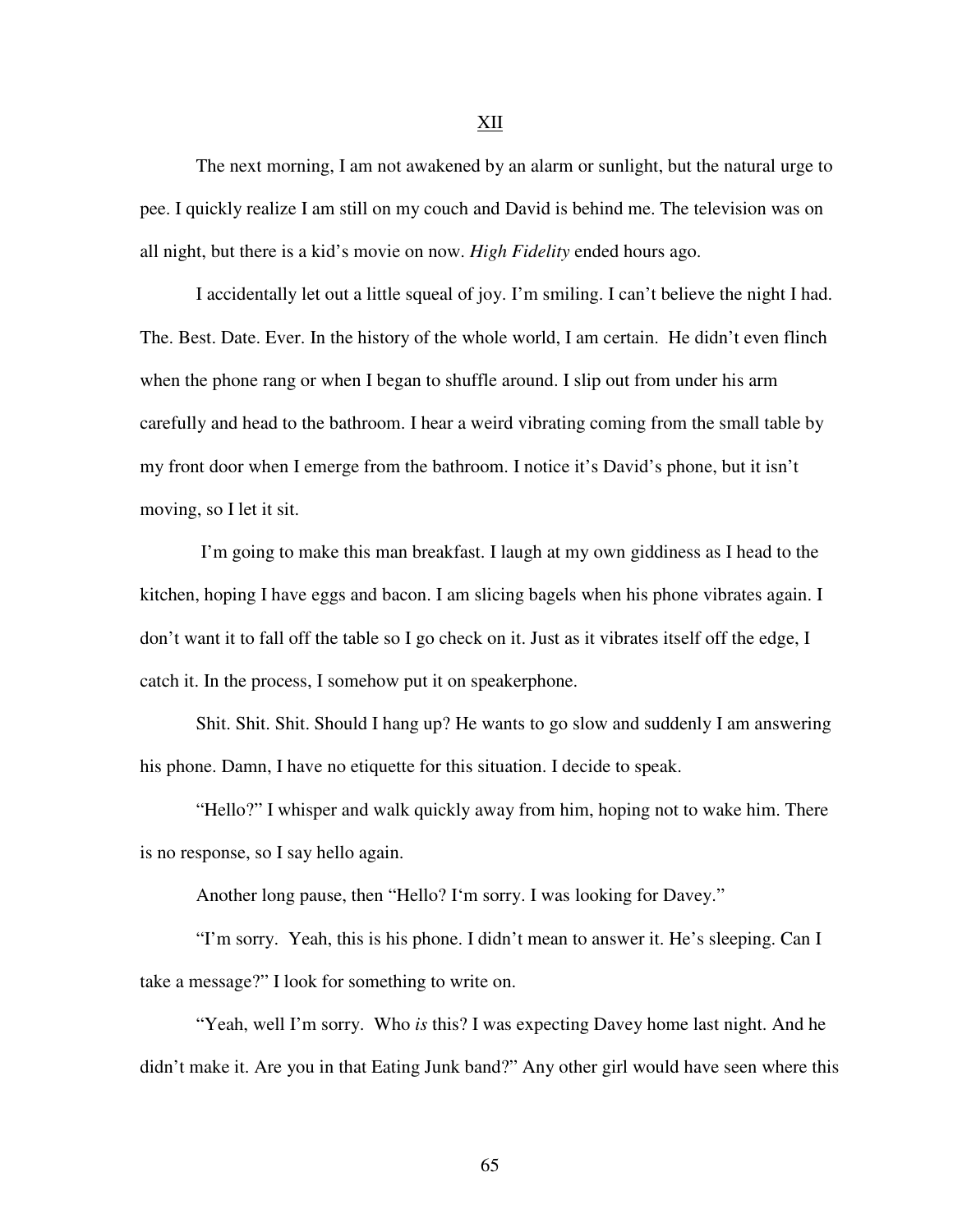## XII

The next morning, I am not awakened by an alarm or sunlight, but the natural urge to pee. I quickly realize I am still on my couch and David is behind me. The television was on all night, but there is a kid's movie on now. *High Fidelity* ended hours ago.

I accidentally let out a little squeal of joy. I'm smiling. I can't believe the night I had. The. Best. Date. Ever. In the history of the whole world, I am certain. He didn't even flinch when the phone rang or when I began to shuffle around. I slip out from under his arm carefully and head to the bathroom. I hear a weird vibrating coming from the small table by my front door when I emerge from the bathroom. I notice it's David's phone, but it isn't moving, so I let it sit.

I'm going to make this man breakfast. I laugh at my own giddiness as I head to the kitchen, hoping I have eggs and bacon. I am slicing bagels when his phone vibrates again. I don't want it to fall off the table so I go check on it. Just as it vibrates itself off the edge, I catch it. In the process, I somehow put it on speakerphone.

Shit. Shit. Shit. Should I hang up? He wants to go slow and suddenly I am answering his phone. Damn, I have no etiquette for this situation. I decide to speak.

"Hello?" I whisper and walk quickly away from him, hoping not to wake him. There is no response, so I say hello again.

Another long pause, then "Hello? I'm sorry. I was looking for Davey."

"I'm sorry. Yeah, this is his phone. I didn't mean to answer it. He's sleeping. Can I take a message?" I look for something to write on.

"Yeah, well I'm sorry. Who *is* this? I was expecting Davey home last night. And he didn't make it. Are you in that Eating Junk band?" Any other girl would have seen where this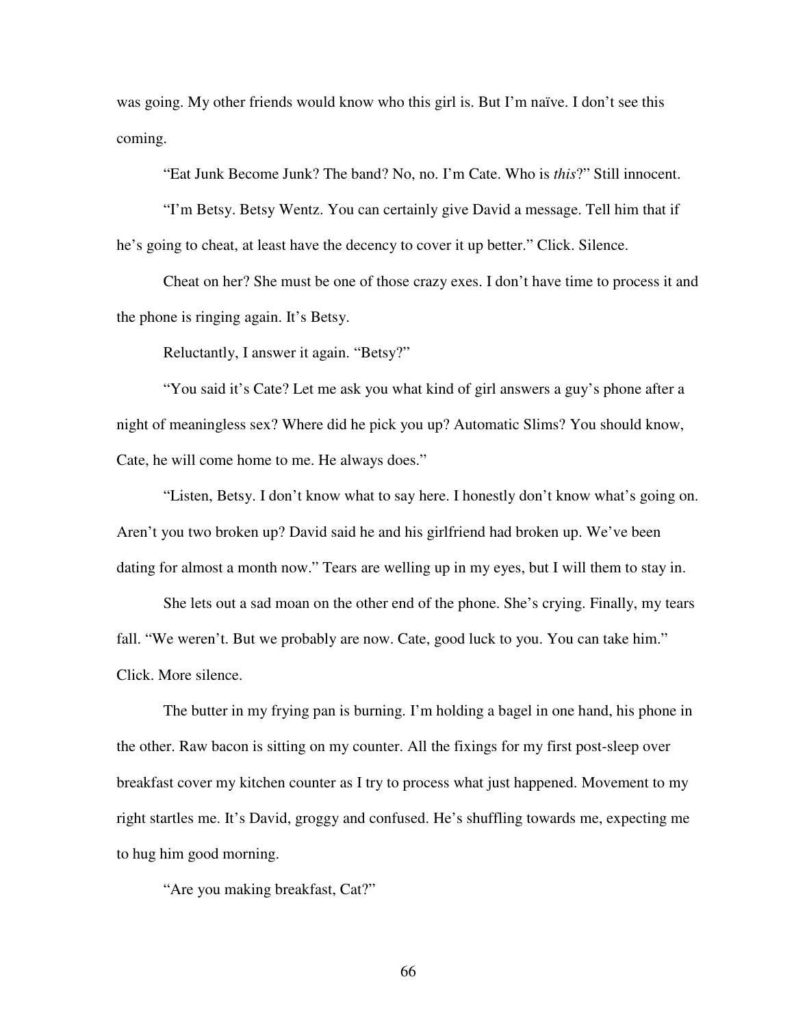was going. My other friends would know who this girl is. But I'm naïve. I don't see this coming.

"Eat Junk Become Junk? The band? No, no. I'm Cate. Who is *this*?" Still innocent.

"I'm Betsy. Betsy Wentz. You can certainly give David a message. Tell him that if he's going to cheat, at least have the decency to cover it up better." Click. Silence.

Cheat on her? She must be one of those crazy exes. I don't have time to process it and the phone is ringing again. It's Betsy.

Reluctantly, I answer it again. "Betsy?"

"You said it's Cate? Let me ask you what kind of girl answers a guy's phone after a night of meaningless sex? Where did he pick you up? Automatic Slims? You should know, Cate, he will come home to me. He always does."

"Listen, Betsy. I don't know what to say here. I honestly don't know what's going on. Aren't you two broken up? David said he and his girlfriend had broken up. We've been dating for almost a month now." Tears are welling up in my eyes, but I will them to stay in.

She lets out a sad moan on the other end of the phone. She's crying. Finally, my tears fall. "We weren't. But we probably are now. Cate, good luck to you. You can take him." Click. More silence.

The butter in my frying pan is burning. I'm holding a bagel in one hand, his phone in the other. Raw bacon is sitting on my counter. All the fixings for my first post-sleep over breakfast cover my kitchen counter as I try to process what just happened. Movement to my right startles me. It's David, groggy and confused. He's shuffling towards me, expecting me to hug him good morning.

"Are you making breakfast, Cat?"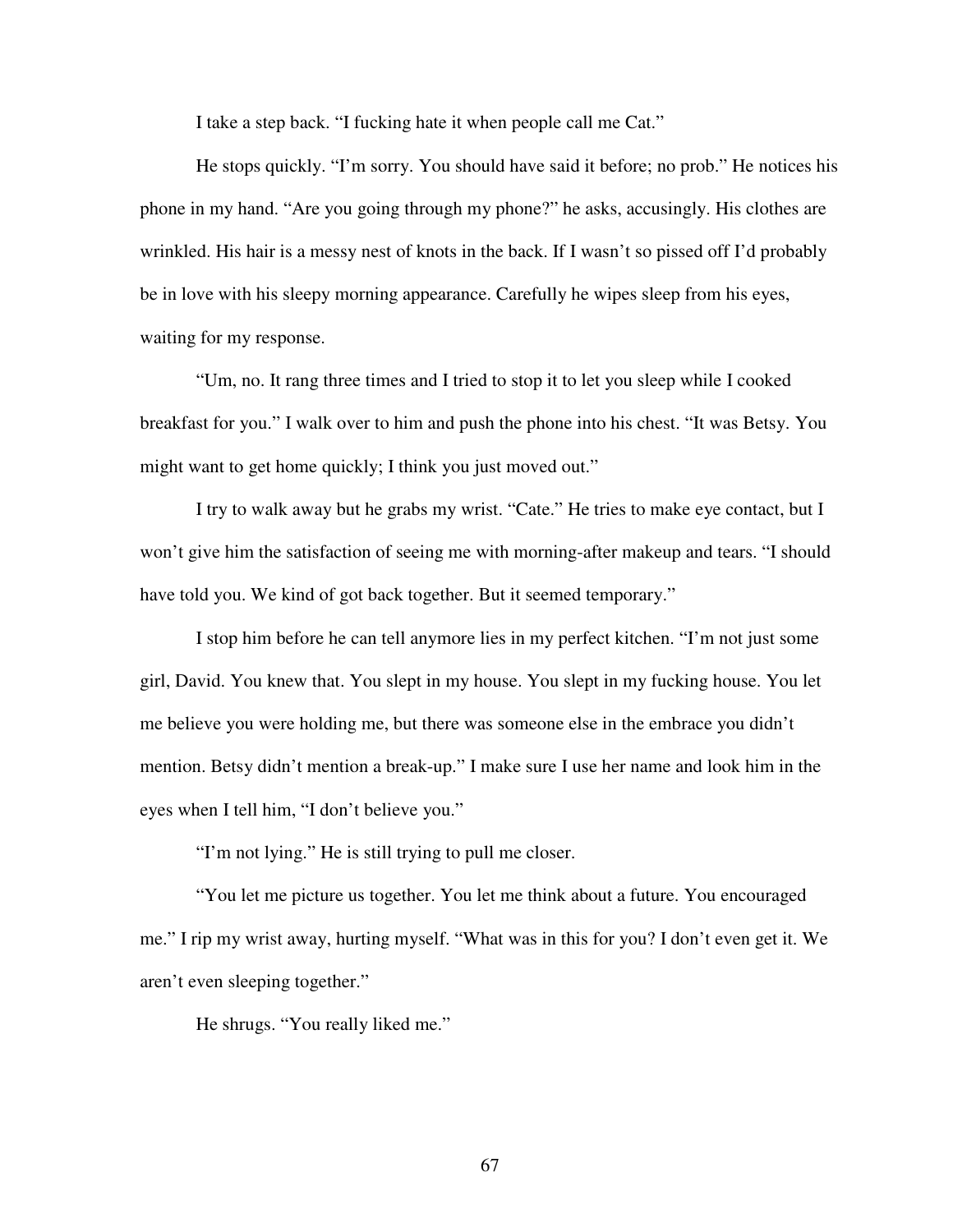I take a step back. "I fucking hate it when people call me Cat."

He stops quickly. "I'm sorry. You should have said it before; no prob." He notices his phone in my hand. "Are you going through my phone?" he asks, accusingly. His clothes are wrinkled. His hair is a messy nest of knots in the back. If I wasn't so pissed off I'd probably be in love with his sleepy morning appearance. Carefully he wipes sleep from his eyes, waiting for my response.

"Um, no. It rang three times and I tried to stop it to let you sleep while I cooked breakfast for you." I walk over to him and push the phone into his chest. "It was Betsy. You might want to get home quickly; I think you just moved out."

I try to walk away but he grabs my wrist. "Cate." He tries to make eye contact, but I won't give him the satisfaction of seeing me with morning-after makeup and tears. "I should have told you. We kind of got back together. But it seemed temporary."

I stop him before he can tell anymore lies in my perfect kitchen. "I'm not just some girl, David. You knew that. You slept in my house. You slept in my fucking house. You let me believe you were holding me, but there was someone else in the embrace you didn't mention. Betsy didn't mention a break-up." I make sure I use her name and look him in the eyes when I tell him, "I don't believe you."

"I'm not lying." He is still trying to pull me closer.

"You let me picture us together. You let me think about a future. You encouraged me." I rip my wrist away, hurting myself. "What was in this for you? I don't even get it. We aren't even sleeping together."

He shrugs. "You really liked me."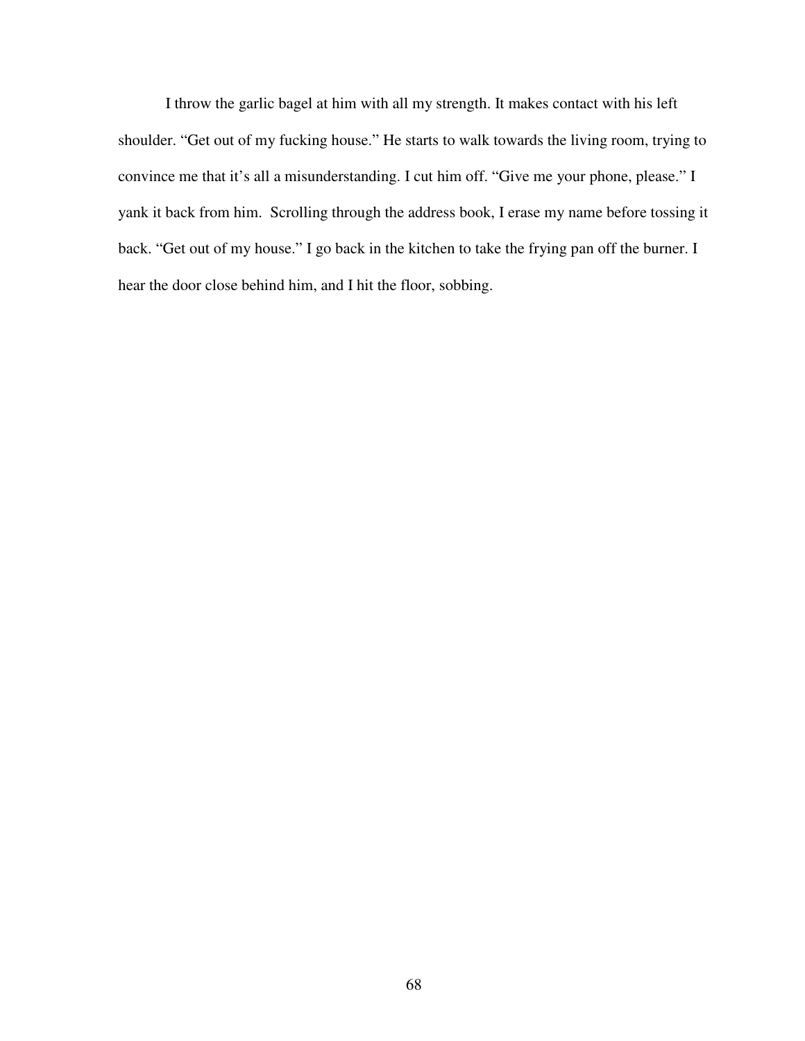I throw the garlic bagel at him with all my strength. It makes contact with his left shoulder. "Get out of my fucking house." He starts to walk towards the living room, trying to convince me that it's all a misunderstanding. I cut him off. "Give me your phone, please." I yank it back from him.  Scrolling through the address book, I erase my name before tossing it back. "Get out of my house." I go back in the kitchen to take the frying pan off the burner. I hear the door close behind him, and I hit the floor, sobbing.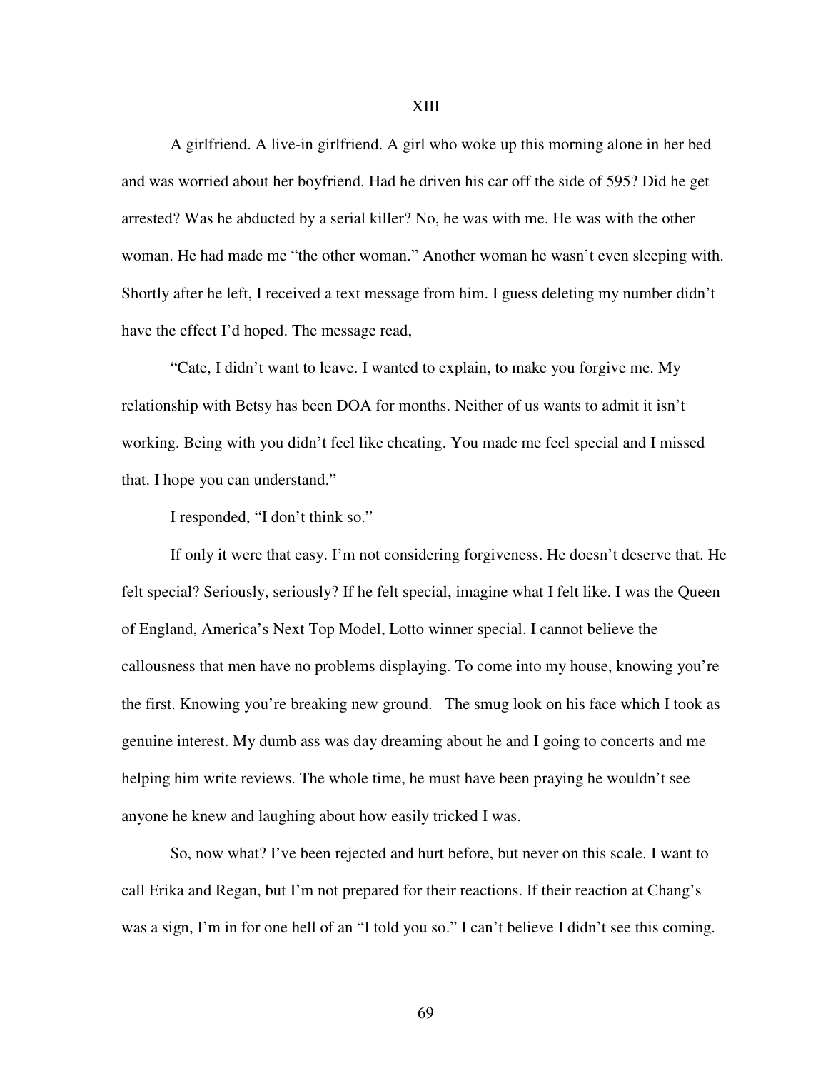## XIII

A girlfriend. A live-in girlfriend. A girl who woke up this morning alone in her bed and was worried about her boyfriend. Had he driven his car off the side of 595? Did he get arrested? Was he abducted by a serial killer? No, he was with me. He was with the other woman. He had made me "the other woman." Another woman he wasn't even sleeping with. Shortly after he left, I received a text message from him. I guess deleting my number didn't have the effect I'd hoped. The message read,

"Cate, I didn't want to leave. I wanted to explain, to make you forgive me. My relationship with Betsy has been DOA for months. Neither of us wants to admit it isn't working. Being with you didn't feel like cheating. You made me feel special and I missed that. I hope you can understand."

I responded, "I don't think so."

If only it were that easy. I'm not considering forgiveness. He doesn't deserve that. He felt special? Seriously, seriously? If he felt special, imagine what I felt like. I was the Queen of England, America's Next Top Model, Lotto winner special. I cannot believe the callousness that men have no problems displaying. To come into my house, knowing you're the first. Knowing you're breaking new ground. The smug look on his face which I took as genuine interest. My dumb ass was day dreaming about he and I going to concerts and me helping him write reviews. The whole time, he must have been praying he wouldn't see anyone he knew and laughing about how easily tricked I was.

So, now what? I've been rejected and hurt before, but never on this scale. I want to call Erika and Regan, but I'm not prepared for their reactions. If their reaction at Chang's was a sign, I'm in for one hell of an "I told you so." I can't believe I didn't see this coming.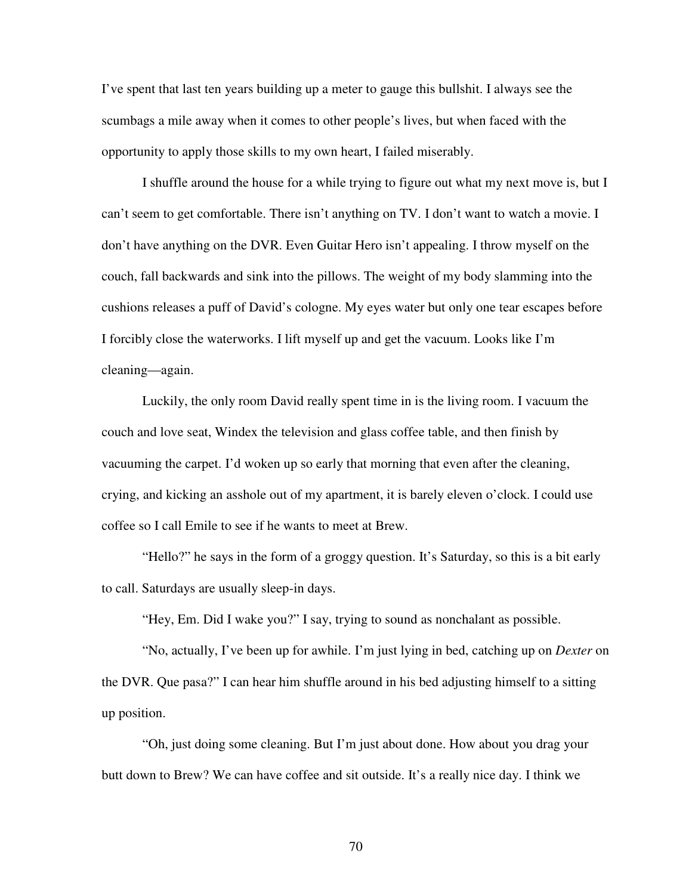I've spent that last ten years building up a meter to gauge this bullshit. I always see the scumbags a mile away when it comes to other people's lives, but when faced with the opportunity to apply those skills to my own heart, I failed miserably.

I shuffle around the house for a while trying to figure out what my next move is, but I can't seem to get comfortable. There isn't anything on TV. I don't want to watch a movie. I don't have anything on the DVR. Even Guitar Hero isn't appealing. I throw myself on the couch, fall backwards and sink into the pillows. The weight of my body slamming into the cushions releases a puff of David's cologne. My eyes water but only one tear escapes before I forcibly close the waterworks. I lift myself up and get the vacuum. Looks like I'm cleaning—again.

Luckily, the only room David really spent time in is the living room. I vacuum the couch and love seat, Windex the television and glass coffee table, and then finish by vacuuming the carpet. I'd woken up so early that morning that even after the cleaning, crying, and kicking an asshole out of my apartment, it is barely eleven o'clock. I could use coffee so I call Emile to see if he wants to meet at Brew.

"Hello?" he says in the form of a groggy question. It's Saturday, so this is a bit early to call. Saturdays are usually sleep-in days.

"Hey, Em. Did I wake you?" I say, trying to sound as nonchalant as possible.

"No, actually, I've been up for awhile. I'm just lying in bed, catching up on *Dexter* on the DVR. Que pasa?" I can hear him shuffle around in his bed adjusting himself to a sitting up position.

"Oh, just doing some cleaning. But I'm just about done. How about you drag your butt down to Brew? We can have coffee and sit outside. It's a really nice day. I think we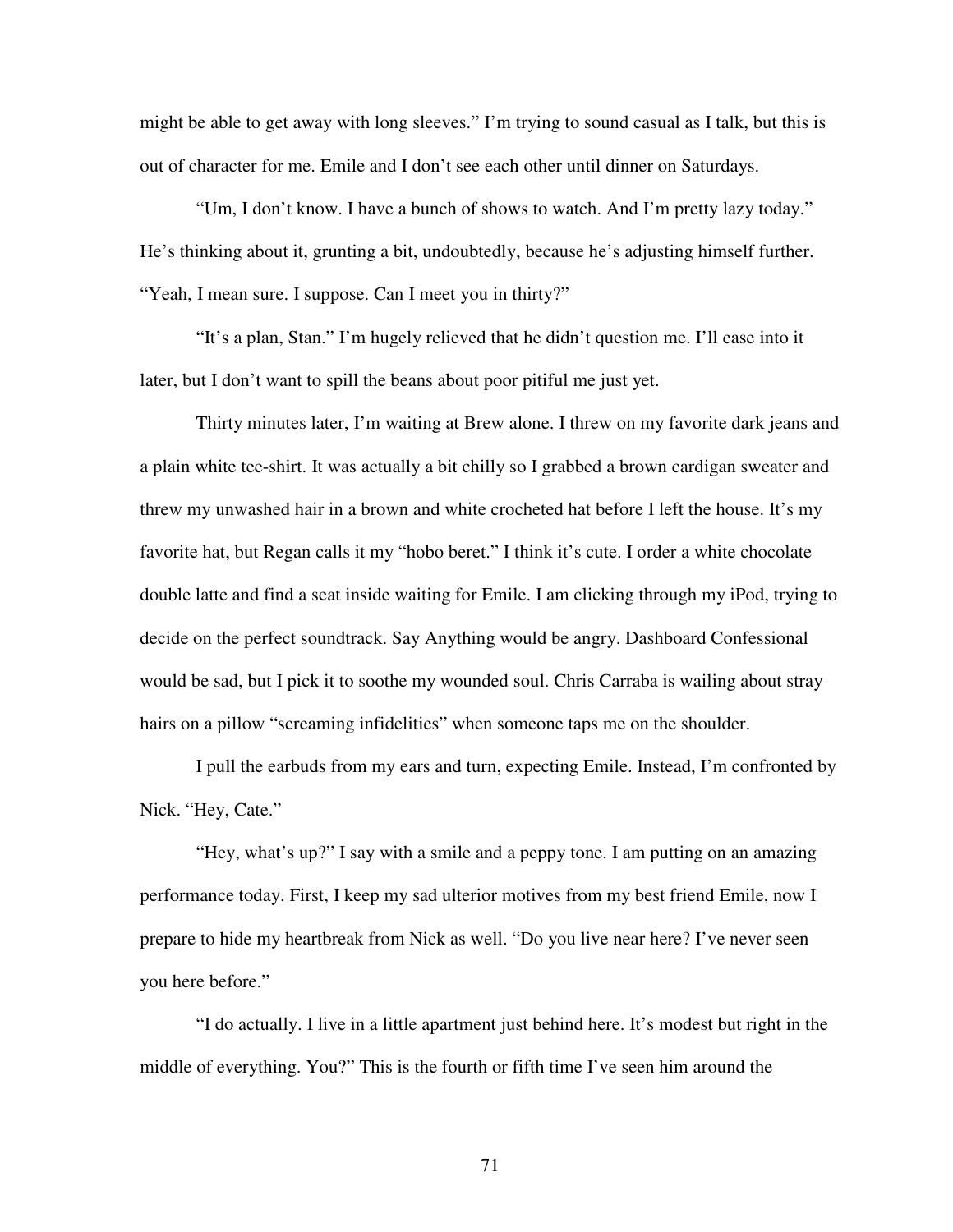might be able to get away with long sleeves." I'm trying to sound casual as I talk, but this is out of character for me. Emile and I don't see each other until dinner on Saturdays.

"Um, I don't know. I have a bunch of shows to watch. And I'm pretty lazy today." He's thinking about it, grunting a bit, undoubtedly, because he's adjusting himself further. "Yeah, I mean sure. I suppose. Can I meet you in thirty?"

"It's a plan, Stan." I'm hugely relieved that he didn't question me. I'll ease into it later, but I don't want to spill the beans about poor pitiful me just yet.

Thirty minutes later, I'm waiting at Brew alone. I threw on my favorite dark jeans and a plain white tee-shirt. It was actually a bit chilly so I grabbed a brown cardigan sweater and threw my unwashed hair in a brown and white crocheted hat before I left the house. It's my favorite hat, but Regan calls it my "hobo beret." I think it's cute. I order a white chocolate double latte and find a seat inside waiting for Emile. I am clicking through my iPod, trying to decide on the perfect soundtrack. Say Anything would be angry. Dashboard Confessional would be sad, but I pick it to soothe my wounded soul. Chris Carraba is wailing about stray hairs on a pillow "screaming infidelities" when someone taps me on the shoulder.

I pull the earbuds from my ears and turn, expecting Emile. Instead, I'm confronted by Nick. "Hey, Cate."

"Hey, what's up?" I say with a smile and a peppy tone. I am putting on an amazing performance today. First, I keep my sad ulterior motives from my best friend Emile, now I prepare to hide my heartbreak from Nick as well. "Do you live near here? I've never seen you here before."

"I do actually. I live in a little apartment just behind here. It's modest but right in the middle of everything. You?" This is the fourth or fifth time I've seen him around the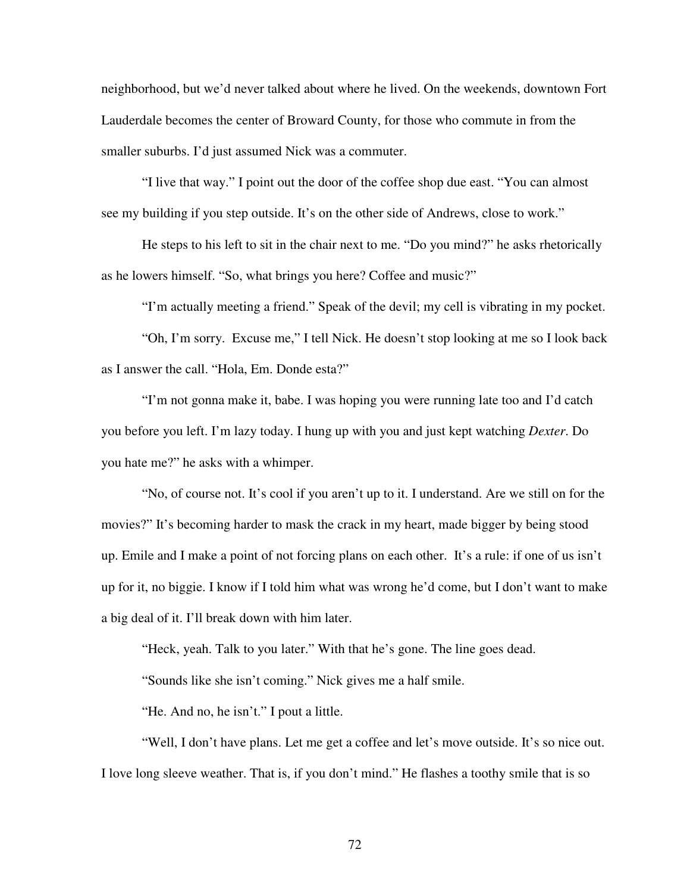neighborhood, but we'd never talked about where he lived. On the weekends, downtown Fort Lauderdale becomes the center of Broward County, for those who commute in from the smaller suburbs. I'd just assumed Nick was a commuter.

"I live that way." I point out the door of the coffee shop due east. "You can almost see my building if you step outside. It's on the other side of Andrews, close to work."

He steps to his left to sit in the chair next to me. "Do you mind?" he asks rhetorically as he lowers himself. "So, what brings you here? Coffee and music?"

"I'm actually meeting a friend." Speak of the devil; my cell is vibrating in my pocket.

"Oh, I'm sorry.  Excuse me," I tell Nick. He doesn't stop looking at me so I look back as I answer the call. "Hola, Em. Donde esta?"

"I'm not gonna make it, babe. I was hoping you were running late too and I'd catch you before you left. I'm lazy today. I hung up with you and just kept watching *Dexter*. Do you hate me?" he asks with a whimper.

"No, of course not. It's cool if you aren't up to it. I understand. Are we still on for the movies?" It's becoming harder to mask the crack in my heart, made bigger by being stood up. Emile and I make a point of not forcing plans on each other.  It's a rule: if one of us isn't up for it, no biggie. I know if I told him what was wrong he'd come, but I don't want to make a big deal of it. I'll break down with him later.

"Heck, yeah. Talk to you later." With that he's gone. The line goes dead.

"Sounds like she isn't coming." Nick gives me a half smile.

"He. And no, he isn't." I pout a little.

"Well, I don't have plans. Let me get a coffee and let's move outside. It's so nice out. I love long sleeve weather. That is, if you don't mind." He flashes a toothy smile that is so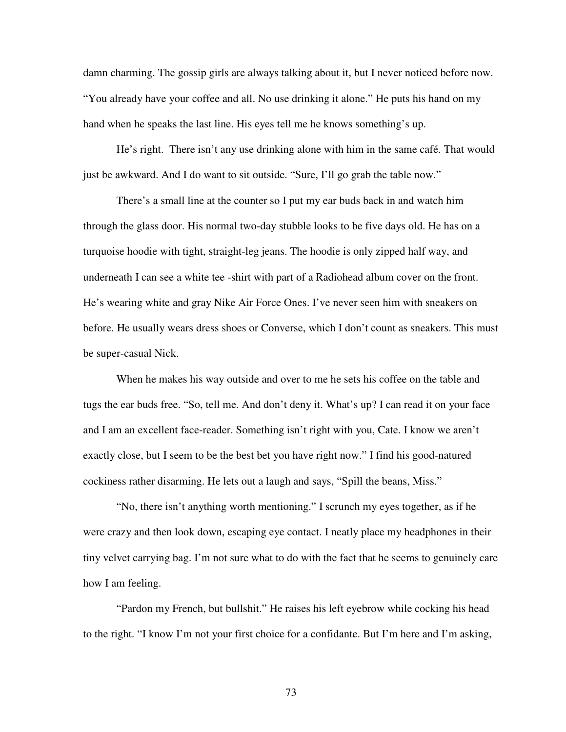damn charming. The gossip girls are always talking about it, but I never noticed before now. "You already have your coffee and all. No use drinking it alone." He puts his hand on my hand when he speaks the last line. His eyes tell me he knows something's up.

He's right. There isn't any use drinking alone with him in the same café. That would just be awkward. And I do want to sit outside. "Sure, I'll go grab the table now."

There's a small line at the counter so I put my ear buds back in and watch him through the glass door. His normal two-day stubble looks to be five days old. He has on a turquoise hoodie with tight, straight-leg jeans. The hoodie is only zipped half way, and underneath I can see a white tee -shirt with part of a Radiohead album cover on the front. He's wearing white and gray Nike Air Force Ones. I've never seen him with sneakers on before. He usually wears dress shoes or Converse, which I don't count as sneakers. This must be super-casual Nick.

When he makes his way outside and over to me he sets his coffee on the table and tugs the ear buds free. "So, tell me. And don't deny it. What's up? I can read it on your face and I am an excellent face-reader. Something isn't right with you, Cate. I know we aren't exactly close, but I seem to be the best bet you have right now." I find his good-natured cockiness rather disarming. He lets out a laugh and says, "Spill the beans, Miss."

"No, there isn't anything worth mentioning." I scrunch my eyes together, as if he were crazy and then look down, escaping eye contact. I neatly place my headphones in their tiny velvet carrying bag. I'm not sure what to do with the fact that he seems to genuinely care how I am feeling.

"Pardon my French, but bullshit." He raises his left eyebrow while cocking his head to the right. "I know I'm not your first choice for a confidante. But I'm here and I'm asking,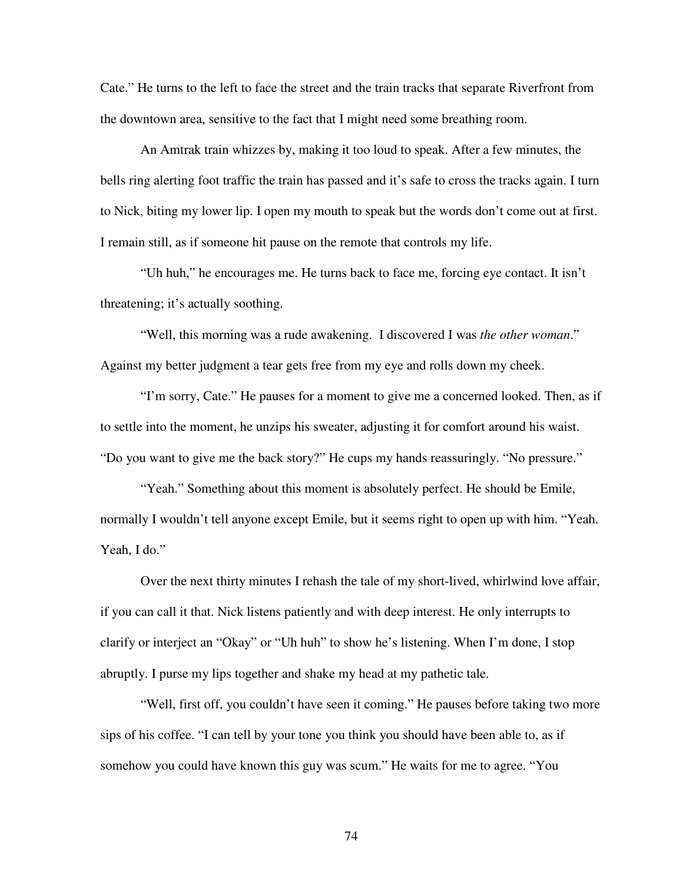Cate." He turns to the left to face the street and the train tracks that separate Riverfront from the downtown area, sensitive to the fact that I might need some breathing room.

An Amtrak train whizzes by, making it too loud to speak. After a few minutes, the bells ring alerting foot traffic the train has passed and it's safe to cross the tracks again. I turn to Nick, biting my lower lip. I open my mouth to speak but the words don't come out at first. I remain still, as if someone hit pause on the remote that controls my life.

"Uh huh," he encourages me. He turns back to face me, forcing eye contact. It isn't threatening; it's actually soothing.

"Well, this morning was a rude awakening. I discovered I was *the other woman*." Against my better judgment a tear gets free from my eye and rolls down my cheek.

"I'm sorry, Cate." He pauses for a moment to give me a concerned looked. Then, as if to settle into the moment, he unzips his sweater, adjusting it for comfort around his waist. "Do you want to give me the back story?" He cups my hands reassuringly. "No pressure."

"Yeah." Something about this moment is absolutely perfect. He should be Emile, normally I wouldn't tell anyone except Emile, but it seems right to open up with him. "Yeah. Yeah, I do."

Over the next thirty minutes I rehash the tale of my short-lived, whirlwind love affair, if you can call it that. Nick listens patiently and with deep interest. He only interrupts to clarify or interject an "Okay" or "Uh huh" to show he's listening. When I'm done, I stop abruptly. I purse my lips together and shake my head at my pathetic tale.

"Well, first off, you couldn't have seen it coming." He pauses before taking two more sips of his coffee. "I can tell by your tone you think you should have been able to, as if somehow you could have known this guy was scum." He waits for me to agree. "You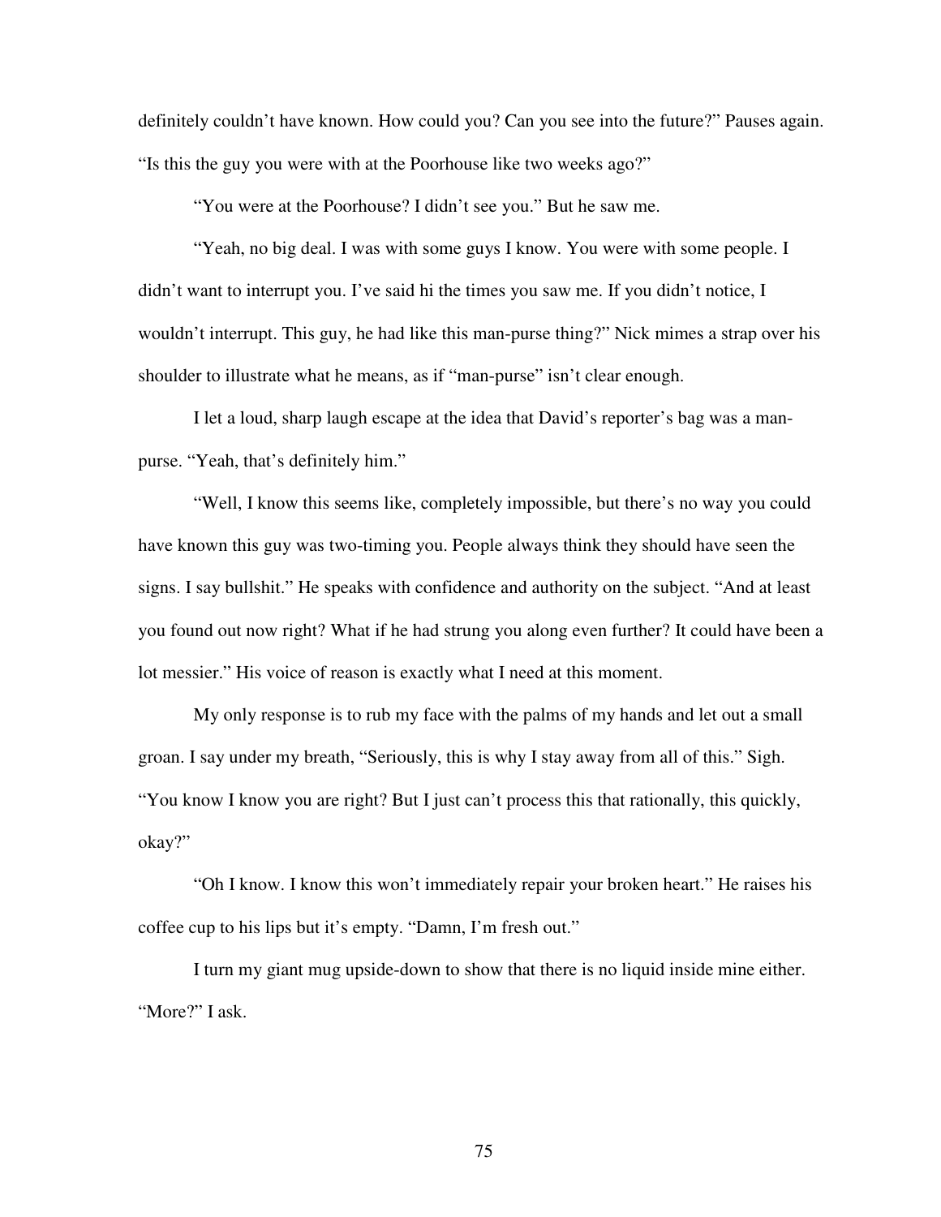definitely couldn't have known. How could you? Can you see into the future?" Pauses again. "Is this the guy you were with at the Poorhouse like two weeks ago?"

"You were at the Poorhouse? I didn't see you." But he saw me.

"Yeah, no big deal. I was with some guys I know. You were with some people. I didn't want to interrupt you. I've said hi the times you saw me. If you didn't notice, I wouldn't interrupt. This guy, he had like this man-purse thing?" Nick mimes a strap over his shoulder to illustrate what he means, as if "man-purse" isn't clear enough.

I let a loud, sharp laugh escape at the idea that David's reporter's bag was a man-purse. "Yeah, that's definitely him."

"Well, I know this seems like, completely impossible, but there's no way you could have known this guy was two-timing you. People always think they should have seen the signs. I say bullshit." He speaks with confidence and authority on the subject. "And at least you found out now right? What if he had strung you along even further? It could have been a lot messier." His voice of reason is exactly what I need at this moment.

My only response is to rub my face with the palms of my hands and let out a small groan. I say under my breath, "Seriously, this is why I stay away from all of this." Sigh. "You know I know you are right? But I just can't process this that rationally, this quickly, okay?"

"Oh I know. I know this won't immediately repair your broken heart." He raises his coffee cup to his lips but it's empty. "Damn, I'm fresh out."

I turn my giant mug upside-down to show that there is no liquid inside mine either. "More?" I ask.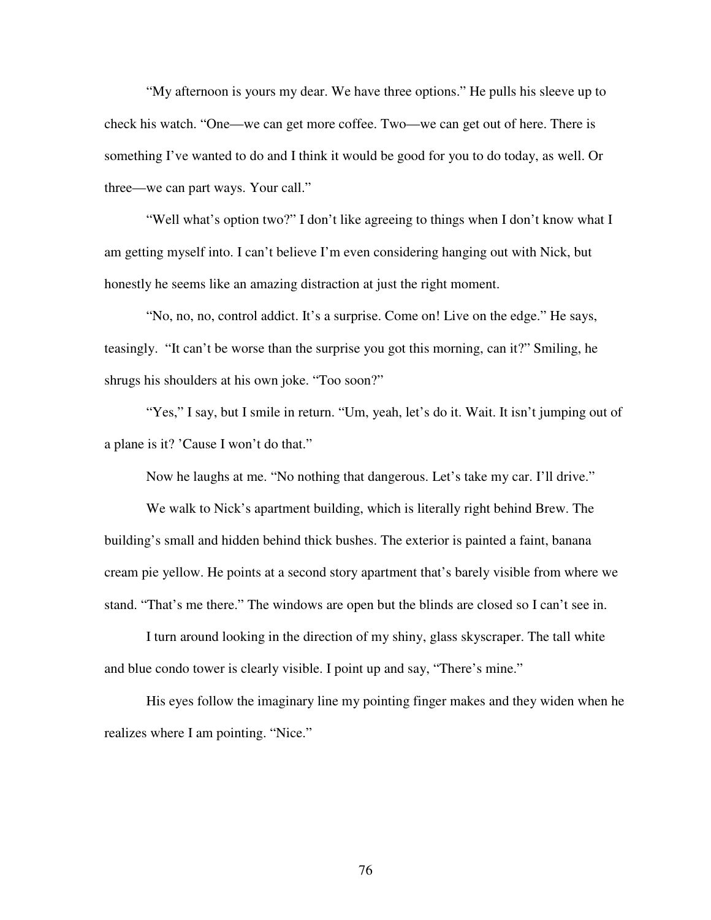"My afternoon is yours my dear. We have three options." He pulls his sleeve up to check his watch. "One—we can get more coffee. Two—we can get out of here. There is something I've wanted to do and I think it would be good for you to do today, as well. Or three—we can part ways. Your call."

"Well what's option two?" I don't like agreeing to things when I don't know what I am getting myself into. I can't believe I'm even considering hanging out with Nick, but honestly he seems like an amazing distraction at just the right moment.

"No, no, no, control addict. It's a surprise. Come on! Live on the edge." He says, teasingly. "It can't be worse than the surprise you got this morning, can it?" Smiling, he shrugs his shoulders at his own joke. "Too soon?"

"Yes," I say, but I smile in return. "Um, yeah, let's do it. Wait. It isn't jumping out of a plane is it? 'Cause I won't do that."

Now he laughs at me. "No nothing that dangerous. Let's take my car. I'll drive."

We walk to Nick's apartment building, which is literally right behind Brew. The building's small and hidden behind thick bushes. The exterior is painted a faint, banana cream pie yellow. He points at a second story apartment that's barely visible from where we stand. "That's me there." The windows are open but the blinds are closed so I can't see in.

I turn around looking in the direction of my shiny, glass skyscraper. The tall white and blue condo tower is clearly visible. I point up and say, "There's mine."

His eyes follow the imaginary line my pointing finger makes and they widen when he realizes where I am pointing. "Nice."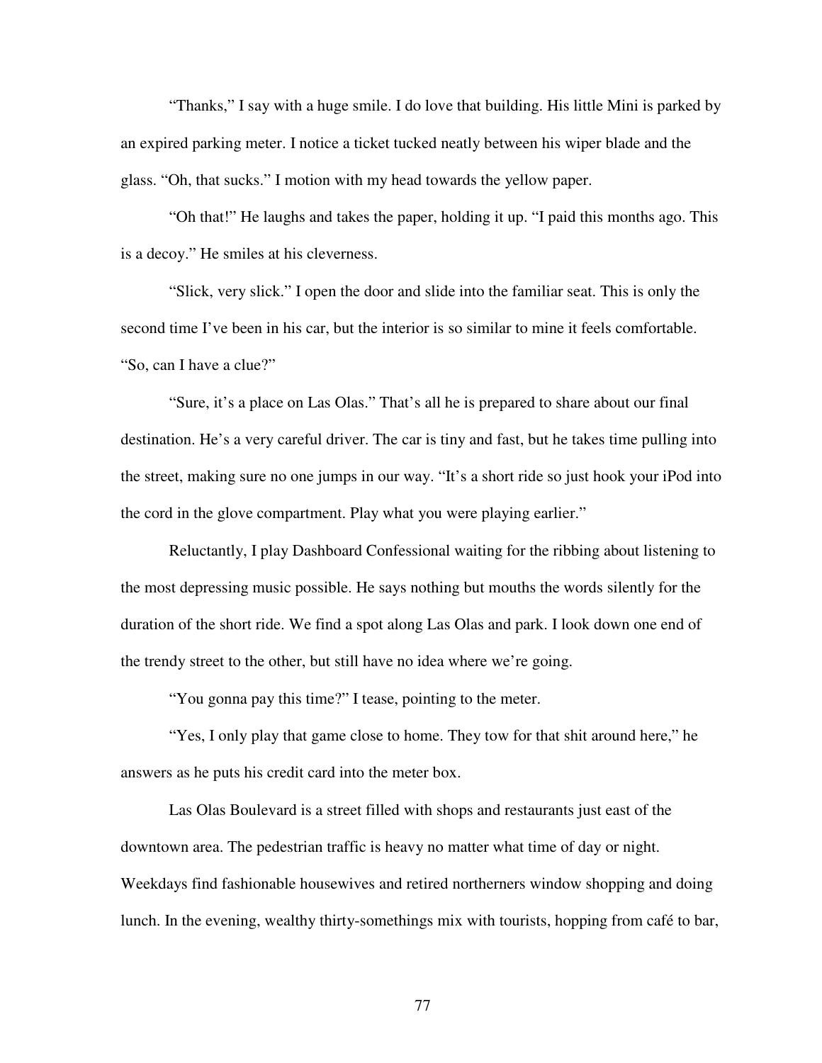"Thanks," I say with a huge smile. I do love that building. His little Mini is parked by an expired parking meter. I notice a ticket tucked neatly between his wiper blade and the glass. "Oh, that sucks." I motion with my head towards the yellow paper.

"Oh that!" He laughs and takes the paper, holding it up. "I paid this months ago. This is a decoy." He smiles at his cleverness.

"Slick, very slick." I open the door and slide into the familiar seat. This is only the second time I've been in his car, but the interior is so similar to mine it feels comfortable. "So, can I have a clue?"

"Sure, it's a place on Las Olas." That's all he is prepared to share about our final destination. He's a very careful driver. The car is tiny and fast, but he takes time pulling into the street, making sure no one jumps in our way. "It's a short ride so just hook your iPod into the cord in the glove compartment. Play what you were playing earlier."

Reluctantly, I play Dashboard Confessional waiting for the ribbing about listening to the most depressing music possible. He says nothing but mouths the words silently for the duration of the short ride. We find a spot along Las Olas and park. I look down one end of the trendy street to the other, but still have no idea where we're going.

"You gonna pay this time?" I tease, pointing to the meter.

"Yes, I only play that game close to home. They tow for that shit around here," he answers as he puts his credit card into the meter box.

Las Olas Boulevard is a street filled with shops and restaurants just east of the downtown area. The pedestrian traffic is heavy no matter what time of day or night. Weekdays find fashionable housewives and retired northerners window shopping and doing lunch. In the evening, wealthy thirty-somethings mix with tourists, hopping from café to bar,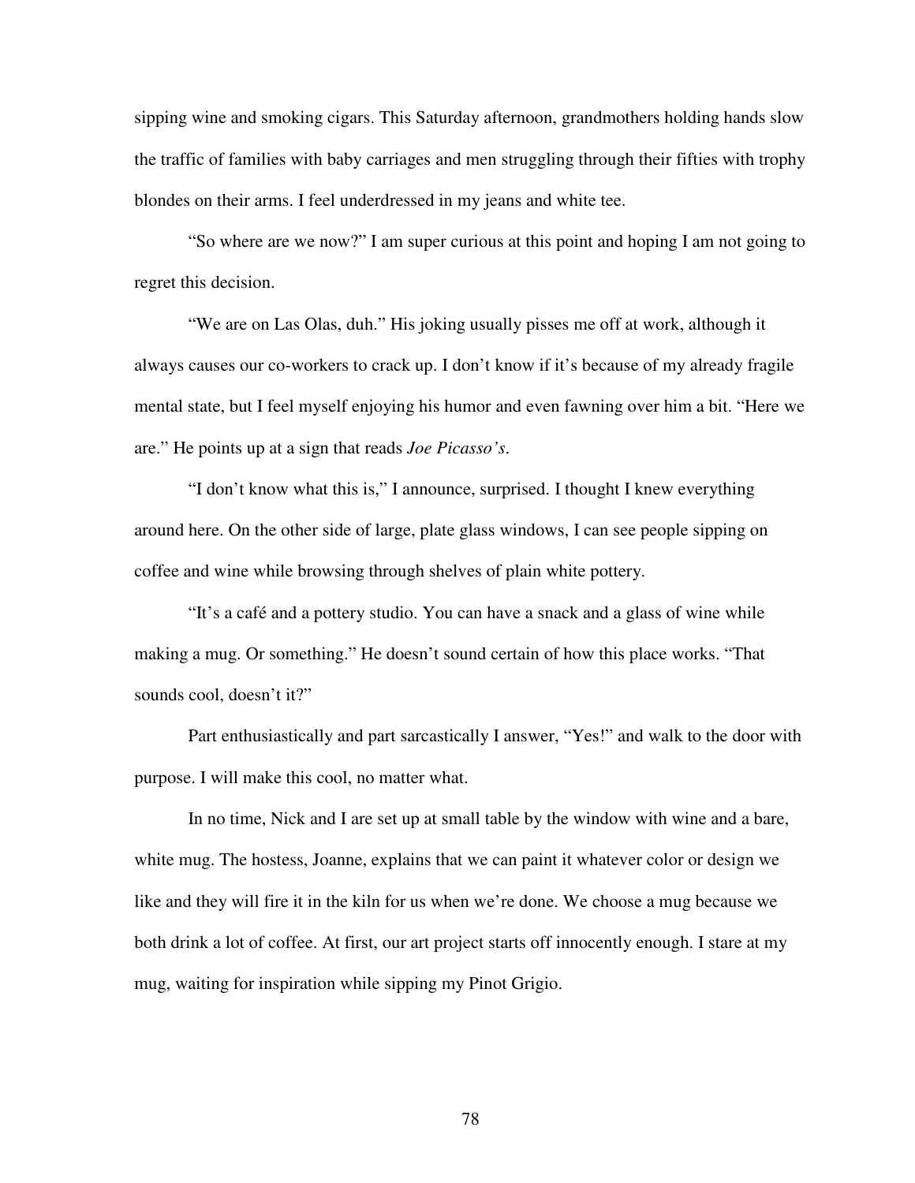sipping wine and smoking cigars. This Saturday afternoon, grandmothers holding hands slow the traffic of families with baby carriages and men struggling through their fifties with trophy blondes on their arms. I feel underdressed in my jeans and white tee.

"So where are we now?" I am super curious at this point and hoping I am not going to regret this decision.

"We are on Las Olas, duh." His joking usually pisses me off at work, although it always causes our co-workers to crack up. I don't know if it's because of my already fragile mental state, but I feel myself enjoying his humor and even fawning over him a bit. "Here we are." He points up at a sign that reads *Joe Picasso's*.

"I don't know what this is," I announce, surprised. I thought I knew everything around here. On the other side of large, plate glass windows, I can see people sipping on coffee and wine while browsing through shelves of plain white pottery.

"It's a café and a pottery studio. You can have a snack and a glass of wine while making a mug. Or something." He doesn't sound certain of how this place works. "That sounds cool, doesn't it?"

Part enthusiastically and part sarcastically I answer, "Yes!" and walk to the door with purpose. I will make this cool, no matter what.

In no time, Nick and I are set up at small table by the window with wine and a bare, white mug. The hostess, Joanne, explains that we can paint it whatever color or design we like and they will fire it in the kiln for us when we're done. We choose a mug because we both drink a lot of coffee. At first, our art project starts off innocently enough. I stare at my mug, waiting for inspiration while sipping my Pinot Grigio.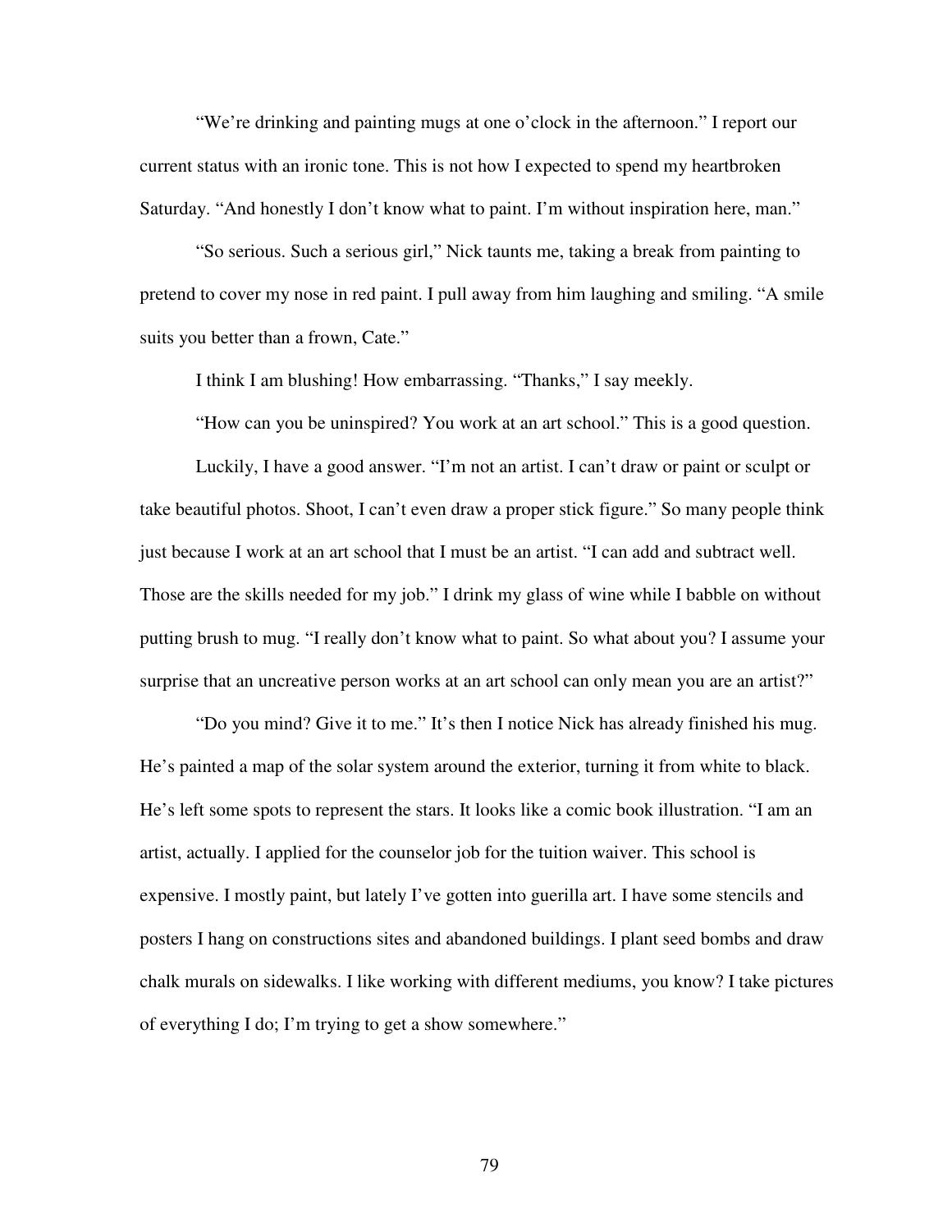"We're drinking and painting mugs at one o'clock in the afternoon." I report our current status with an ironic tone. This is not how I expected to spend my heartbroken Saturday. "And honestly I don't know what to paint. I'm without inspiration here, man."

"So serious. Such a serious girl," Nick taunts me, taking a break from painting to pretend to cover my nose in red paint. I pull away from him laughing and smiling. "A smile suits you better than a frown, Cate."

I think I am blushing! How embarrassing. "Thanks," I say meekly.

"How can you be uninspired? You work at an art school." This is a good question.

Luckily, I have a good answer. "I'm not an artist. I can't draw or paint or sculpt or take beautiful photos. Shoot, I can't even draw a proper stick figure." So many people think just because I work at an art school that I must be an artist. "I can add and subtract well. Those are the skills needed for my job." I drink my glass of wine while I babble on without putting brush to mug. "I really don't know what to paint. So what about you? I assume your surprise that an uncreative person works at an art school can only mean you are an artist?"

"Do you mind? Give it to me." It's then I notice Nick has already finished his mug. He's painted a map of the solar system around the exterior, turning it from white to black. He's left some spots to represent the stars. It looks like a comic book illustration. "I am an artist, actually. I applied for the counselor job for the tuition waiver. This school is expensive. I mostly paint, but lately I've gotten into guerilla art. I have some stencils and posters I hang on constructions sites and abandoned buildings. I plant seed bombs and draw chalk murals on sidewalks. I like working with different mediums, you know? I take pictures of everything I do; I'm trying to get a show somewhere."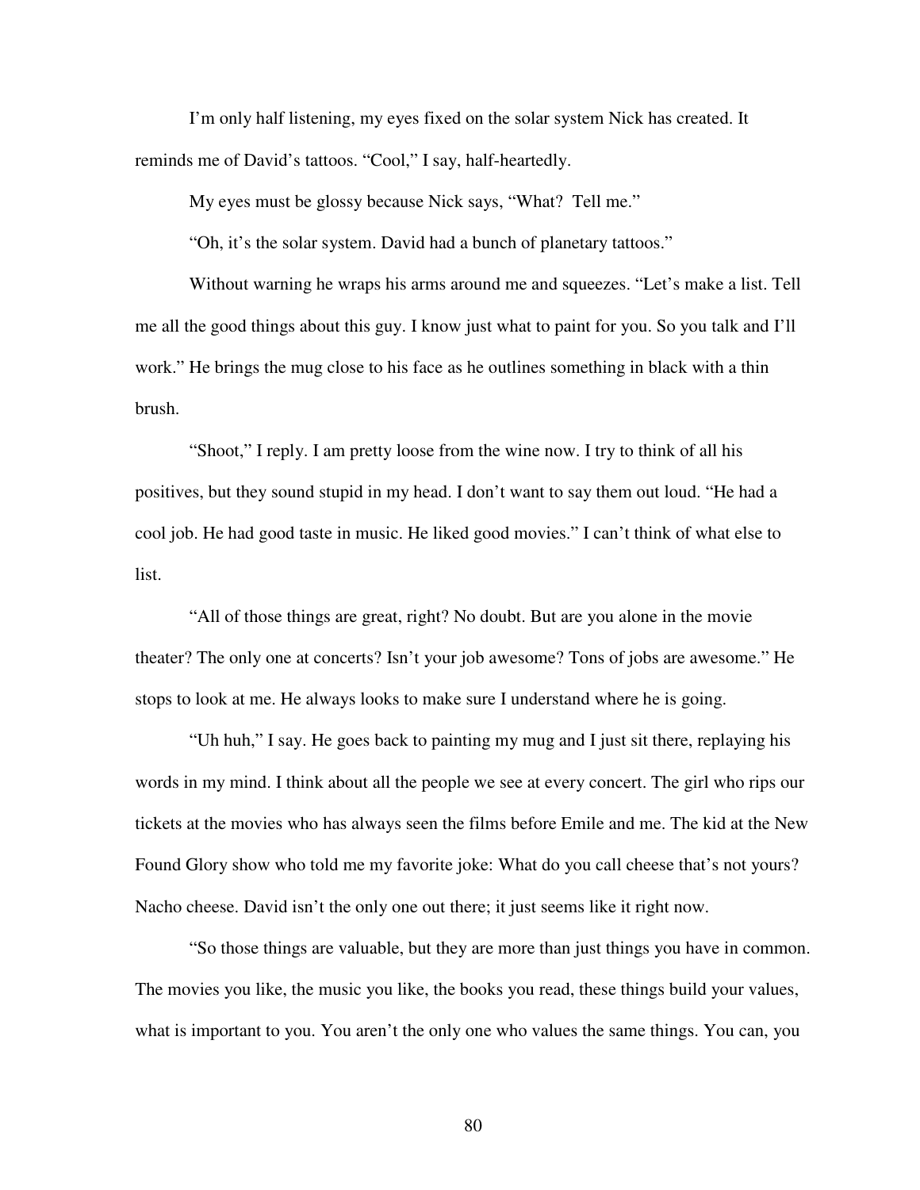I'm only half listening, my eyes fixed on the solar system Nick has created. It reminds me of David's tattoos. "Cool," I say, half-heartedly.

My eyes must be glossy because Nick says, "What?  Tell me."

"Oh, it's the solar system. David had a bunch of planetary tattoos."

Without warning he wraps his arms around me and squeezes. "Let's make a list. Tell me all the good things about this guy. I know just what to paint for you. So you talk and I'll work." He brings the mug close to his face as he outlines something in black with a thin brush.

"Shoot," I reply. I am pretty loose from the wine now. I try to think of all his positives, but they sound stupid in my head. I don't want to say them out loud. "He had a cool job. He had good taste in music. He liked good movies." I can't think of what else to list.

"All of those things are great, right? No doubt. But are you alone in the movie theater? The only one at concerts? Isn't your job awesome? Tons of jobs are awesome." He stops to look at me. He always looks to make sure I understand where he is going.

"Uh huh," I say. He goes back to painting my mug and I just sit there, replaying his words in my mind. I think about all the people we see at every concert. The girl who rips our tickets at the movies who has always seen the films before Emile and me. The kid at the New Found Glory show who told me my favorite joke: What do you call cheese that's not yours? Nacho cheese. David isn't the only one out there; it just seems like it right now.

"So those things are valuable, but they are more than just things you have in common. The movies you like, the music you like, the books you read, these things build your values, what is important to you. You aren't the only one who values the same things. You can, you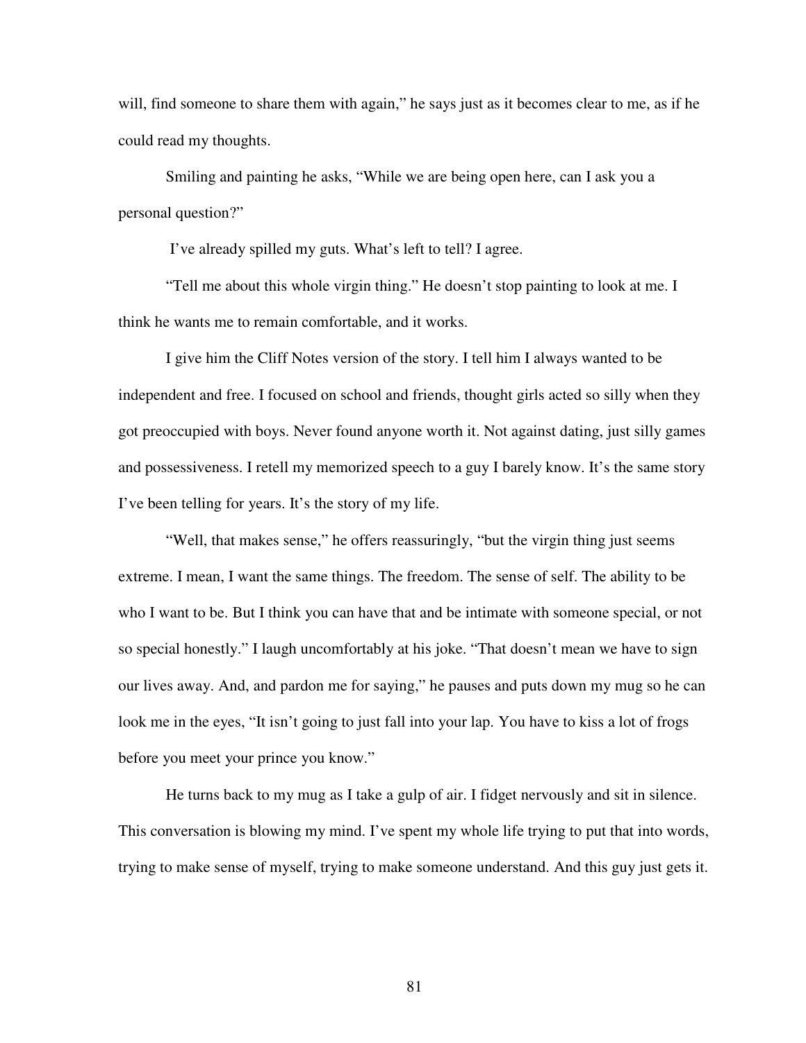will, find someone to share them with again," he says just as it becomes clear to me, as if he could read my thoughts.

Smiling and painting he asks, "While we are being open here, can I ask you a personal question?"

I've already spilled my guts. What's left to tell? I agree.

"Tell me about this whole virgin thing." He doesn't stop painting to look at me. I think he wants me to remain comfortable, and it works.

I give him the Cliff Notes version of the story. I tell him I always wanted to be independent and free. I focused on school and friends, thought girls acted so silly when they got preoccupied with boys. Never found anyone worth it. Not against dating, just silly games and possessiveness. I retell my memorized speech to a guy I barely know. It's the same story I've been telling for years. It's the story of my life.

"Well, that makes sense," he offers reassuringly, "but the virgin thing just seems extreme. I mean, I want the same things. The freedom. The sense of self. The ability to be who I want to be. But I think you can have that and be intimate with someone special, or not so special honestly." I laugh uncomfortably at his joke. "That doesn't mean we have to sign our lives away. And, and pardon me for saying," he pauses and puts down my mug so he can look me in the eyes, "It isn't going to just fall into your lap. You have to kiss a lot of frogs before you meet your prince you know."

He turns back to my mug as I take a gulp of air. I fidget nervously and sit in silence. This conversation is blowing my mind. I've spent my whole life trying to put that into words, trying to make sense of myself, trying to make someone understand. And this guy just gets it.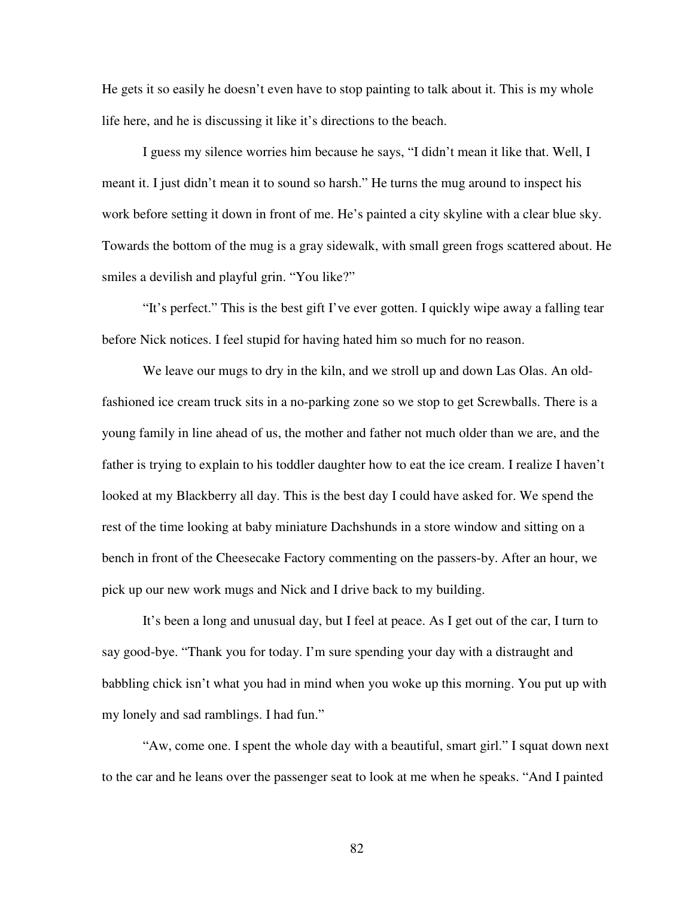He gets it so easily he doesn't even have to stop painting to talk about it. This is my whole life here, and he is discussing it like it's directions to the beach.

I guess my silence worries him because he says, "I didn't mean it like that. Well, I meant it. I just didn't mean it to sound so harsh." He turns the mug around to inspect his work before setting it down in front of me. He's painted a city skyline with a clear blue sky. Towards the bottom of the mug is a gray sidewalk, with small green frogs scattered about. He smiles a devilish and playful grin. "You like?"

"It's perfect." This is the best gift I've ever gotten. I quickly wipe away a falling tear before Nick notices. I feel stupid for having hated him so much for no reason.

We leave our mugs to dry in the kiln, and we stroll up and down Las Olas. An old-fashioned ice cream truck sits in a no-parking zone so we stop to get Screwballs. There is a young family in line ahead of us, the mother and father not much older than we are, and the father is trying to explain to his toddler daughter how to eat the ice cream. I realize I haven't looked at my Blackberry all day. This is the best day I could have asked for. We spend the rest of the time looking at baby miniature Dachshunds in a store window and sitting on a bench in front of the Cheesecake Factory commenting on the passers-by. After an hour, we pick up our new work mugs and Nick and I drive back to my building.

It's been a long and unusual day, but I feel at peace. As I get out of the car, I turn to say good-bye. "Thank you for today. I'm sure spending your day with a distraught and babbling chick isn't what you had in mind when you woke up this morning. You put up with my lonely and sad ramblings. I had fun."

"Aw, come one. I spent the whole day with a beautiful, smart girl." I squat down next to the car and he leans over the passenger seat to look at me when he speaks. "And I painted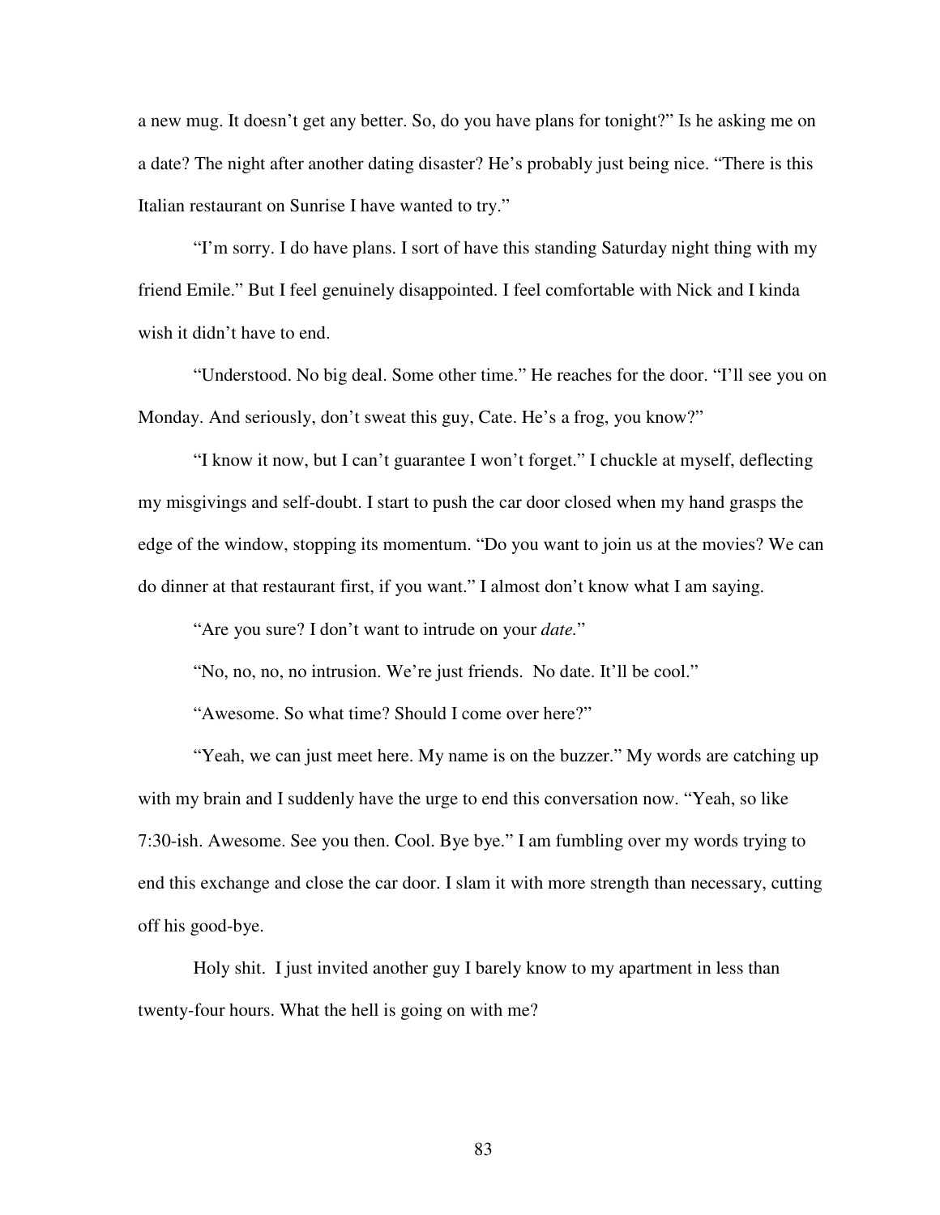a new mug. It doesn't get any better. So, do you have plans for tonight?" Is he asking me on a date? The night after another dating disaster? He's probably just being nice. "There is this Italian restaurant on Sunrise I have wanted to try."

"I'm sorry. I do have plans. I sort of have this standing Saturday night thing with my friend Emile." But I feel genuinely disappointed. I feel comfortable with Nick and I kinda wish it didn't have to end.

"Understood. No big deal. Some other time." He reaches for the door. "I'll see you on Monday. And seriously, don't sweat this guy, Cate. He's a frog, you know?"

"I know it now, but I can't guarantee I won't forget." I chuckle at myself, deflecting my misgivings and self-doubt. I start to push the car door closed when my hand grasps the edge of the window, stopping its momentum. "Do you want to join us at the movies? We can do dinner at that restaurant first, if you want." I almost don't know what I am saying.

"Are you sure? I don't want to intrude on your *date.*"

"No, no, no, no intrusion. We're just friends. No date. It'll be cool."

"Awesome. So what time? Should I come over here?"

"Yeah, we can just meet here. My name is on the buzzer." My words are catching up with my brain and I suddenly have the urge to end this conversation now. "Yeah, so like 7:30-ish. Awesome. See you then. Cool. Bye bye." I am fumbling over my words trying to end this exchange and close the car door. I slam it with more strength than necessary, cutting off his good-bye.

Holy shit. I just invited another guy I barely know to my apartment in less than twenty-four hours. What the hell is going on with me?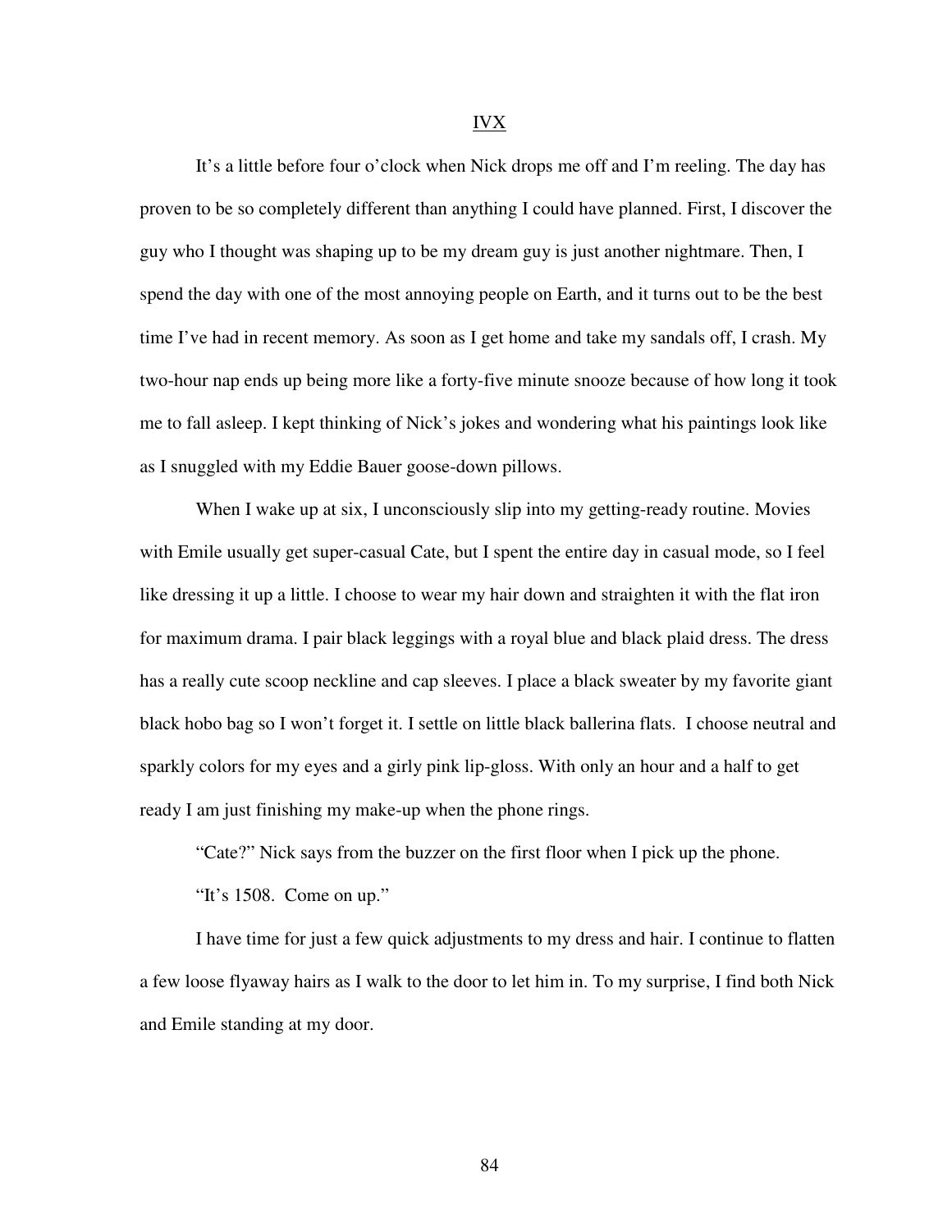# IVX

It's a little before four o'clock when Nick drops me off and I'm reeling. The day has proven to be so completely different than anything I could have planned. First, I discover the guy who I thought was shaping up to be my dream guy is just another nightmare. Then, I spend the day with one of the most annoying people on Earth, and it turns out to be the best time I've had in recent memory. As soon as I get home and take my sandals off, I crash. My two-hour nap ends up being more like a forty-five minute snooze because of how long it took me to fall asleep. I kept thinking of Nick's jokes and wondering what his paintings look like as I snuggled with my Eddie Bauer goose-down pillows.

When I wake up at six, I unconsciously slip into my getting-ready routine. Movies with Emile usually get super-casual Cate, but I spent the entire day in casual mode, so I feel like dressing it up a little. I choose to wear my hair down and straighten it with the flat iron for maximum drama. I pair black leggings with a royal blue and black plaid dress. The dress has a really cute scoop neckline and cap sleeves. I place a black sweater by my favorite giant black hobo bag so I won't forget it. I settle on little black ballerina flats. I choose neutral and sparkly colors for my eyes and a girly pink lip-gloss. With only an hour and a half to get ready I am just finishing my make-up when the phone rings.

"Cate?" Nick says from the buzzer on the first floor when I pick up the phone.

"It's 1508. Come on up."

I have time for just a few quick adjustments to my dress and hair. I continue to flatten a few loose flyaway hairs as I walk to the door to let him in. To my surprise, I find both Nick and Emile standing at my door.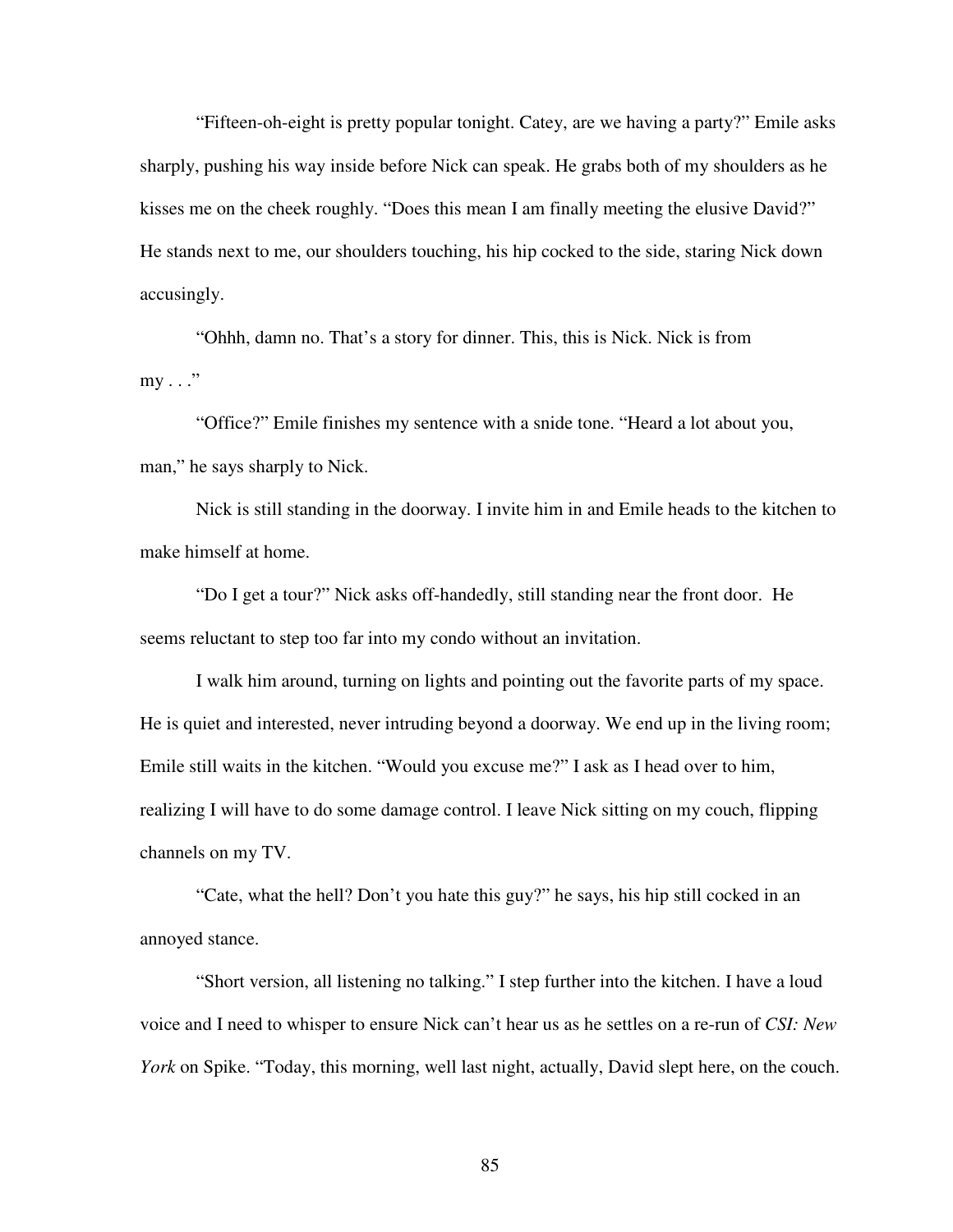"Fifteen-oh-eight is pretty popular tonight. Catey, are we having a party?" Emile asks sharply, pushing his way inside before Nick can speak. He grabs both of my shoulders as he kisses me on the cheek roughly. "Does this mean I am finally meeting the elusive David?" He stands next to me, our shoulders touching, his hip cocked to the side, staring Nick down accusingly.

"Ohhh, damn no. That's a story for dinner. This, this is Nick. Nick is from my . . ."

"Office?" Emile finishes my sentence with a snide tone. "Heard a lot about you, man," he says sharply to Nick.

Nick is still standing in the doorway. I invite him in and Emile heads to the kitchen to make himself at home.

"Do I get a tour?" Nick asks off-handedly, still standing near the front door. He seems reluctant to step too far into my condo without an invitation.

I walk him around, turning on lights and pointing out the favorite parts of my space. He is quiet and interested, never intruding beyond a doorway. We end up in the living room; Emile still waits in the kitchen. "Would you excuse me?" I ask as I head over to him, realizing I will have to do some damage control. I leave Nick sitting on my couch, flipping channels on my TV.

"Cate, what the hell? Don't you hate this guy?" he says, his hip still cocked in an annoyed stance.

"Short version, all listening no talking." I step further into the kitchen. I have a loud voice and I need to whisper to ensure Nick can't hear us as he settles on a re-run of *CSI: New York* on Spike. "Today, this morning, well last night, actually, David slept here, on the couch.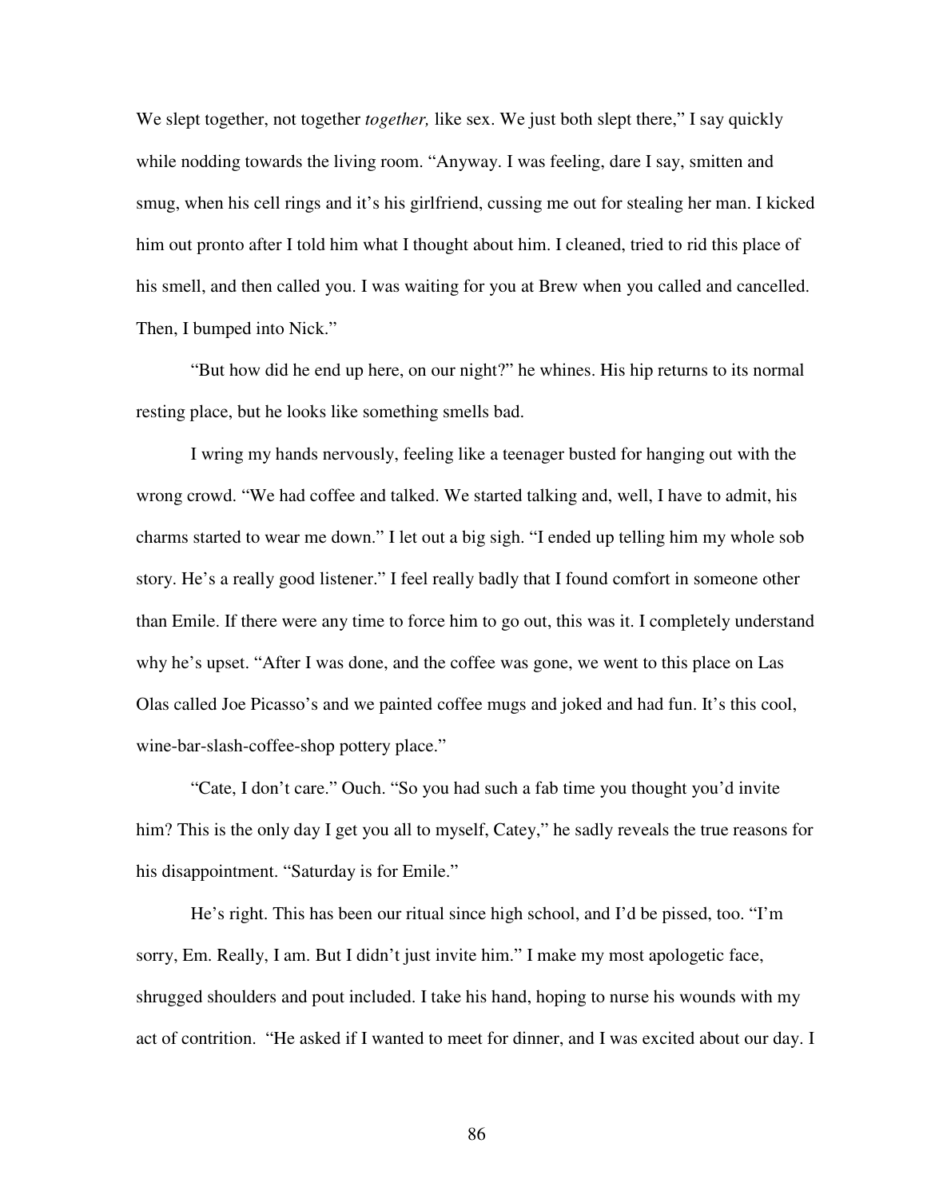We slept together, not together *together,* like sex. We just both slept there," I say quickly while nodding towards the living room. "Anyway. I was feeling, dare I say, smitten and smug, when his cell rings and it's his girlfriend, cussing me out for stealing her man. I kicked him out pronto after I told him what I thought about him. I cleaned, tried to rid this place of his smell, and then called you. I was waiting for you at Brew when you called and cancelled. Then, I bumped into Nick."

"But how did he end up here, on our night?" he whines. His hip returns to its normal resting place, but he looks like something smells bad.

I wring my hands nervously, feeling like a teenager busted for hanging out with the wrong crowd. "We had coffee and talked. We started talking and, well, I have to admit, his charms started to wear me down." I let out a big sigh. "I ended up telling him my whole sob story. He's a really good listener." I feel really badly that I found comfort in someone other than Emile. If there were any time to force him to go out, this was it. I completely understand why he's upset. "After I was done, and the coffee was gone, we went to this place on Las Olas called Joe Picasso's and we painted coffee mugs and joked and had fun. It's this cool, wine-bar-slash-coffee-shop pottery place."

"Cate, I don't care." Ouch. "So you had such a fab time you thought you'd invite him? This is the only day I get you all to myself, Catey," he sadly reveals the true reasons for his disappointment. "Saturday is for Emile."

He's right. This has been our ritual since high school, and I'd be pissed, too. "I'm sorry, Em. Really, I am. But I didn't just invite him." I make my most apologetic face, shrugged shoulders and pout included. I take his hand, hoping to nurse his wounds with my act of contrition. "He asked if I wanted to meet for dinner, and I was excited about our day. I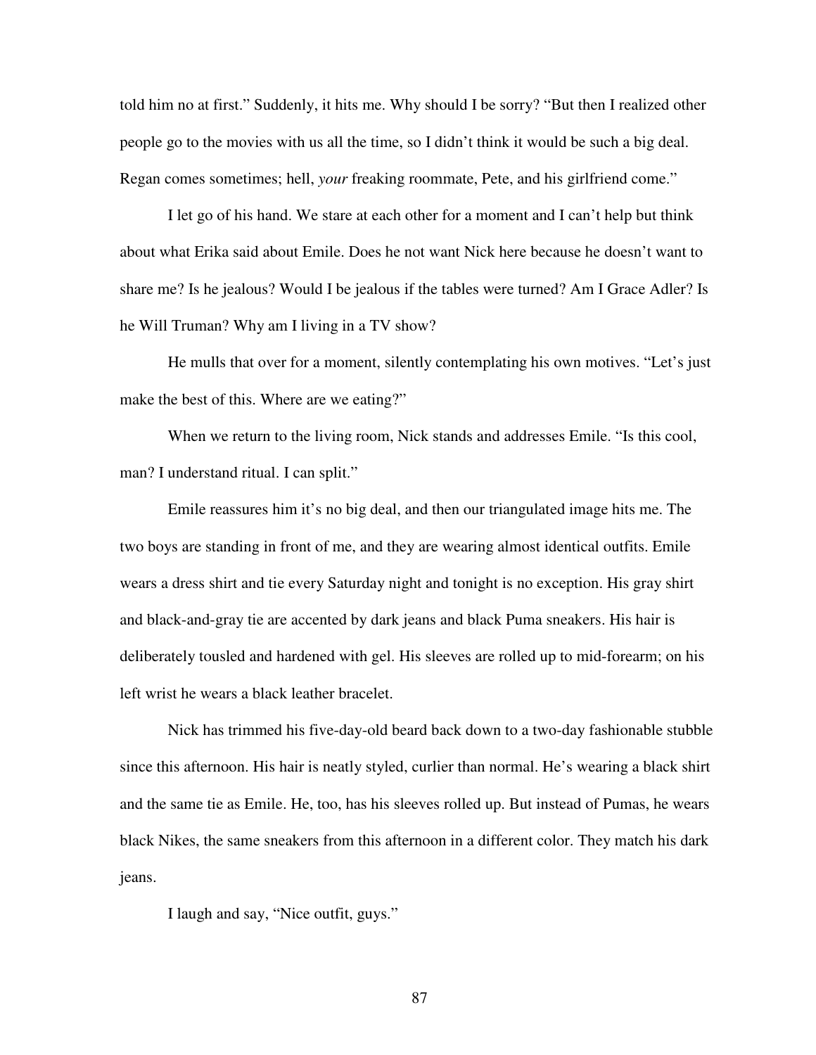told him no at first." Suddenly, it hits me. Why should I be sorry? "But then I realized other people go to the movies with us all the time, so I didn't think it would be such a big deal. Regan comes sometimes; hell, *your* freaking roommate, Pete, and his girlfriend come."

I let go of his hand. We stare at each other for a moment and I can't help but think about what Erika said about Emile. Does he not want Nick here because he doesn't want to share me? Is he jealous? Would I be jealous if the tables were turned? Am I Grace Adler? Is he Will Truman? Why am I living in a TV show?

He mulls that over for a moment, silently contemplating his own motives. "Let's just make the best of this. Where are we eating?"

When we return to the living room, Nick stands and addresses Emile. "Is this cool, man? I understand ritual. I can split."

Emile reassures him it's no big deal, and then our triangulated image hits me. The two boys are standing in front of me, and they are wearing almost identical outfits. Emile wears a dress shirt and tie every Saturday night and tonight is no exception. His gray shirt and black-and-gray tie are accented by dark jeans and black Puma sneakers. His hair is deliberately tousled and hardened with gel. His sleeves are rolled up to mid-forearm; on his left wrist he wears a black leather bracelet.

Nick has trimmed his five-day-old beard back down to a two-day fashionable stubble since this afternoon. His hair is neatly styled, curlier than normal. He's wearing a black shirt and the same tie as Emile. He, too, has his sleeves rolled up. But instead of Pumas, he wears black Nikes, the same sneakers from this afternoon in a different color. They match his dark jeans.

I laugh and say, "Nice outfit, guys."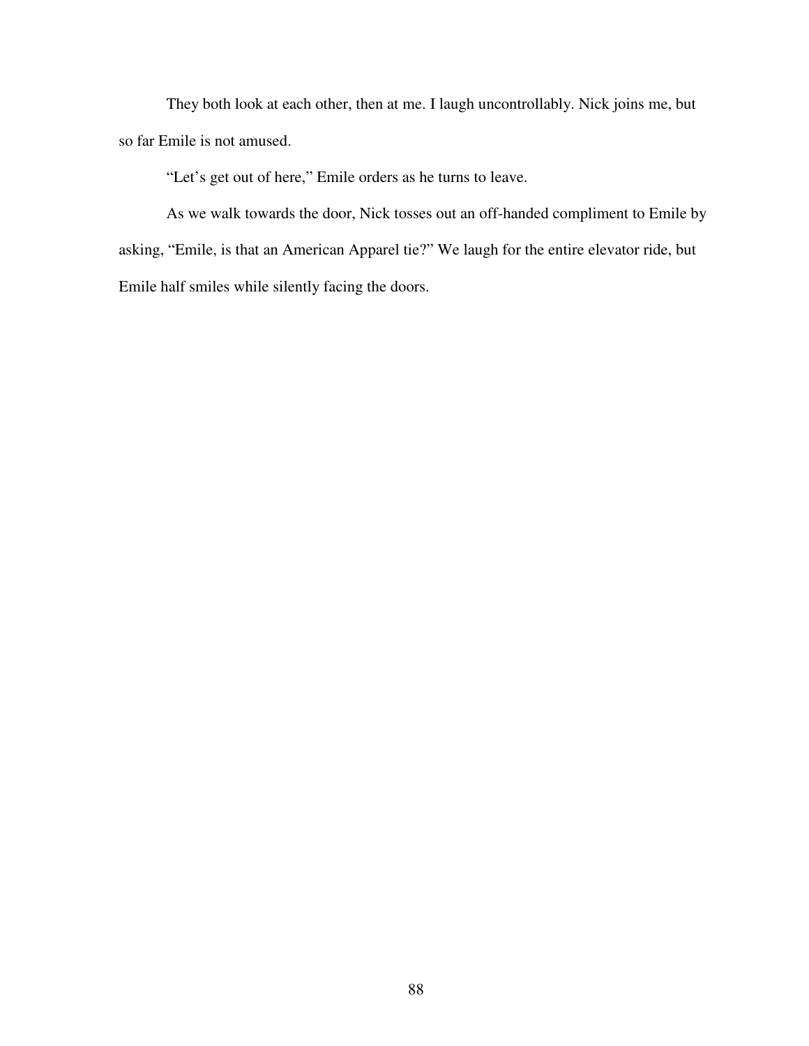They both look at each other, then at me. I laugh uncontrollably. Nick joins me, but so far Emile is not amused.

"Let's get out of here," Emile orders as he turns to leave.

As we walk towards the door, Nick tosses out an off-handed compliment to Emile by asking, "Emile, is that an American Apparel tie?" We laugh for the entire elevator ride, but Emile half smiles while silently facing the doors.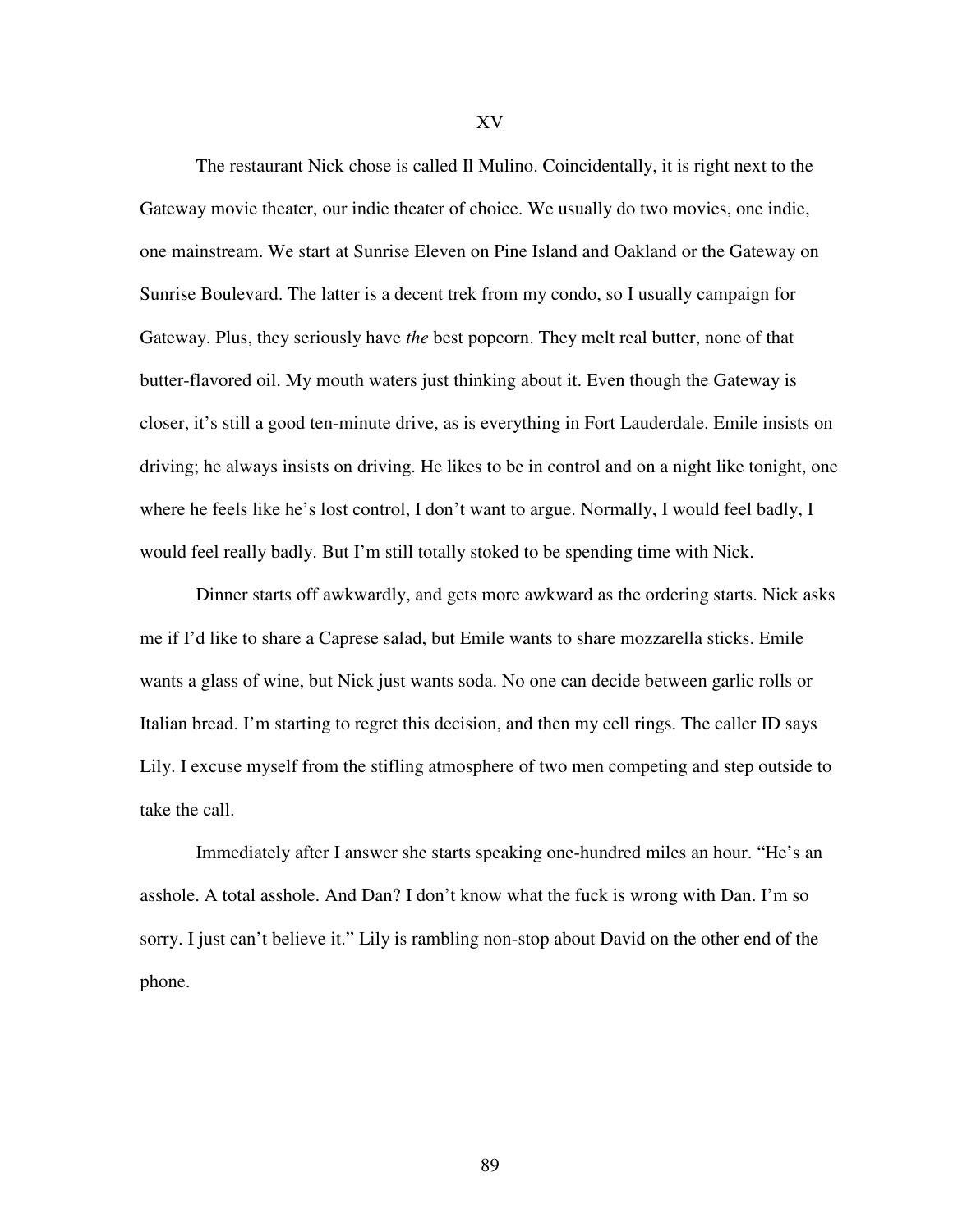## XV

The restaurant Nick chose is called Il Mulino. Coincidentally, it is right next to the Gateway movie theater, our indie theater of choice. We usually do two movies, one indie, one mainstream. We start at Sunrise Eleven on Pine Island and Oakland or the Gateway on Sunrise Boulevard. The latter is a decent trek from my condo, so I usually campaign for Gateway. Plus, they seriously have *the* best popcorn. They melt real butter, none of that butter-flavored oil. My mouth waters just thinking about it. Even though the Gateway is closer, it's still a good ten-minute drive, as is everything in Fort Lauderdale. Emile insists on driving; he always insists on driving. He likes to be in control and on a night like tonight, one where he feels like he's lost control, I don't want to argue. Normally, I would feel badly, I would feel really badly. But I'm still totally stoked to be spending time with Nick.

Dinner starts off awkwardly, and gets more awkward as the ordering starts. Nick asks me if I'd like to share a Caprese salad, but Emile wants to share mozzarella sticks. Emile wants a glass of wine, but Nick just wants soda. No one can decide between garlic rolls or Italian bread. I'm starting to regret this decision, and then my cell rings. The caller ID says Lily. I excuse myself from the stifling atmosphere of two men competing and step outside to take the call.

Immediately after I answer she starts speaking one-hundred miles an hour. "He's an asshole. A total asshole. And Dan? I don't know what the fuck is wrong with Dan. I'm so sorry. I just can't believe it." Lily is rambling non-stop about David on the other end of the phone.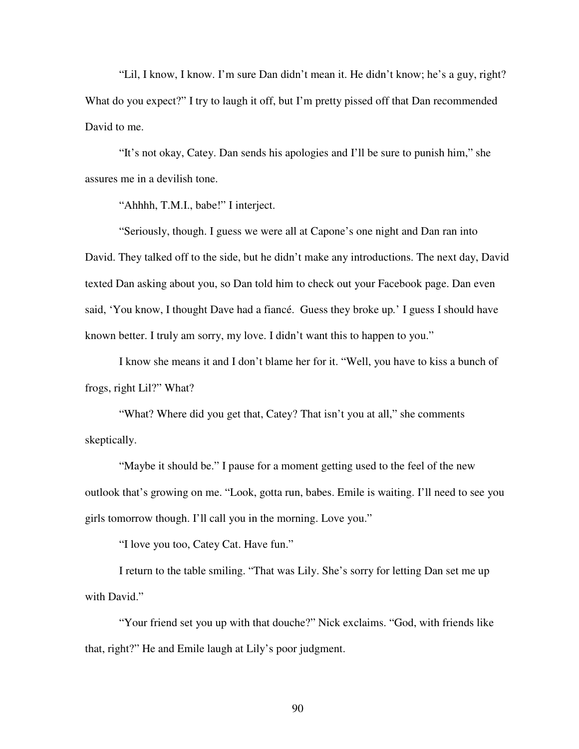"Lil, I know, I know. I'm sure Dan didn't mean it. He didn't know; he's a guy, right? What do you expect?" I try to laugh it off, but I'm pretty pissed off that Dan recommended David to me.

"It's not okay, Catey. Dan sends his apologies and I'll be sure to punish him," she assures me in a devilish tone.

"Ahhhh, T.M.I., babe!" I interject.

"Seriously, though. I guess we were all at Capone's one night and Dan ran into David. They talked off to the side, but he didn't make any introductions. The next day, David texted Dan asking about you, so Dan told him to check out your Facebook page. Dan even said, 'You know, I thought Dave had a fiancé.  Guess they broke up.' I guess I should have known better. I truly am sorry, my love. I didn't want this to happen to you."

I know she means it and I don't blame her for it. "Well, you have to kiss a bunch of frogs, right Lil?" What?

"What? Where did you get that, Catey? That isn't you at all," she comments skeptically.

"Maybe it should be." I pause for a moment getting used to the feel of the new outlook that's growing on me. "Look, gotta run, babes. Emile is waiting. I'll need to see you girls tomorrow though. I'll call you in the morning. Love you."

"I love you too, Catey Cat. Have fun."

I return to the table smiling. "That was Lily. She's sorry for letting Dan set me up with David."

"Your friend set you up with that douche?" Nick exclaims. "God, with friends like that, right?" He and Emile laugh at Lily's poor judgment.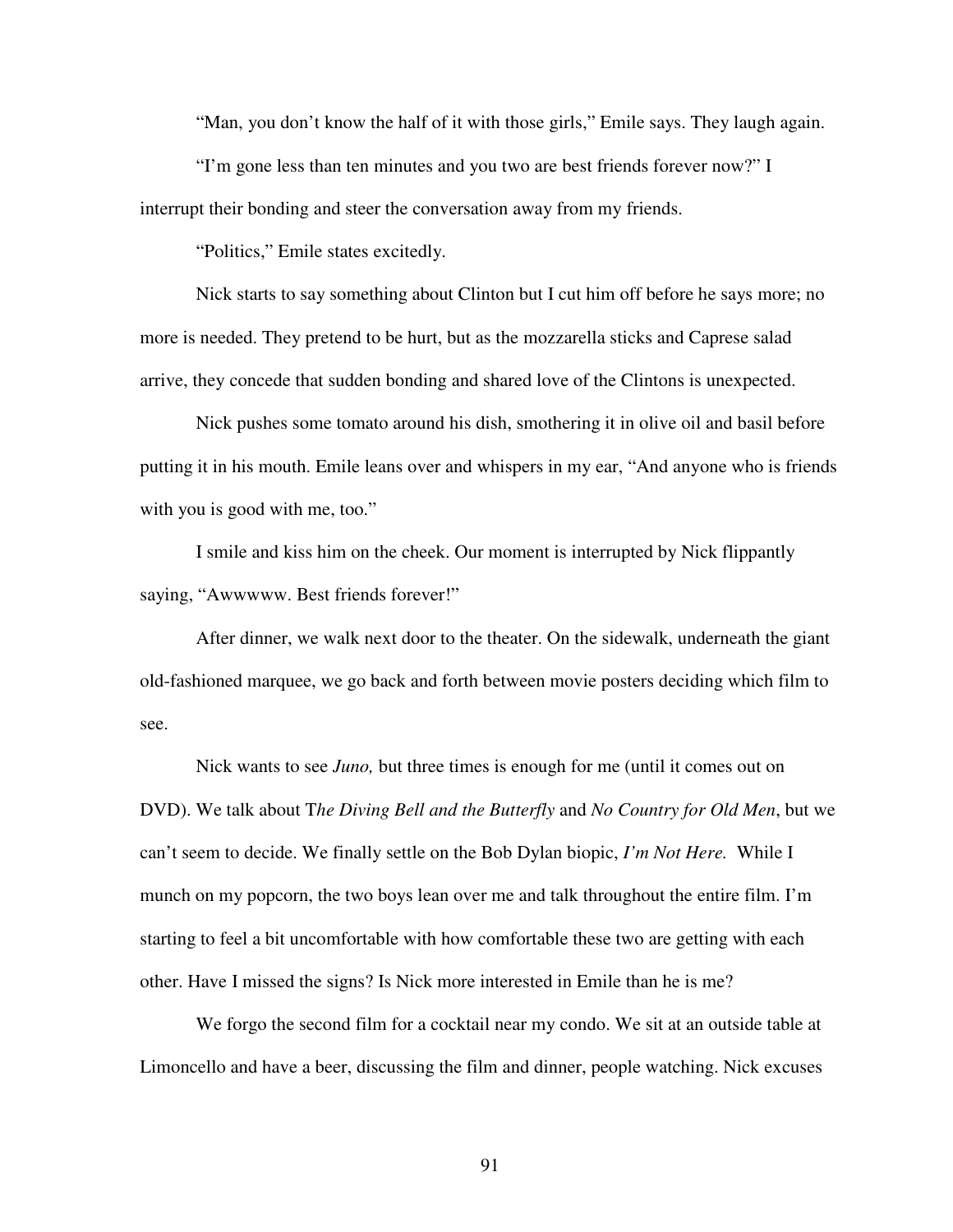"Man, you don't know the half of it with those girls," Emile says. They laugh again.

"I'm gone less than ten minutes and you two are best friends forever now?" I interrupt their bonding and steer the conversation away from my friends.

"Politics," Emile states excitedly.

Nick starts to say something about Clinton but I cut him off before he says more; no more is needed. They pretend to be hurt, but as the mozzarella sticks and Caprese salad arrive, they concede that sudden bonding and shared love of the Clintons is unexpected.

Nick pushes some tomato around his dish, smothering it in olive oil and basil before putting it in his mouth. Emile leans over and whispers in my ear, "And anyone who is friends with you is good with me, too."

I smile and kiss him on the cheek. Our moment is interrupted by Nick flippantly saying, "Awwwww. Best friends forever!"

After dinner, we walk next door to the theater. On the sidewalk, underneath the giant old-fashioned marquee, we go back and forth between movie posters deciding which film to see.

Nick wants to see *Juno,* but three times is enough for me (until it comes out on DVD). We talk about T*he Diving Bell and the Butterfly* and *No Country for Old Men*, but we can't seem to decide. We finally settle on the Bob Dylan biopic, *I'm Not Here.* While I munch on my popcorn, the two boys lean over me and talk throughout the entire film. I'm starting to feel a bit uncomfortable with how comfortable these two are getting with each other. Have I missed the signs? Is Nick more interested in Emile than he is me?

We forgo the second film for a cocktail near my condo. We sit at an outside table at Limoncello and have a beer, discussing the film and dinner, people watching. Nick excuses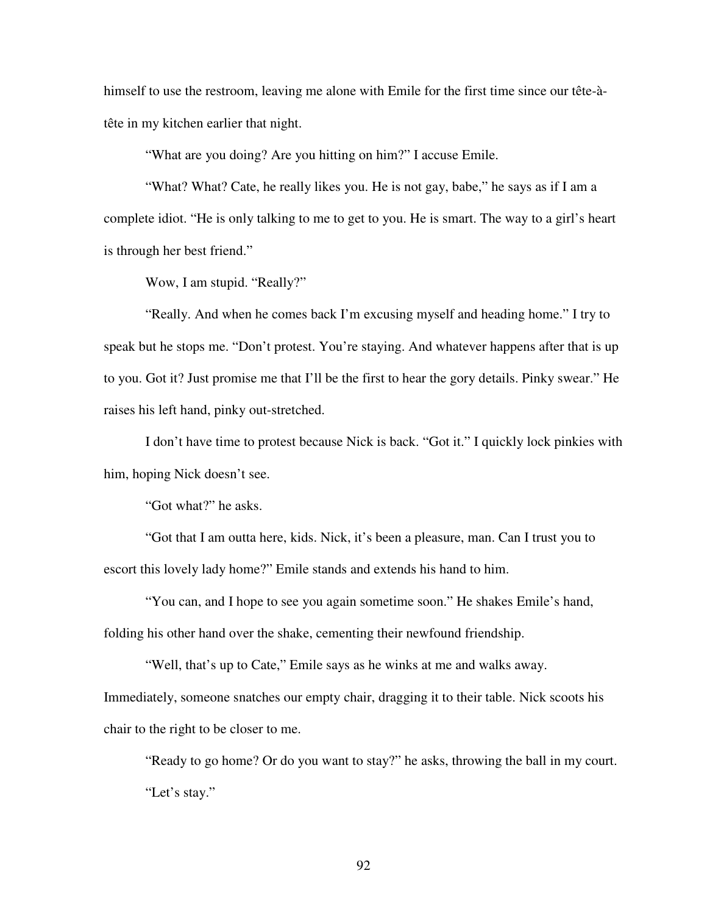himself to use the restroom, leaving me alone with Emile for the first time since our tête-à-tête in my kitchen earlier that night.

"What are you doing? Are you hitting on him?" I accuse Emile.

"What? What? Cate, he really likes you. He is not gay, babe," he says as if I am a complete idiot. "He is only talking to me to get to you. He is smart. The way to a girl's heart is through her best friend."

Wow, I am stupid. "Really?"

"Really. And when he comes back I'm excusing myself and heading home." I try to speak but he stops me. "Don't protest. You're staying. And whatever happens after that is up to you. Got it? Just promise me that I'll be the first to hear the gory details. Pinky swear." He raises his left hand, pinky out-stretched.

I don't have time to protest because Nick is back. "Got it." I quickly lock pinkies with him, hoping Nick doesn't see.

"Got what?" he asks.

"Got that I am outta here, kids. Nick, it's been a pleasure, man. Can I trust you to escort this lovely lady home?" Emile stands and extends his hand to him.

"You can, and I hope to see you again sometime soon." He shakes Emile's hand, folding his other hand over the shake, cementing their newfound friendship.

"Well, that's up to Cate," Emile says as he winks at me and walks away. Immediately, someone snatches our empty chair, dragging it to their table. Nick scoots his chair to the right to be closer to me.

"Ready to go home? Or do you want to stay?" he asks, throwing the ball in my court.

"Let's stay."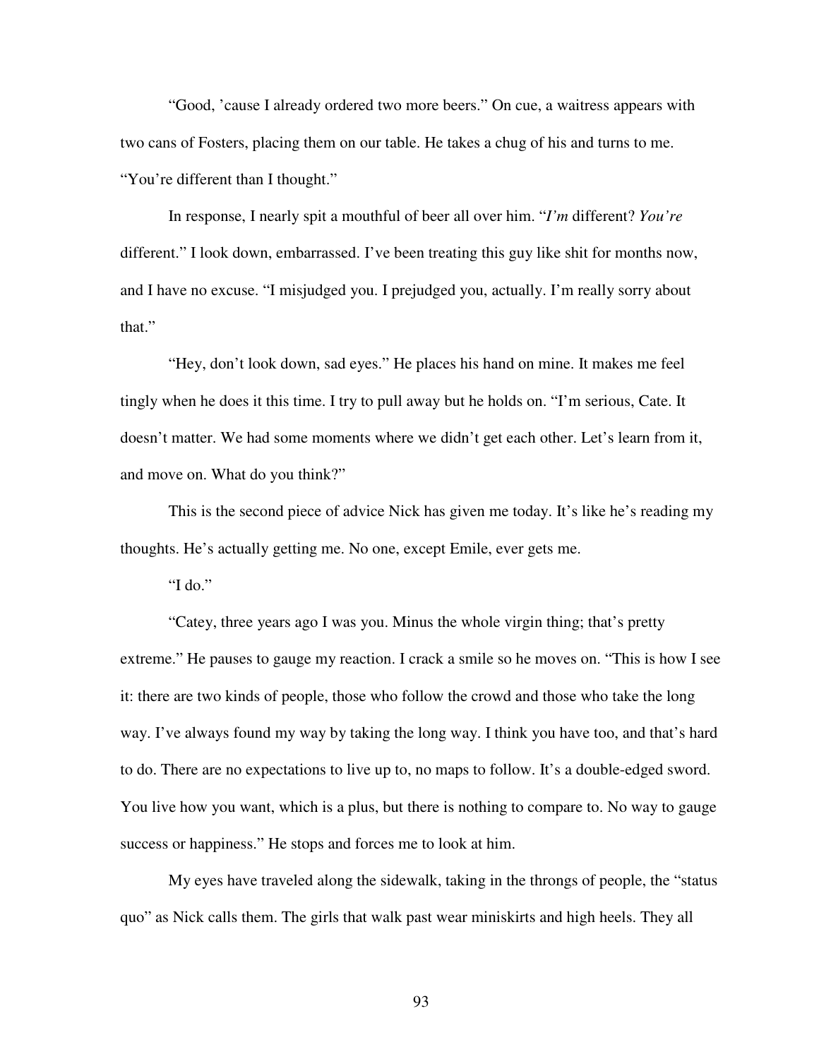"Good, 'cause I already ordered two more beers." On cue, a waitress appears with two cans of Fosters, placing them on our table. He takes a chug of his and turns to me. "You're different than I thought."

In response, I nearly spit a mouthful of beer all over him. "*I'm* different? *You're* different." I look down, embarrassed. I've been treating this guy like shit for months now, and I have no excuse. "I misjudged you. I prejudged you, actually. I'm really sorry about that."

"Hey, don't look down, sad eyes." He places his hand on mine. It makes me feel tingly when he does it this time. I try to pull away but he holds on. "I'm serious, Cate. It doesn't matter. We had some moments where we didn't get each other. Let's learn from it, and move on. What do you think?"

This is the second piece of advice Nick has given me today. It's like he's reading my thoughts. He's actually getting me. No one, except Emile, ever gets me.

"I do."

"Catey, three years ago I was you. Minus the whole virgin thing; that's pretty extreme." He pauses to gauge my reaction. I crack a smile so he moves on. "This is how I see it: there are two kinds of people, those who follow the crowd and those who take the long way. I've always found my way by taking the long way. I think you have too, and that's hard to do. There are no expectations to live up to, no maps to follow. It's a double-edged sword. You live how you want, which is a plus, but there is nothing to compare to. No way to gauge success or happiness." He stops and forces me to look at him.

My eyes have traveled along the sidewalk, taking in the throngs of people, the "status quo" as Nick calls them. The girls that walk past wear miniskirts and high heels. They all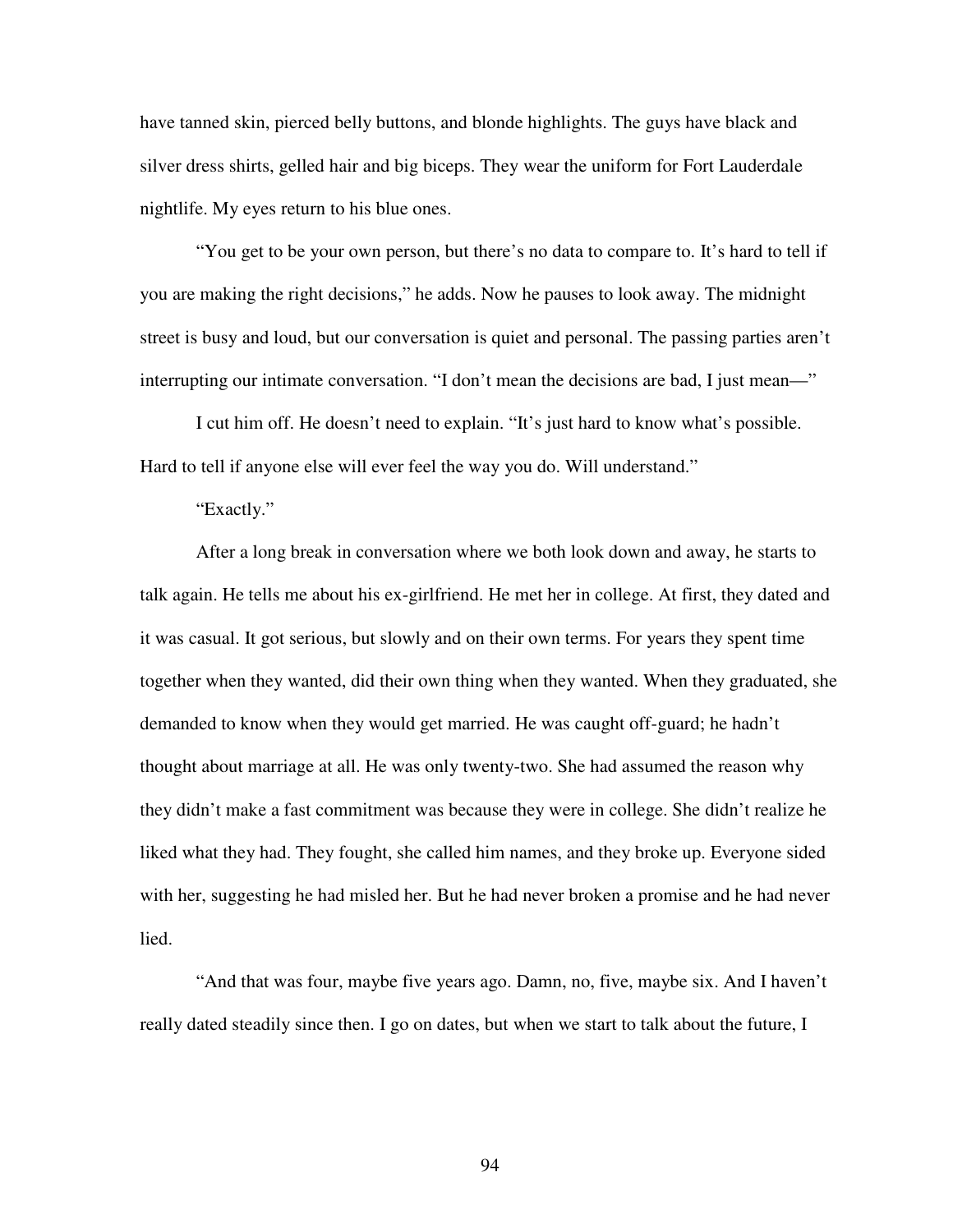have tanned skin, pierced belly buttons, and blonde highlights. The guys have black and silver dress shirts, gelled hair and big biceps. They wear the uniform for Fort Lauderdale nightlife. My eyes return to his blue ones.

"You get to be your own person, but there's no data to compare to. It's hard to tell if you are making the right decisions," he adds. Now he pauses to look away. The midnight street is busy and loud, but our conversation is quiet and personal. The passing parties aren't interrupting our intimate conversation. "I don't mean the decisions are bad, I just mean—"

I cut him off. He doesn't need to explain. "It's just hard to know what's possible. Hard to tell if anyone else will ever feel the way you do. Will understand."

"Exactly."

After a long break in conversation where we both look down and away, he starts to talk again. He tells me about his ex-girlfriend. He met her in college. At first, they dated and it was casual. It got serious, but slowly and on their own terms. For years they spent time together when they wanted, did their own thing when they wanted. When they graduated, she demanded to know when they would get married. He was caught off-guard; he hadn't thought about marriage at all. He was only twenty-two. She had assumed the reason why they didn't make a fast commitment was because they were in college. She didn't realize he liked what they had. They fought, she called him names, and they broke up. Everyone sided with her, suggesting he had misled her. But he had never broken a promise and he had never lied.

"And that was four, maybe five years ago. Damn, no, five, maybe six. And I haven't really dated steadily since then. I go on dates, but when we start to talk about the future, I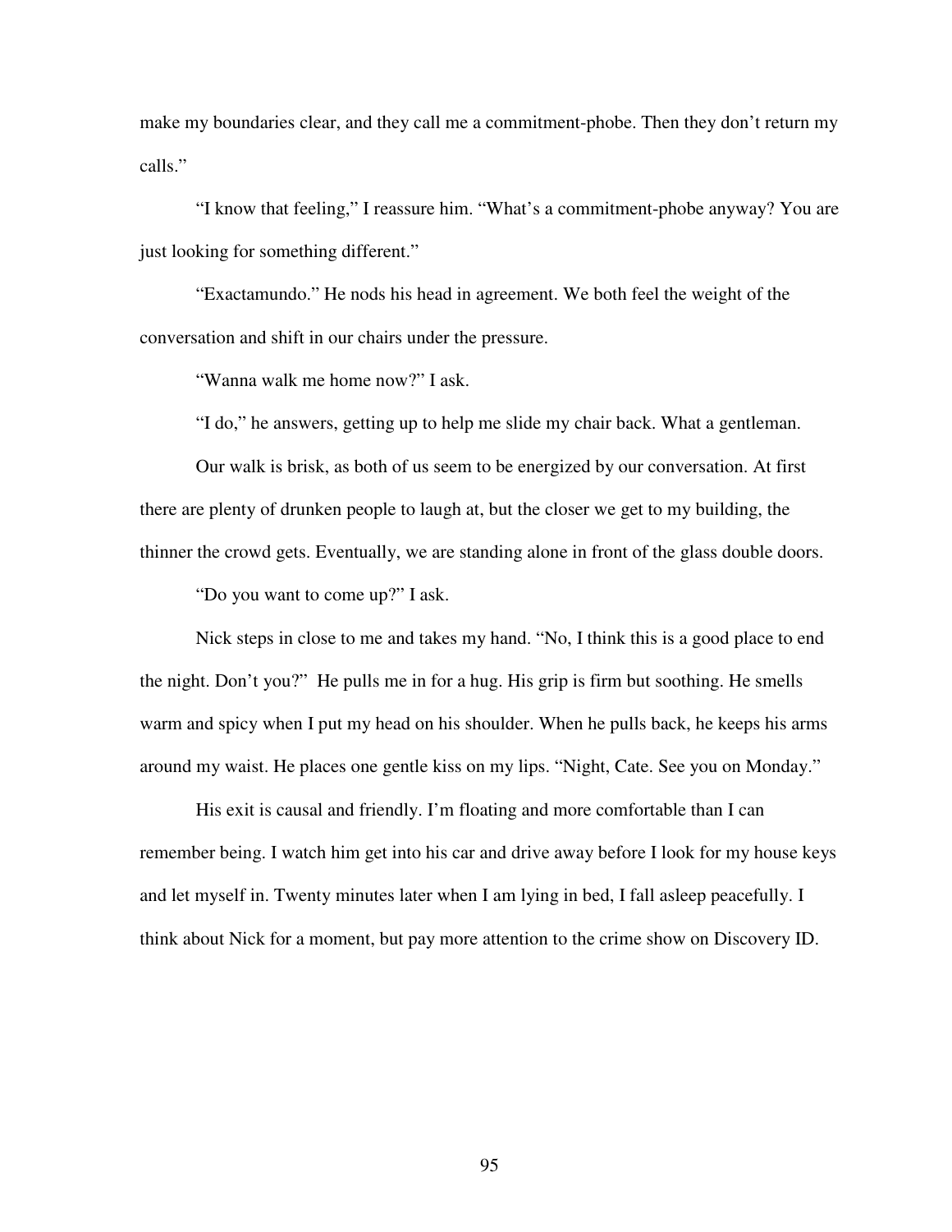make my boundaries clear, and they call me a commitment-phobe. Then they don't return my calls."

"I know that feeling," I reassure him. "What's a commitment-phobe anyway? You are just looking for something different."

"Exactamundo." He nods his head in agreement. We both feel the weight of the conversation and shift in our chairs under the pressure.

"Wanna walk me home now?" I ask.

"I do," he answers, getting up to help me slide my chair back. What a gentleman.

Our walk is brisk, as both of us seem to be energized by our conversation. At first there are plenty of drunken people to laugh at, but the closer we get to my building, the thinner the crowd gets. Eventually, we are standing alone in front of the glass double doors.

"Do you want to come up?" I ask.

Nick steps in close to me and takes my hand. "No, I think this is a good place to end the night. Don't you?" He pulls me in for a hug. His grip is firm but soothing. He smells warm and spicy when I put my head on his shoulder. When he pulls back, he keeps his arms around my waist. He places one gentle kiss on my lips. "Night, Cate. See you on Monday."

His exit is causal and friendly. I'm floating and more comfortable than I can remember being. I watch him get into his car and drive away before I look for my house keys and let myself in. Twenty minutes later when I am lying in bed, I fall asleep peacefully. I think about Nick for a moment, but pay more attention to the crime show on Discovery ID.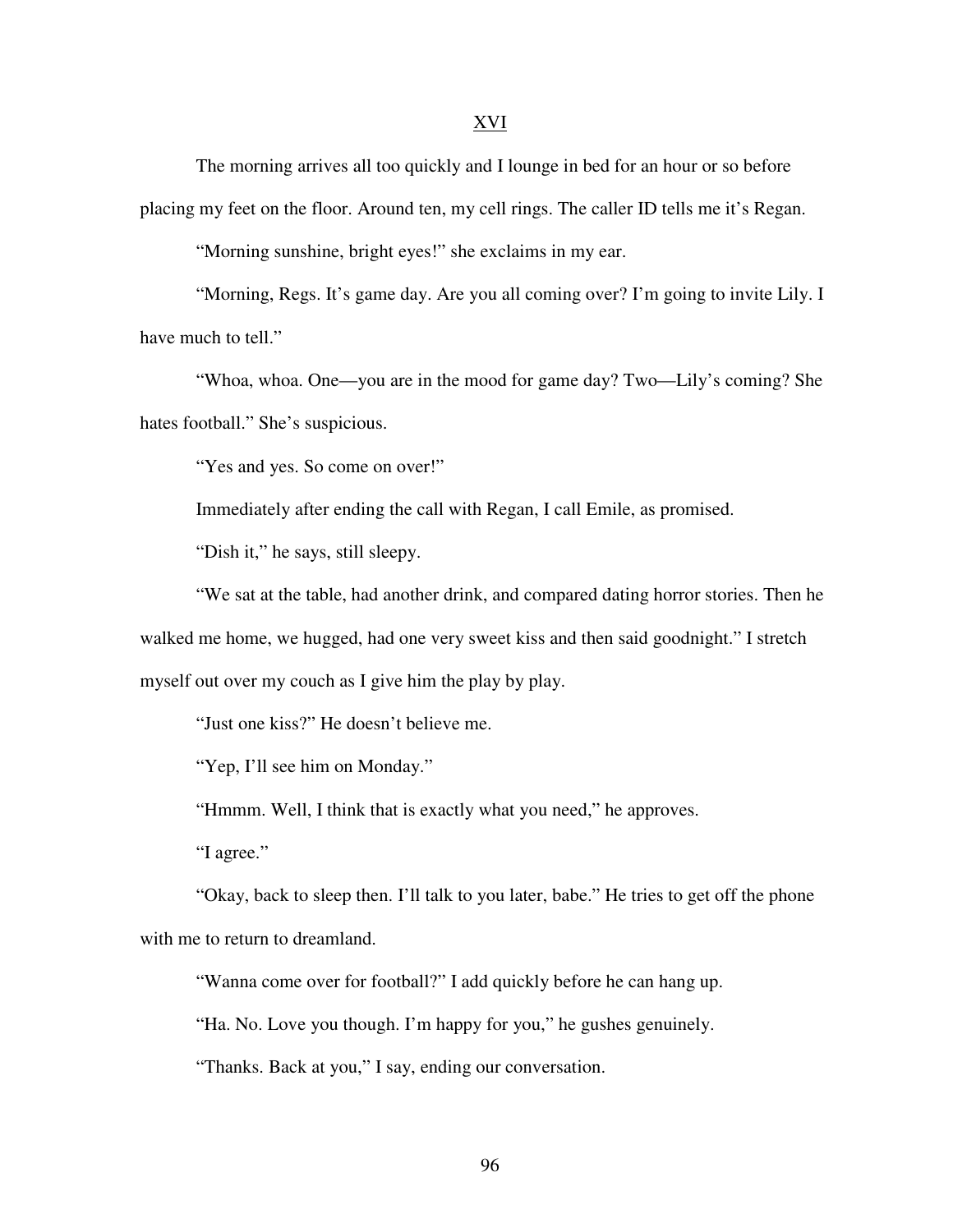## XVI

The morning arrives all too quickly and I lounge in bed for an hour or so before placing my feet on the floor. Around ten, my cell rings. The caller ID tells me it's Regan.

"Morning sunshine, bright eyes!" she exclaims in my ear.

"Morning, Regs. It's game day. Are you all coming over? I'm going to invite Lily. I have much to tell."

"Whoa, whoa. One—you are in the mood for game day? Two—Lily's coming? She hates football." She's suspicious.

"Yes and yes. So come on over!"

Immediately after ending the call with Regan, I call Emile, as promised.

"Dish it," he says, still sleepy.

"We sat at the table, had another drink, and compared dating horror stories. Then he walked me home, we hugged, had one very sweet kiss and then said goodnight." I stretch myself out over my couch as I give him the play by play.

"Just one kiss?" He doesn't believe me.

"Yep, I'll see him on Monday."

"Hmmm. Well, I think that is exactly what you need," he approves.

"I agree."

"Okay, back to sleep then. I'll talk to you later, babe." He tries to get off the phone with me to return to dreamland.

"Wanna come over for football?" I add quickly before he can hang up.

"Ha. No. Love you though. I'm happy for you," he gushes genuinely.

"Thanks. Back at you," I say, ending our conversation.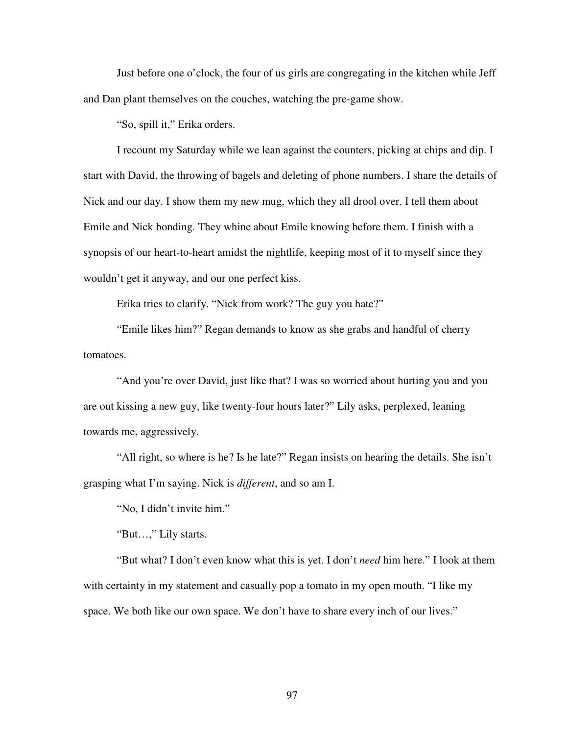Just before one o'clock, the four of us girls are congregating in the kitchen while Jeff and Dan plant themselves on the couches, watching the pre-game show.

"So, spill it," Erika orders.

I recount my Saturday while we lean against the counters, picking at chips and dip. I start with David, the throwing of bagels and deleting of phone numbers. I share the details of Nick and our day. I show them my new mug, which they all drool over. I tell them about Emile and Nick bonding. They whine about Emile knowing before them. I finish with a synopsis of our heart-to-heart amidst the nightlife, keeping most of it to myself since they wouldn't get it anyway, and our one perfect kiss.

Erika tries to clarify. "Nick from work? The guy you hate?"

"Emile likes him?" Regan demands to know as she grabs and handful of cherry tomatoes.

"And you're over David, just like that? I was so worried about hurting you and you are out kissing a new guy, like twenty-four hours later?" Lily asks, perplexed, leaning towards me, aggressively.

"All right, so where is he? Is he late?" Regan insists on hearing the details. She isn't grasping what I'm saying. Nick is *different*, and so am I.

"No, I didn't invite him."

"But…," Lily starts.

"But what? I don't even know what this is yet. I don't *need* him here." I look at them with certainty in my statement and casually pop a tomato in my open mouth. "I like my space. We both like our own space. We don't have to share every inch of our lives."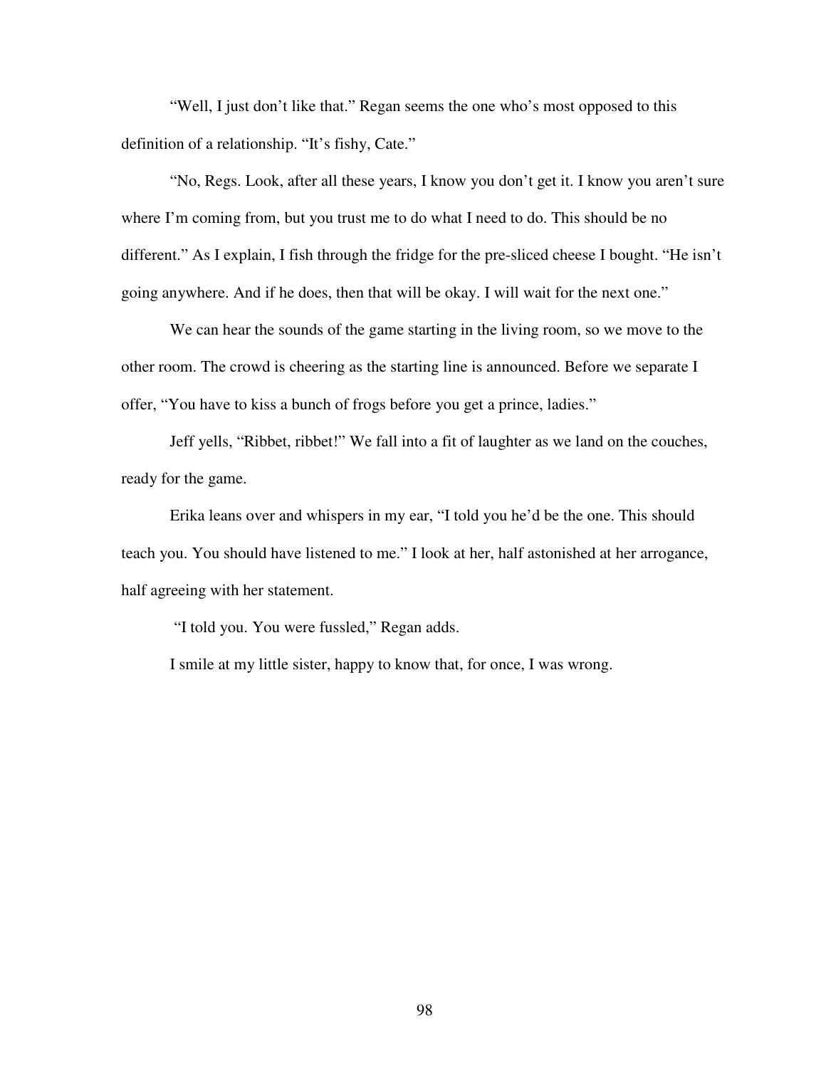"Well, I just don't like that." Regan seems the one who's most opposed to this definition of a relationship. "It's fishy, Cate."

"No, Regs. Look, after all these years, I know you don't get it. I know you aren't sure where I'm coming from, but you trust me to do what I need to do. This should be no different." As I explain, I fish through the fridge for the pre-sliced cheese I bought. "He isn't going anywhere. And if he does, then that will be okay. I will wait for the next one."

We can hear the sounds of the game starting in the living room, so we move to the other room. The crowd is cheering as the starting line is announced. Before we separate I offer, "You have to kiss a bunch of frogs before you get a prince, ladies."

Jeff yells, "Ribbet, ribbet!" We fall into a fit of laughter as we land on the couches, ready for the game.

Erika leans over and whispers in my ear, "I told you he'd be the one. This should teach you. You should have listened to me." I look at her, half astonished at her arrogance, half agreeing with her statement.

"I told you. You were fussled," Regan adds.

I smile at my little sister, happy to know that, for once, I was wrong.